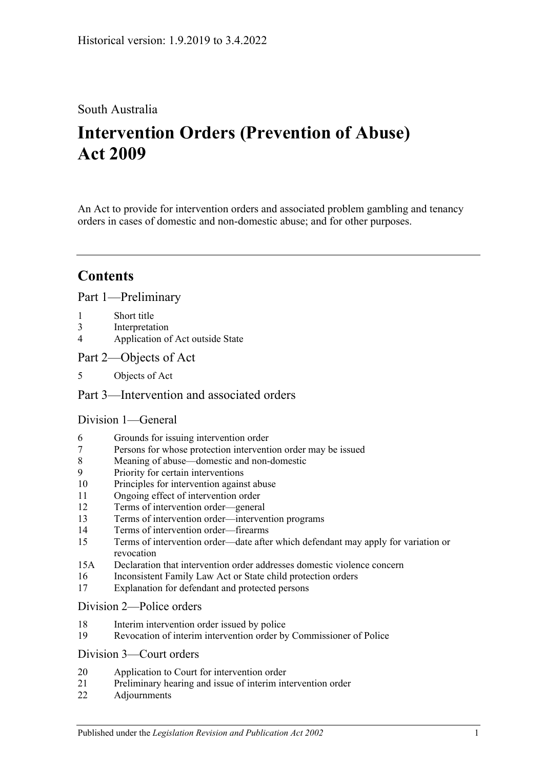Historical version: 1.9.2019 to 3.4.2022

South Australia

# Intervention Orders (Prevention of Abuse) Act 2009

An Act to provide for intervention orders and associated problem gambling and tenancy orders in cases of domestic and non-domestic abuse; and for other purposes.

## Contents

### Part 1—Preliminary

1 Short title
3 Interpretation
4 Application of Act outside State

### Part 2—Objects of Act

5 Objects of Act

### Part 3—Intervention and associated orders

#### Division 1—General

6 Grounds for issuing intervention order
7 Persons for whose protection intervention order may be issued
8 Meaning of abuse—domestic and non-domestic
9 Priority for certain interventions
10 Principles for intervention against abuse
11 Ongoing effect of intervention order
12 Terms of intervention order—general
13 Terms of intervention order—intervention programs
14 Terms of intervention order—firearms
15 Terms of intervention order—date after which defendant may apply for variation or revocation
15A Declaration that intervention order addresses domestic violence concern
16 Inconsistent Family Law Act or State child protection orders
17 Explanation for defendant and protected persons

#### Division 2—Police orders

18 Interim intervention order issued by police
19 Revocation of interim intervention order by Commissioner of Police

#### Division 3—Court orders

20 Application to Court for intervention order
21 Preliminary hearing and issue of interim intervention order
22 Adjournments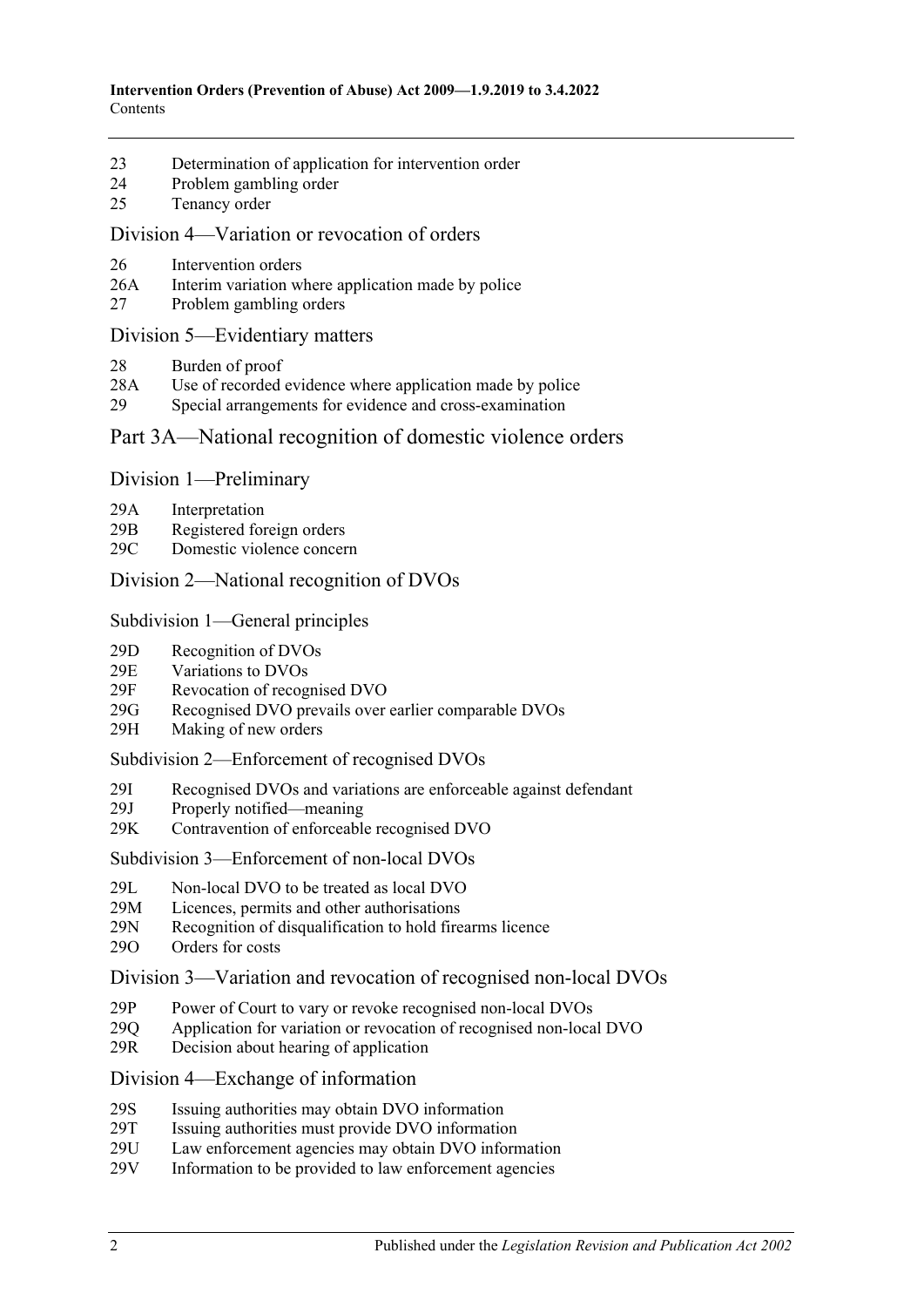23 Determination of application for intervention order
24 Problem gambling order
25 Tenancy order

## Division 4—Variation or revocation of orders

26 Intervention orders
26A Interim variation where application made by police
27 Problem gambling orders

## Division 5—Evidentiary matters

28 Burden of proof
28A Use of recorded evidence where application made by police
29 Special arrangements for evidence and cross-examination

# Part 3A—National recognition of domestic violence orders

## Division 1—Preliminary

29A Interpretation
29B Registered foreign orders
29C Domestic violence concern

## Division 2—National recognition of DVOs

### Subdivision 1—General principles

29D Recognition of DVOs
29E Variations to DVOs
29F Revocation of recognised DVO
29G Recognised DVO prevails over earlier comparable DVOs
29H Making of new orders

### Subdivision 2—Enforcement of recognised DVOs

29I Recognised DVOs and variations are enforceable against defendant
29J Properly notified—meaning
29K Contravention of enforceable recognised DVO

### Subdivision 3—Enforcement of non-local DVOs

29L Non-local DVO to be treated as local DVO
29M Licences, permits and other authorisations
29N Recognition of disqualification to hold firearms licence
29O Orders for costs

## Division 3—Variation and revocation of recognised non-local DVOs

29P Power of Court to vary or revoke recognised non-local DVOs
29Q Application for variation or revocation of recognised non-local DVO
29R Decision about hearing of application

## Division 4—Exchange of information

29S Issuing authorities may obtain DVO information
29T Issuing authorities must provide DVO information
29U Law enforcement agencies may obtain DVO information
29V Information to be provided to law enforcement agencies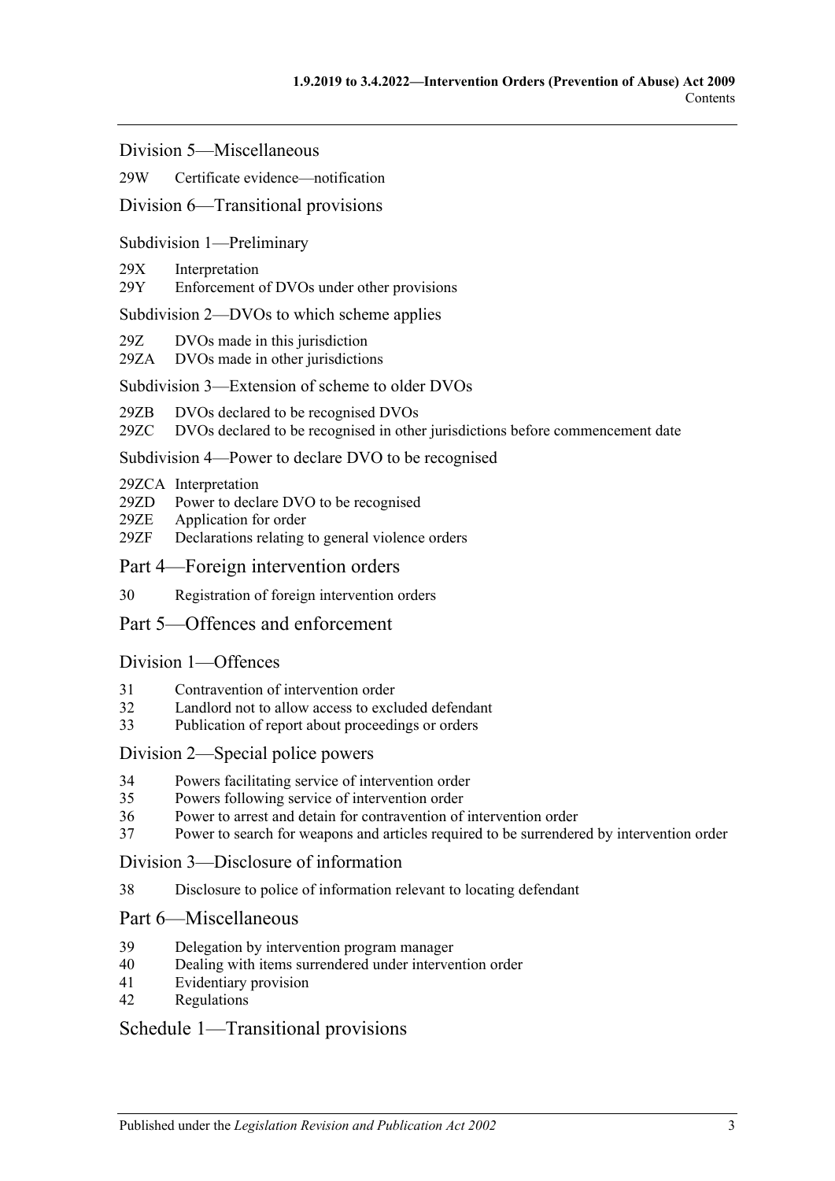Division 5—Miscellaneous

29W Certificate evidence—notification

Division 6—Transitional provisions

Subdivision 1—Preliminary

29X Interpretation
29Y Enforcement of DVOs under other provisions

Subdivision 2—DVOs to which scheme applies

29Z DVOs made in this jurisdiction
29ZA DVOs made in other jurisdictions

Subdivision 3—Extension of scheme to older DVOs

29ZB DVOs declared to be recognised DVOs
29ZC DVOs declared to be recognised in other jurisdictions before commencement date

Subdivision 4—Power to declare DVO to be recognised

29ZCA Interpretation
29ZD Power to declare DVO to be recognised
29ZE Application for order
29ZF Declarations relating to general violence orders

Part 4—Foreign intervention orders

30 Registration of foreign intervention orders

Part 5—Offences and enforcement

Division 1—Offences

31 Contravention of intervention order
32 Landlord not to allow access to excluded defendant
33 Publication of report about proceedings or orders

Division 2—Special police powers

34 Powers facilitating service of intervention order
35 Powers following service of intervention order
36 Power to arrest and detain for contravention of intervention order
37 Power to search for weapons and articles required to be surrendered by intervention order

Division 3—Disclosure of information

38 Disclosure to police of information relevant to locating defendant

Part 6—Miscellaneous

39 Delegation by intervention program manager
40 Dealing with items surrendered under intervention order
41 Evidentiary provision
42 Regulations

Schedule 1—Transitional provisions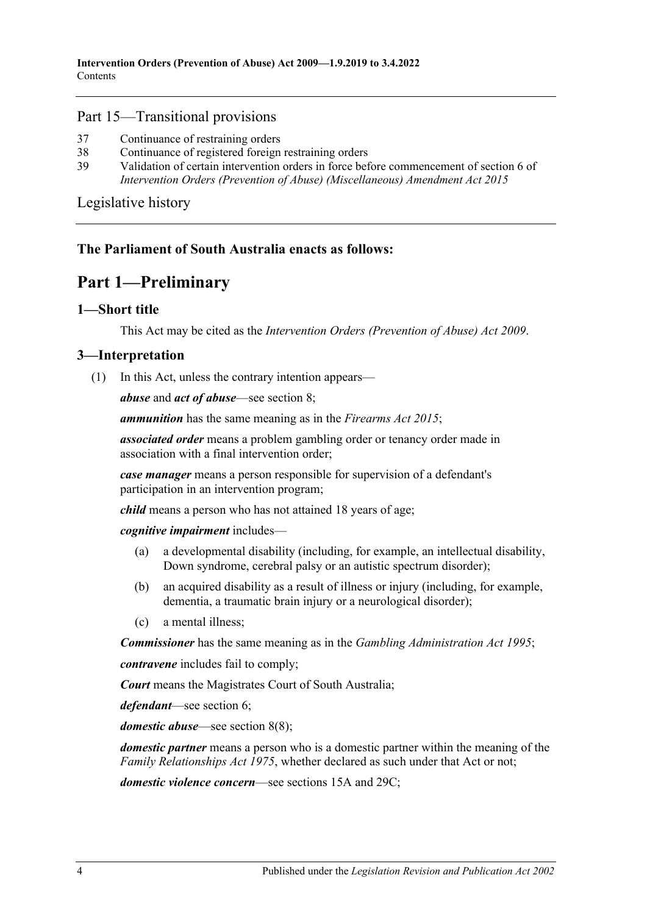## Part 15—Transitional provisions

37 Continuance of restraining orders

38 Continuance of registered foreign restraining orders

39 Validation of certain intervention orders in force before commencement of section 6 of *Intervention Orders (Prevention of Abuse) (Miscellaneous) Amendment Act 2015*

Legislative history

**The Parliament of South Australia enacts as follows:**

# Part 1—Preliminary

## 1—Short title

This Act may be cited as the *Intervention Orders (Prevention of Abuse) Act 2009*.

## 3—Interpretation

(1) In this Act, unless the contrary intention appears—

***abuse*** and ***act of abuse***—see section 8;

***ammunition*** has the same meaning as in the *Firearms Act 2015*;

***associated order*** means a problem gambling order or tenancy order made in association with a final intervention order;

***case manager*** means a person responsible for supervision of a defendant's participation in an intervention program;

***child*** means a person who has not attained 18 years of age;

***cognitive impairment*** includes—

(a) a developmental disability (including, for example, an intellectual disability, Down syndrome, cerebral palsy or an autistic spectrum disorder);

(b) an acquired disability as a result of illness or injury (including, for example, dementia, a traumatic brain injury or a neurological disorder);

(c) a mental illness;

***Commissioner*** has the same meaning as in the *Gambling Administration Act 1995*;

***contravene*** includes fail to comply;

***Court*** means the Magistrates Court of South Australia;

***defendant***—see section 6;

***domestic abuse***—see section 8(8);

***domestic partner*** means a person who is a domestic partner within the meaning of the *Family Relationships Act 1975*, whether declared as such under that Act or not;

***domestic violence concern***—see sections 15A and 29C;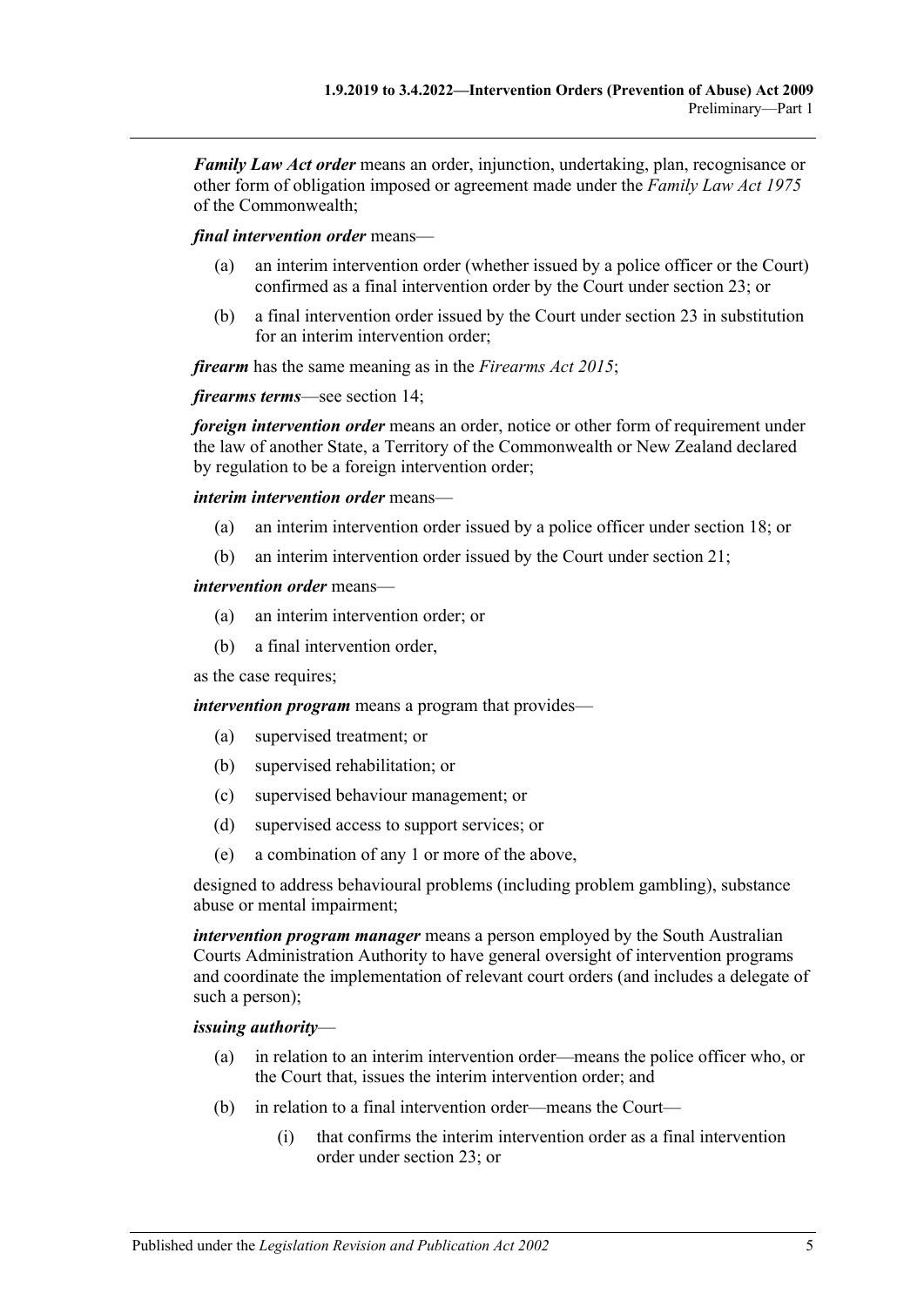***Family Law Act order*** means an order, injunction, undertaking, plan, recognisance or other form of obligation imposed or agreement made under the *Family Law Act 1975* of the Commonwealth;

***final intervention order*** means—

(a) an interim intervention order (whether issued by a police officer or the Court) confirmed as a final intervention order by the Court under section 23; or

(b) a final intervention order issued by the Court under section 23 in substitution for an interim intervention order;

***firearm*** has the same meaning as in the *Firearms Act 2015*;

***firearms terms***—see section 14;

***foreign intervention order*** means an order, notice or other form of requirement under the law of another State, a Territory of the Commonwealth or New Zealand declared by regulation to be a foreign intervention order;

***interim intervention order*** means—

(a) an interim intervention order issued by a police officer under section 18; or

(b) an interim intervention order issued by the Court under section 21;

***intervention order*** means—

(a) an interim intervention order; or

(b) a final intervention order,

as the case requires;

***intervention program*** means a program that provides—

(a) supervised treatment; or

(b) supervised rehabilitation; or

(c) supervised behaviour management; or

(d) supervised access to support services; or

(e) a combination of any 1 or more of the above,

designed to address behavioural problems (including problem gambling), substance abuse or mental impairment;

***intervention program manager*** means a person employed by the South Australian Courts Administration Authority to have general oversight of intervention programs and coordinate the implementation of relevant court orders (and includes a delegate of such a person);

***issuing authority***—

(a) in relation to an interim intervention order—means the police officer who, or the Court that, issues the interim intervention order; and

(b) in relation to a final intervention order—means the Court—

(i) that confirms the interim intervention order as a final intervention order under section 23; or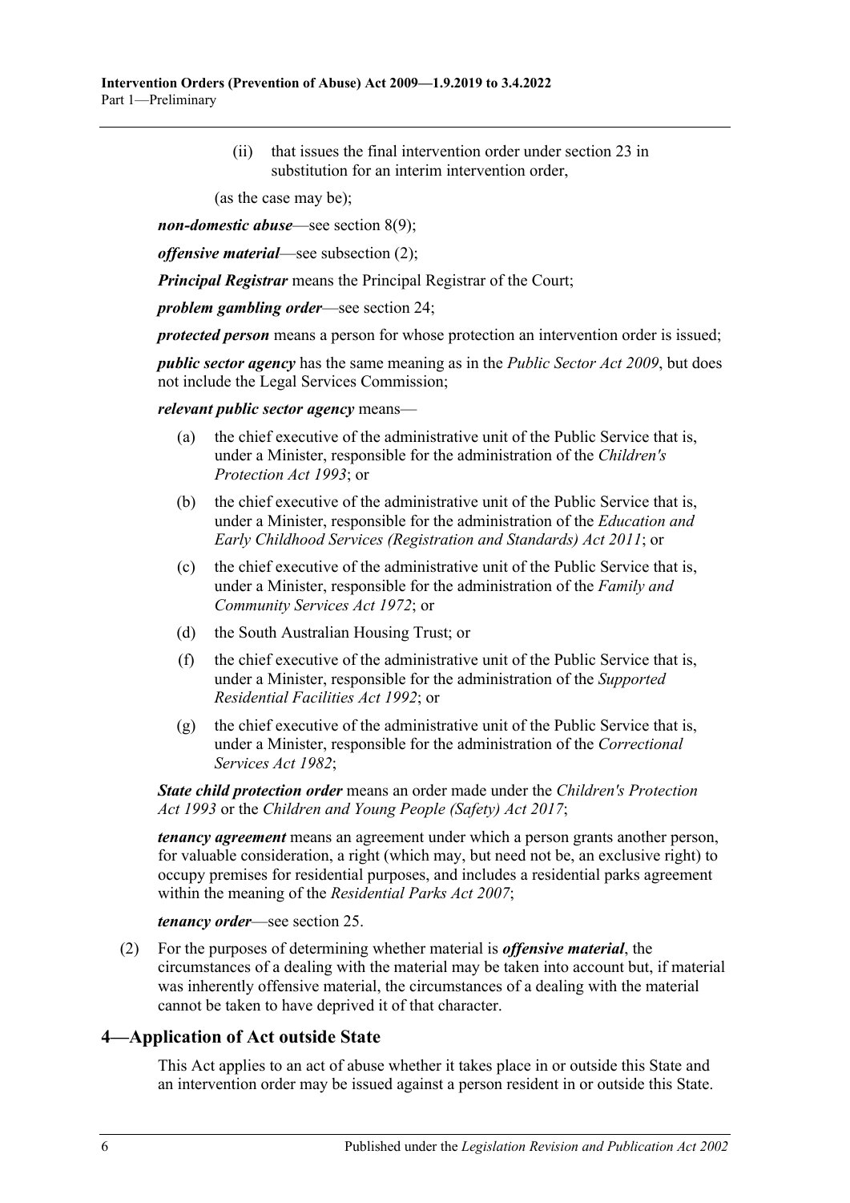(ii) that issues the final intervention order under section 23 in substitution for an interim intervention order,

(as the case may be);

***non-domestic abuse***—see section 8(9);

***offensive material***—see subsection (2);

***Principal Registrar*** means the Principal Registrar of the Court;

***problem gambling order***—see section 24;

***protected person*** means a person for whose protection an intervention order is issued;

***public sector agency*** has the same meaning as in the *Public Sector Act 2009*, but does not include the Legal Services Commission;

***relevant public sector agency*** means—

(a) the chief executive of the administrative unit of the Public Service that is, under a Minister, responsible for the administration of the *Children's Protection Act 1993*; or

(b) the chief executive of the administrative unit of the Public Service that is, under a Minister, responsible for the administration of the *Education and Early Childhood Services (Registration and Standards) Act 2011*; or

(c) the chief executive of the administrative unit of the Public Service that is, under a Minister, responsible for the administration of the *Family and Community Services Act 1972*; or

(d) the South Australian Housing Trust; or

(f) the chief executive of the administrative unit of the Public Service that is, under a Minister, responsible for the administration of the *Supported Residential Facilities Act 1992*; or

(g) the chief executive of the administrative unit of the Public Service that is, under a Minister, responsible for the administration of the *Correctional Services Act 1982*;

***State child protection order*** means an order made under the *Children's Protection Act 1993* or the *Children and Young People (Safety) Act 2017*;

***tenancy agreement*** means an agreement under which a person grants another person, for valuable consideration, a right (which may, but need not be, an exclusive right) to occupy premises for residential purposes, and includes a residential parks agreement within the meaning of the *Residential Parks Act 2007*;

***tenancy order***—see section 25.

(2) For the purposes of determining whether material is ***offensive material***, the circumstances of a dealing with the material may be taken into account but, if material was inherently offensive material, the circumstances of a dealing with the material cannot be taken to have deprived it of that character.

## 4—Application of Act outside State

This Act applies to an act of abuse whether it takes place in or outside this State and an intervention order may be issued against a person resident in or outside this State.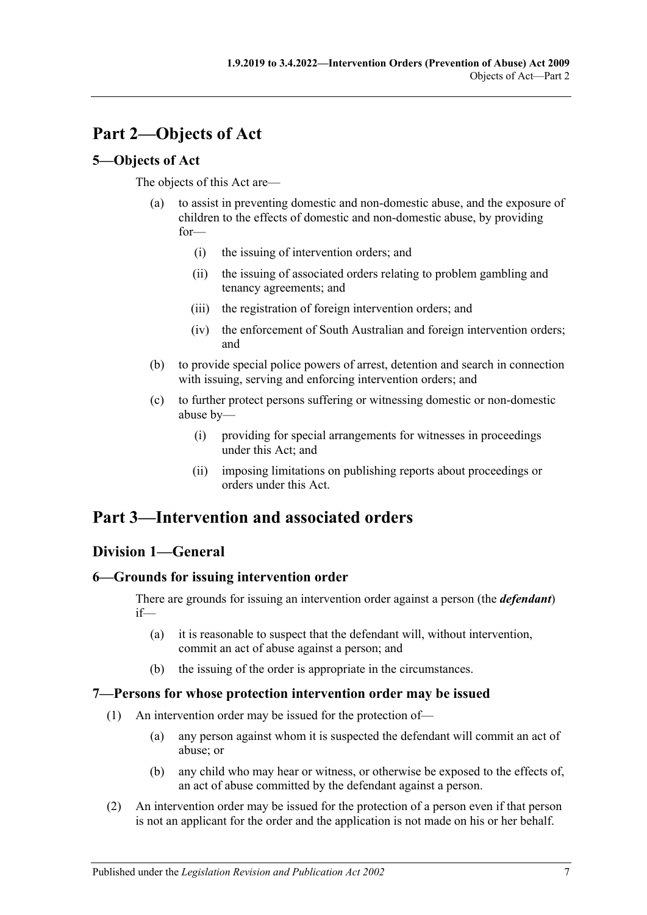# Part 2—Objects of Act

## 5—Objects of Act

The objects of this Act are—

(a) to assist in preventing domestic and non-domestic abuse, and the exposure of children to the effects of domestic and non-domestic abuse, by providing for—

(i) the issuing of intervention orders; and

(ii) the issuing of associated orders relating to problem gambling and tenancy agreements; and

(iii) the registration of foreign intervention orders; and

(iv) the enforcement of South Australian and foreign intervention orders; and

(b) to provide special police powers of arrest, detention and search in connection with issuing, serving and enforcing intervention orders; and

(c) to further protect persons suffering or witnessing domestic or non-domestic abuse by—

(i) providing for special arrangements for witnesses in proceedings under this Act; and

(ii) imposing limitations on publishing reports about proceedings or orders under this Act.

# Part 3—Intervention and associated orders

## Division 1—General

### 6—Grounds for issuing intervention order

There are grounds for issuing an intervention order against a person (the ***defendant***) if—

(a) it is reasonable to suspect that the defendant will, without intervention, commit an act of abuse against a person; and

(b) the issuing of the order is appropriate in the circumstances.

### 7—Persons for whose protection intervention order may be issued

(1) An intervention order may be issued for the protection of—

(a) any person against whom it is suspected the defendant will commit an act of abuse; or

(b) any child who may hear or witness, or otherwise be exposed to the effects of, an act of abuse committed by the defendant against a person.

(2) An intervention order may be issued for the protection of a person even if that person is not an applicant for the order and the application is not made on his or her behalf.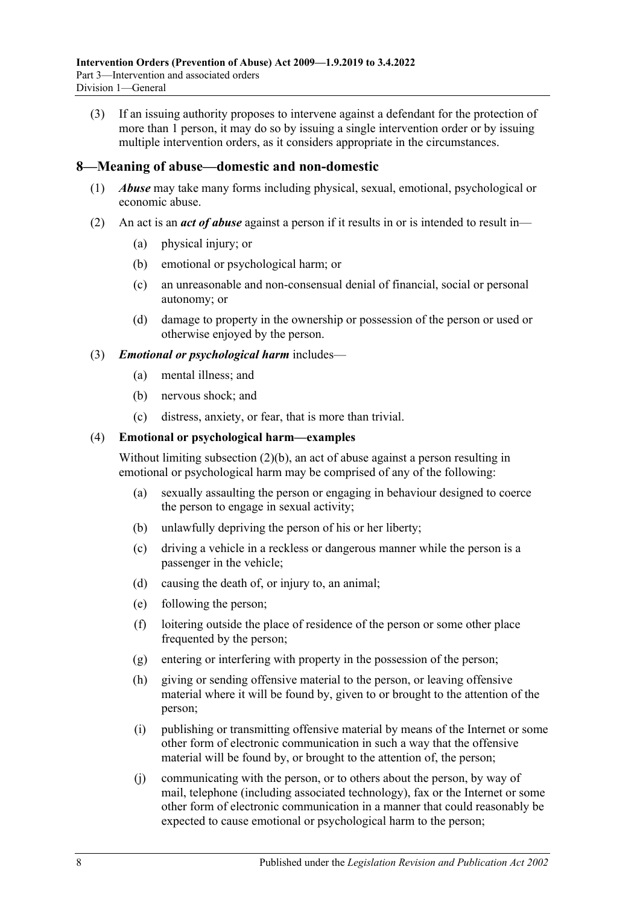(3) If an issuing authority proposes to intervene against a defendant for the protection of more than 1 person, it may do so by issuing a single intervention order or by issuing multiple intervention orders, as it considers appropriate in the circumstances.

## 8—Meaning of abuse—domestic and non-domestic

(1) ***Abuse*** may take many forms including physical, sexual, emotional, psychological or economic abuse.

(2) An act is an ***act of abuse*** against a person if it results in or is intended to result in—

- (a) physical injury; or
- (b) emotional or psychological harm; or
- (c) an unreasonable and non-consensual denial of financial, social or personal autonomy; or
- (d) damage to property in the ownership or possession of the person or used or otherwise enjoyed by the person.

(3) ***Emotional or psychological harm*** includes—

- (a) mental illness; and
- (b) nervous shock; and
- (c) distress, anxiety, or fear, that is more than trivial.

(4) **Emotional or psychological harm—examples**

Without limiting subsection (2)(b), an act of abuse against a person resulting in emotional or psychological harm may be comprised of any of the following:

- (a) sexually assaulting the person or engaging in behaviour designed to coerce the person to engage in sexual activity;
- (b) unlawfully depriving the person of his or her liberty;
- (c) driving a vehicle in a reckless or dangerous manner while the person is a passenger in the vehicle;
- (d) causing the death of, or injury to, an animal;
- (e) following the person;
- (f) loitering outside the place of residence of the person or some other place frequented by the person;
- (g) entering or interfering with property in the possession of the person;
- (h) giving or sending offensive material to the person, or leaving offensive material where it will be found by, given to or brought to the attention of the person;
- (i) publishing or transmitting offensive material by means of the Internet or some other form of electronic communication in such a way that the offensive material will be found by, or brought to the attention of, the person;
- (j) communicating with the person, or to others about the person, by way of mail, telephone (including associated technology), fax or the Internet or some other form of electronic communication in a manner that could reasonably be expected to cause emotional or psychological harm to the person;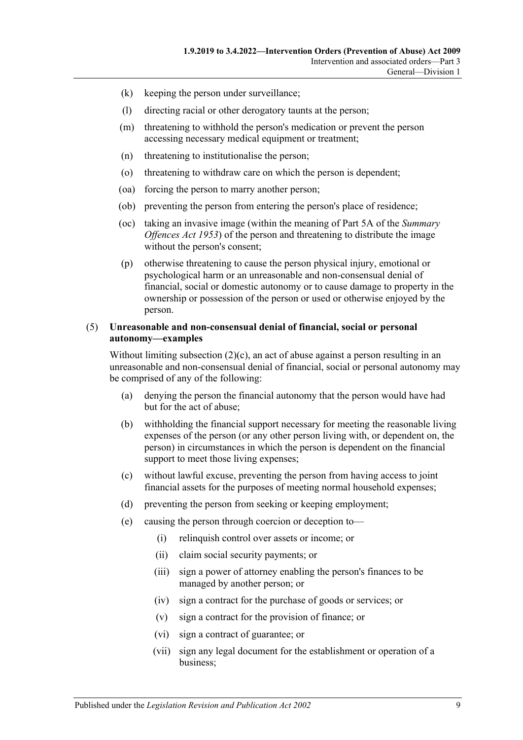(k) keeping the person under surveillance;

(l) directing racial or other derogatory taunts at the person;

(m) threatening to withhold the person's medication or prevent the person accessing necessary medical equipment or treatment;

(n) threatening to institutionalise the person;

(o) threatening to withdraw care on which the person is dependent;

(oa) forcing the person to marry another person;

(ob) preventing the person from entering the person's place of residence;

(oc) taking an invasive image (within the meaning of Part 5A of the *Summary Offences Act 1953*) of the person and threatening to distribute the image without the person's consent;

(p) otherwise threatening to cause the person physical injury, emotional or psychological harm or an unreasonable and non-consensual denial of financial, social or domestic autonomy or to cause damage to property in the ownership or possession of the person or used or otherwise enjoyed by the person.

(5) **Unreasonable and non-consensual denial of financial, social or personal autonomy—examples**

Without limiting subsection (2)(c), an act of abuse against a person resulting in an unreasonable and non-consensual denial of financial, social or personal autonomy may be comprised of any of the following:

(a) denying the person the financial autonomy that the person would have had but for the act of abuse;

(b) withholding the financial support necessary for meeting the reasonable living expenses of the person (or any other person living with, or dependent on, the person) in circumstances in which the person is dependent on the financial support to meet those living expenses;

(c) without lawful excuse, preventing the person from having access to joint financial assets for the purposes of meeting normal household expenses;

(d) preventing the person from seeking or keeping employment;

(e) causing the person through coercion or deception to—

(i) relinquish control over assets or income; or

(ii) claim social security payments; or

(iii) sign a power of attorney enabling the person's finances to be managed by another person; or

(iv) sign a contract for the purchase of goods or services; or

(v) sign a contract for the provision of finance; or

(vi) sign a contract of guarantee; or

(vii) sign any legal document for the establishment or operation of a business;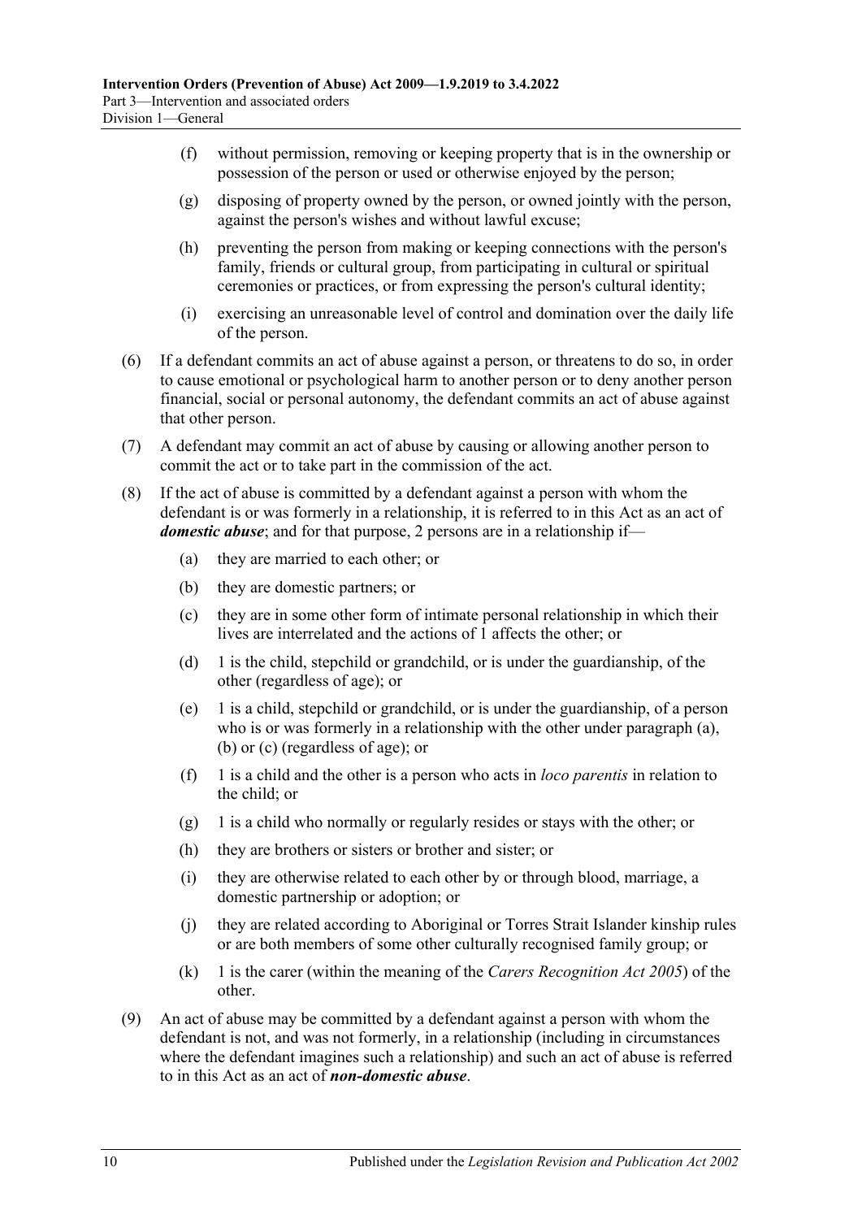(f) without permission, removing or keeping property that is in the ownership or possession of the person or used or otherwise enjoyed by the person;

(g) disposing of property owned by the person, or owned jointly with the person, against the person's wishes and without lawful excuse;

(h) preventing the person from making or keeping connections with the person's family, friends or cultural group, from participating in cultural or spiritual ceremonies or practices, or from expressing the person's cultural identity;

(i) exercising an unreasonable level of control and domination over the daily life of the person.

(6) If a defendant commits an act of abuse against a person, or threatens to do so, in order to cause emotional or psychological harm to another person or to deny another person financial, social or personal autonomy, the defendant commits an act of abuse against that other person.

(7) A defendant may commit an act of abuse by causing or allowing another person to commit the act or to take part in the commission of the act.

(8) If the act of abuse is committed by a defendant against a person with whom the defendant is or was formerly in a relationship, it is referred to in this Act as an act of ***domestic abuse***; and for that purpose, 2 persons are in a relationship if—

(a) they are married to each other; or

(b) they are domestic partners; or

(c) they are in some other form of intimate personal relationship in which their lives are interrelated and the actions of 1 affects the other; or

(d) 1 is the child, stepchild or grandchild, or is under the guardianship, of the other (regardless of age); or

(e) 1 is a child, stepchild or grandchild, or is under the guardianship, of a person who is or was formerly in a relationship with the other under paragraph (a), (b) or (c) (regardless of age); or

(f) 1 is a child and the other is a person who acts in *loco parentis* in relation to the child; or

(g) 1 is a child who normally or regularly resides or stays with the other; or

(h) they are brothers or sisters or brother and sister; or

(i) they are otherwise related to each other by or through blood, marriage, a domestic partnership or adoption; or

(j) they are related according to Aboriginal or Torres Strait Islander kinship rules or are both members of some other culturally recognised family group; or

(k) 1 is the carer (within the meaning of the *Carers Recognition Act 2005*) of the other.

(9) An act of abuse may be committed by a defendant against a person with whom the defendant is not, and was not formerly, in a relationship (including in circumstances where the defendant imagines such a relationship) and such an act of abuse is referred to in this Act as an act of ***non-domestic abuse***.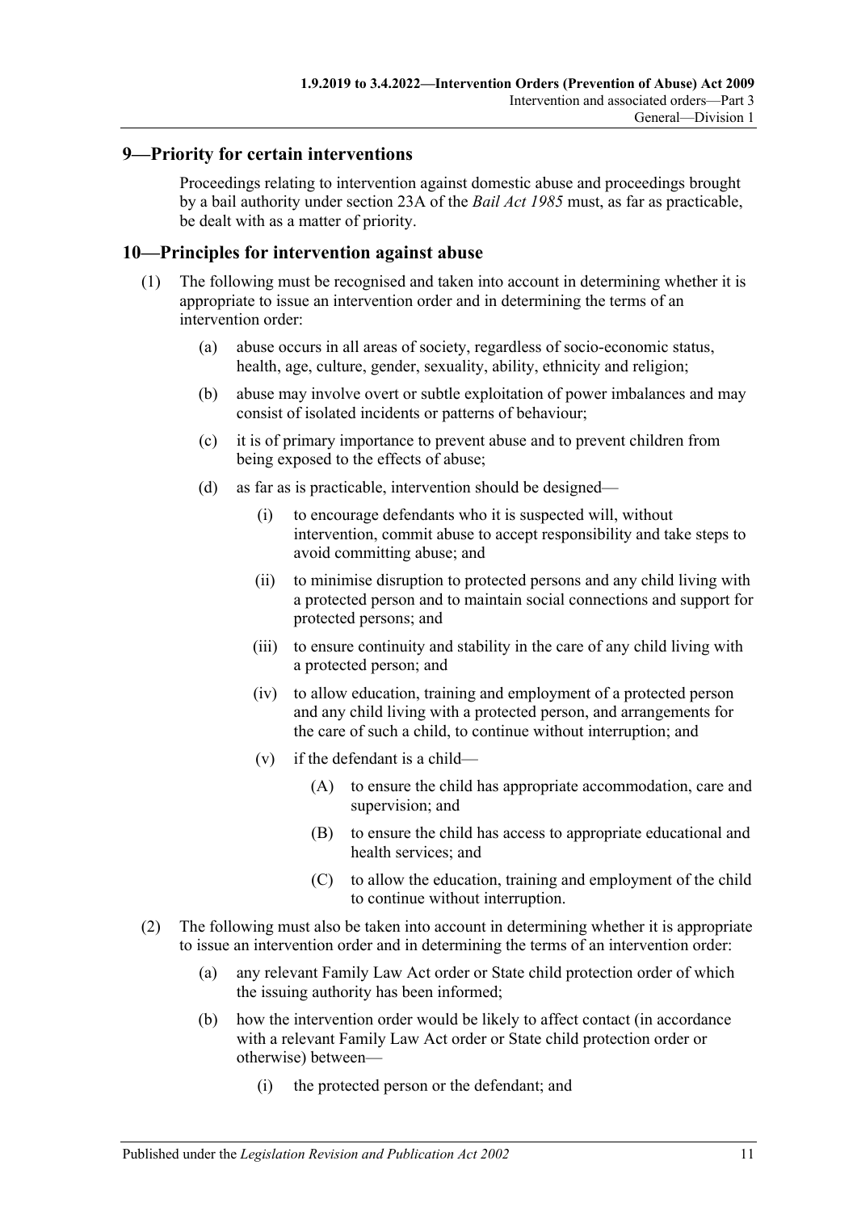## 9—Priority for certain interventions

Proceedings relating to intervention against domestic abuse and proceedings brought by a bail authority under section 23A of the *Bail Act 1985* must, as far as practicable, be dealt with as a matter of priority.

## 10—Principles for intervention against abuse

(1) The following must be recognised and taken into account in determining whether it is appropriate to issue an intervention order and in determining the terms of an intervention order:

(a) abuse occurs in all areas of society, regardless of socio-economic status, health, age, culture, gender, sexuality, ability, ethnicity and religion;

(b) abuse may involve overt or subtle exploitation of power imbalances and may consist of isolated incidents or patterns of behaviour;

(c) it is of primary importance to prevent abuse and to prevent children from being exposed to the effects of abuse;

(d) as far as is practicable, intervention should be designed—

(i) to encourage defendants who it is suspected will, without intervention, commit abuse to accept responsibility and take steps to avoid committing abuse; and

(ii) to minimise disruption to protected persons and any child living with a protected person and to maintain social connections and support for protected persons; and

(iii) to ensure continuity and stability in the care of any child living with a protected person; and

(iv) to allow education, training and employment of a protected person and any child living with a protected person, and arrangements for the care of such a child, to continue without interruption; and

(v) if the defendant is a child—

(A) to ensure the child has appropriate accommodation, care and supervision; and

(B) to ensure the child has access to appropriate educational and health services; and

(C) to allow the education, training and employment of the child to continue without interruption.

(2) The following must also be taken into account in determining whether it is appropriate to issue an intervention order and in determining the terms of an intervention order:

(a) any relevant Family Law Act order or State child protection order of which the issuing authority has been informed;

(b) how the intervention order would be likely to affect contact (in accordance with a relevant Family Law Act order or State child protection order or otherwise) between—

(i) the protected person or the defendant; and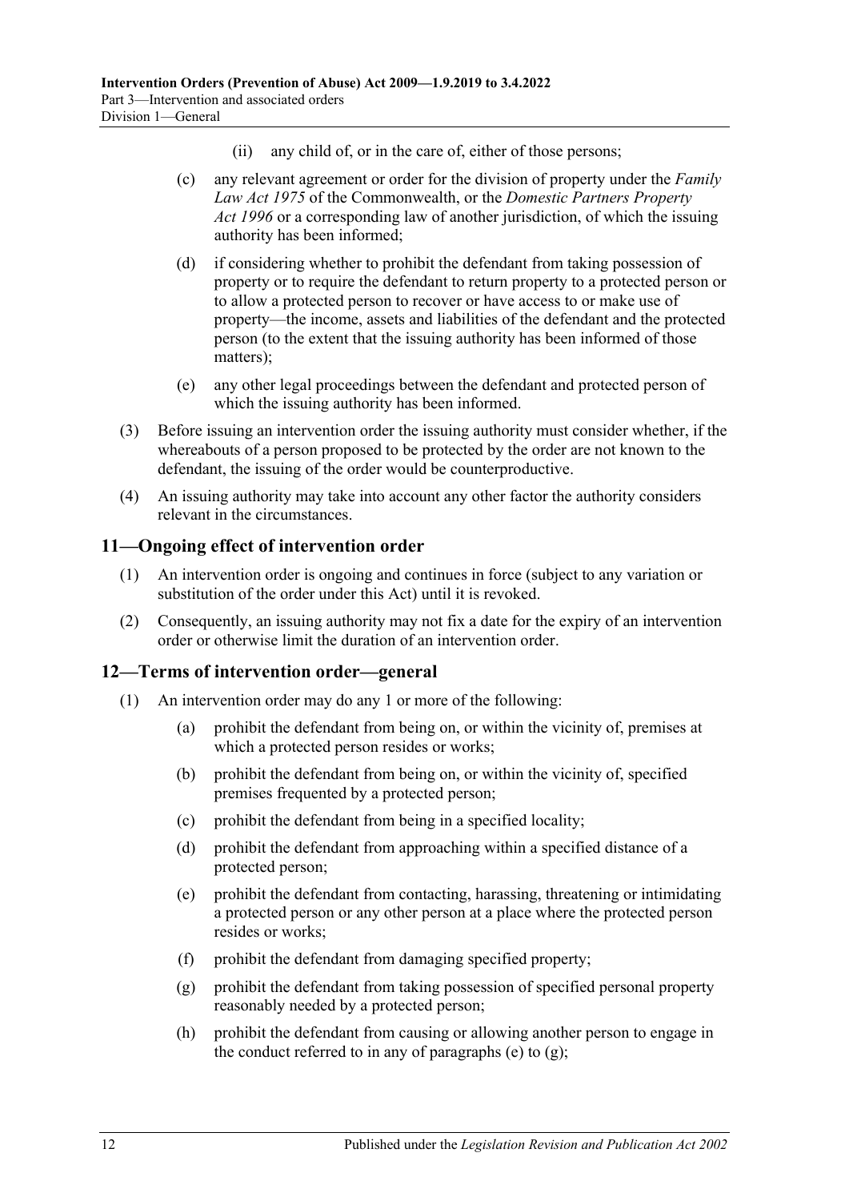(ii) any child of, or in the care of, either of those persons;

(c) any relevant agreement or order for the division of property under the *Family Law Act 1975* of the Commonwealth, or the *Domestic Partners Property Act 1996* or a corresponding law of another jurisdiction, of which the issuing authority has been informed;

(d) if considering whether to prohibit the defendant from taking possession of property or to require the defendant to return property to a protected person or to allow a protected person to recover or have access to or make use of property—the income, assets and liabilities of the defendant and the protected person (to the extent that the issuing authority has been informed of those matters);

(e) any other legal proceedings between the defendant and protected person of which the issuing authority has been informed.

(3) Before issuing an intervention order the issuing authority must consider whether, if the whereabouts of a person proposed to be protected by the order are not known to the defendant, the issuing of the order would be counterproductive.

(4) An issuing authority may take into account any other factor the authority considers relevant in the circumstances.

## 11—Ongoing effect of intervention order

(1) An intervention order is ongoing and continues in force (subject to any variation or substitution of the order under this Act) until it is revoked.

(2) Consequently, an issuing authority may not fix a date for the expiry of an intervention order or otherwise limit the duration of an intervention order.

## 12—Terms of intervention order—general

(1) An intervention order may do any 1 or more of the following:

(a) prohibit the defendant from being on, or within the vicinity of, premises at which a protected person resides or works;

(b) prohibit the defendant from being on, or within the vicinity of, specified premises frequented by a protected person;

(c) prohibit the defendant from being in a specified locality;

(d) prohibit the defendant from approaching within a specified distance of a protected person;

(e) prohibit the defendant from contacting, harassing, threatening or intimidating a protected person or any other person at a place where the protected person resides or works;

(f) prohibit the defendant from damaging specified property;

(g) prohibit the defendant from taking possession of specified personal property reasonably needed by a protected person;

(h) prohibit the defendant from causing or allowing another person to engage in the conduct referred to in any of paragraphs (e) to (g);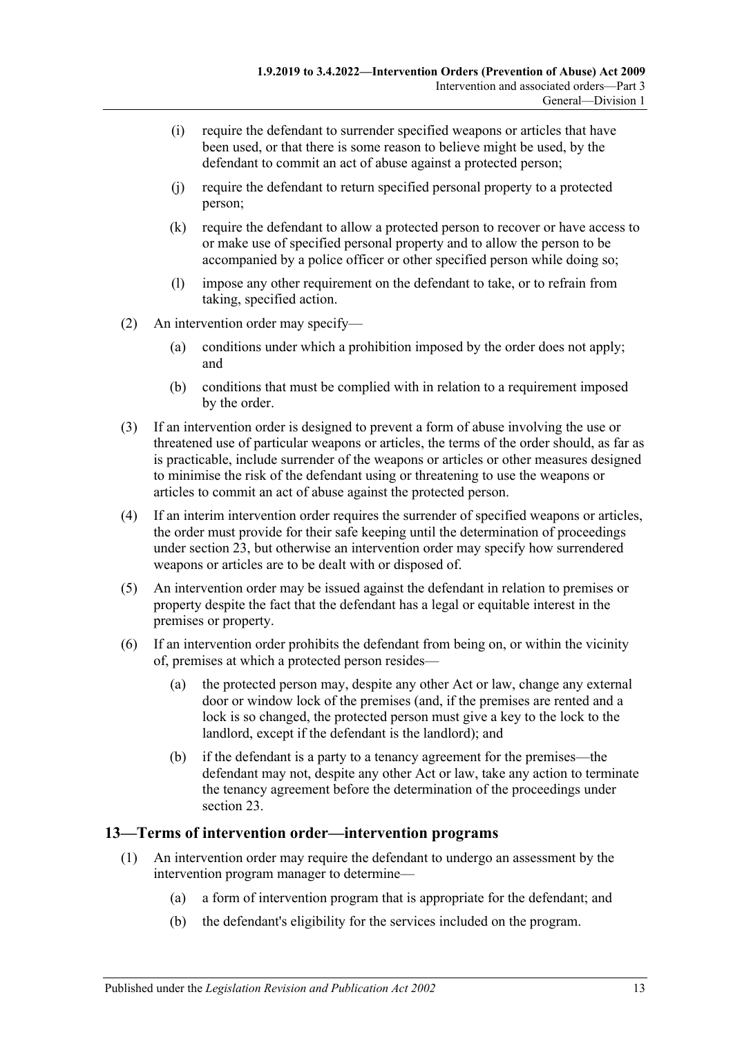(i) require the defendant to surrender specified weapons or articles that have been used, or that there is some reason to believe might be used, by the defendant to commit an act of abuse against a protected person;

(j) require the defendant to return specified personal property to a protected person;

(k) require the defendant to allow a protected person to recover or have access to or make use of specified personal property and to allow the person to be accompanied by a police officer or other specified person while doing so;

(l) impose any other requirement on the defendant to take, or to refrain from taking, specified action.

(2) An intervention order may specify—

(a) conditions under which a prohibition imposed by the order does not apply; and

(b) conditions that must be complied with in relation to a requirement imposed by the order.

(3) If an intervention order is designed to prevent a form of abuse involving the use or threatened use of particular weapons or articles, the terms of the order should, as far as is practicable, include surrender of the weapons or articles or other measures designed to minimise the risk of the defendant using or threatening to use the weapons or articles to commit an act of abuse against the protected person.

(4) If an interim intervention order requires the surrender of specified weapons or articles, the order must provide for their safe keeping until the determination of proceedings under section 23, but otherwise an intervention order may specify how surrendered weapons or articles are to be dealt with or disposed of.

(5) An intervention order may be issued against the defendant in relation to premises or property despite the fact that the defendant has a legal or equitable interest in the premises or property.

(6) If an intervention order prohibits the defendant from being on, or within the vicinity of, premises at which a protected person resides—

(a) the protected person may, despite any other Act or law, change any external door or window lock of the premises (and, if the premises are rented and a lock is so changed, the protected person must give a key to the lock to the landlord, except if the defendant is the landlord); and

(b) if the defendant is a party to a tenancy agreement for the premises—the defendant may not, despite any other Act or law, take any action to terminate the tenancy agreement before the determination of the proceedings under section 23.

## 13—Terms of intervention order—intervention programs

(1) An intervention order may require the defendant to undergo an assessment by the intervention program manager to determine—

(a) a form of intervention program that is appropriate for the defendant; and

(b) the defendant's eligibility for the services included on the program.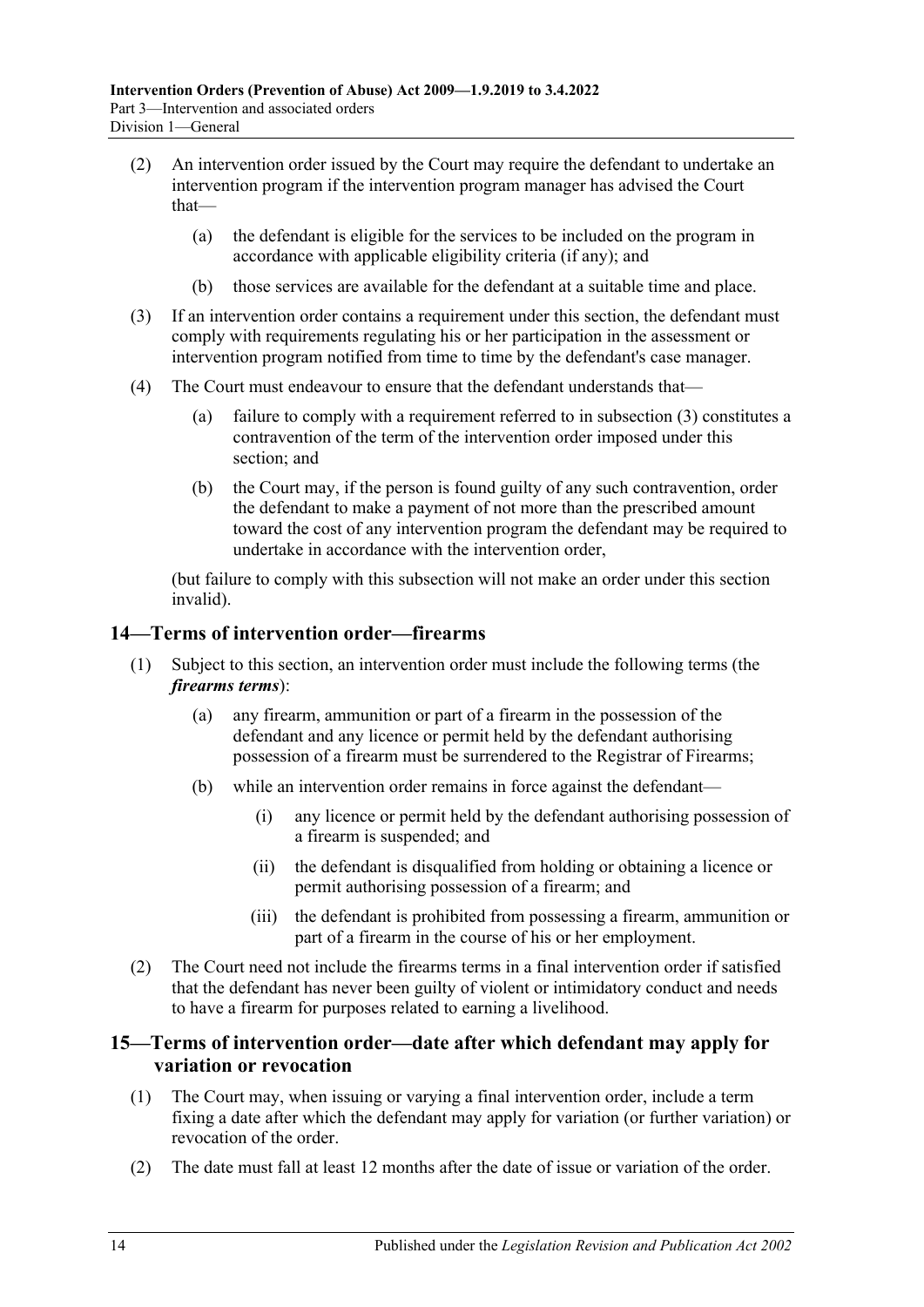(2) An intervention order issued by the Court may require the defendant to undertake an intervention program if the intervention program manager has advised the Court that—

(a) the defendant is eligible for the services to be included on the program in accordance with applicable eligibility criteria (if any); and

(b) those services are available for the defendant at a suitable time and place.

(3) If an intervention order contains a requirement under this section, the defendant must comply with requirements regulating his or her participation in the assessment or intervention program notified from time to time by the defendant's case manager.

(4) The Court must endeavour to ensure that the defendant understands that—

(a) failure to comply with a requirement referred to in subsection (3) constitutes a contravention of the term of the intervention order imposed under this section; and

(b) the Court may, if the person is found guilty of any such contravention, order the defendant to make a payment of not more than the prescribed amount toward the cost of any intervention program the defendant may be required to undertake in accordance with the intervention order,

(but failure to comply with this subsection will not make an order under this section invalid).

## 14—Terms of intervention order—firearms

(1) Subject to this section, an intervention order must include the following terms (the ***firearms terms***):

(a) any firearm, ammunition or part of a firearm in the possession of the defendant and any licence or permit held by the defendant authorising possession of a firearm must be surrendered to the Registrar of Firearms;

(b) while an intervention order remains in force against the defendant—

(i) any licence or permit held by the defendant authorising possession of a firearm is suspended; and

(ii) the defendant is disqualified from holding or obtaining a licence or permit authorising possession of a firearm; and

(iii) the defendant is prohibited from possessing a firearm, ammunition or part of a firearm in the course of his or her employment.

(2) The Court need not include the firearms terms in a final intervention order if satisfied that the defendant has never been guilty of violent or intimidatory conduct and needs to have a firearm for purposes related to earning a livelihood.

## 15—Terms of intervention order—date after which defendant may apply for variation or revocation

(1) The Court may, when issuing or varying a final intervention order, include a term fixing a date after which the defendant may apply for variation (or further variation) or revocation of the order.

(2) The date must fall at least 12 months after the date of issue or variation of the order.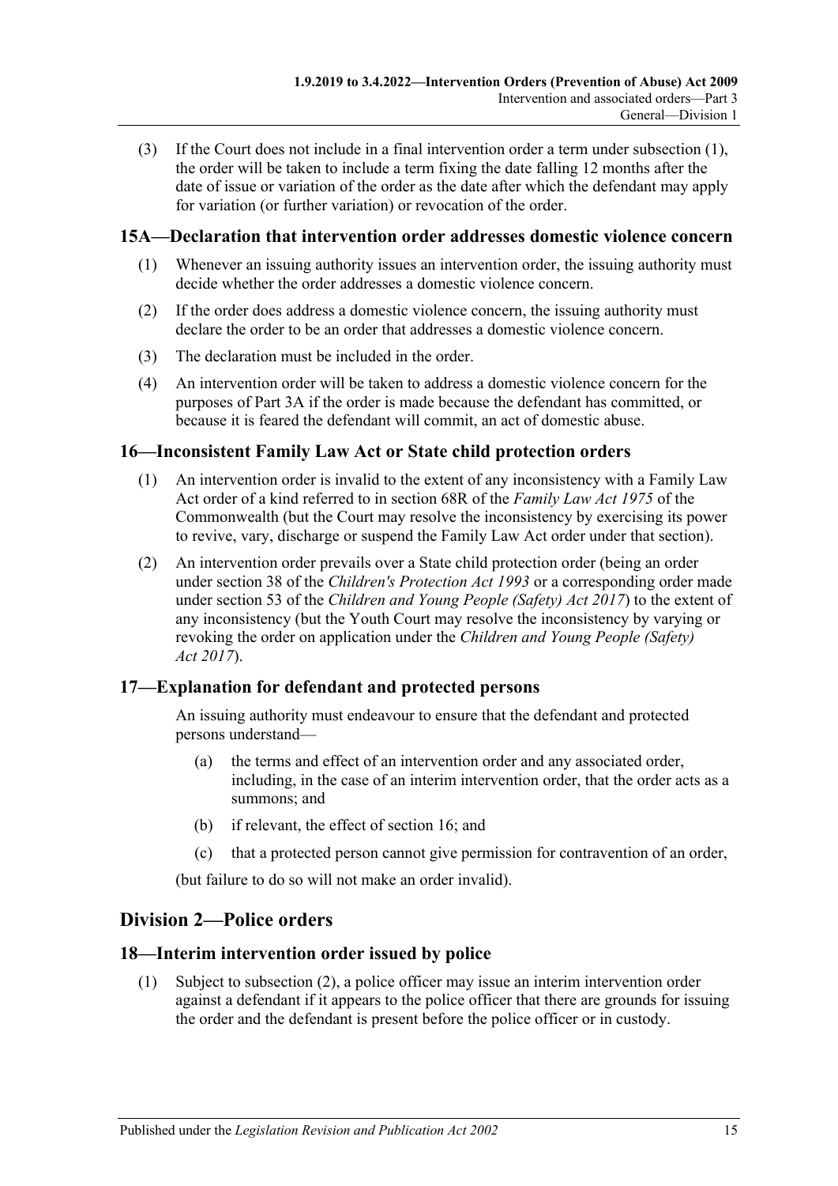(3) If the Court does not include in a final intervention order a term under subsection (1), the order will be taken to include a term fixing the date falling 12 months after the date of issue or variation of the order as the date after which the defendant may apply for variation (or further variation) or revocation of the order.

### 15A—Declaration that intervention order addresses domestic violence concern

(1) Whenever an issuing authority issues an intervention order, the issuing authority must decide whether the order addresses a domestic violence concern.

(2) If the order does address a domestic violence concern, the issuing authority must declare the order to be an order that addresses a domestic violence concern.

(3) The declaration must be included in the order.

(4) An intervention order will be taken to address a domestic violence concern for the purposes of Part 3A if the order is made because the defendant has committed, or because it is feared the defendant will commit, an act of domestic abuse.

### 16—Inconsistent Family Law Act or State child protection orders

(1) An intervention order is invalid to the extent of any inconsistency with a Family Law Act order of a kind referred to in section 68R of the *Family Law Act 1975* of the Commonwealth (but the Court may resolve the inconsistency by exercising its power to revive, vary, discharge or suspend the Family Law Act order under that section).

(2) An intervention order prevails over a State child protection order (being an order under section 38 of the *Children's Protection Act 1993* or a corresponding order made under section 53 of the *Children and Young People (Safety) Act 2017*) to the extent of any inconsistency (but the Youth Court may resolve the inconsistency by varying or revoking the order on application under the *Children and Young People (Safety) Act 2017*).

### 17—Explanation for defendant and protected persons

An issuing authority must endeavour to ensure that the defendant and protected persons understand—

(a) the terms and effect of an intervention order and any associated order, including, in the case of an interim intervention order, that the order acts as a summons; and

(b) if relevant, the effect of section 16; and

(c) that a protected person cannot give permission for contravention of an order,

(but failure to do so will not make an order invalid).

## Division 2—Police orders

### 18—Interim intervention order issued by police

(1) Subject to subsection (2), a police officer may issue an interim intervention order against a defendant if it appears to the police officer that there are grounds for issuing the order and the defendant is present before the police officer or in custody.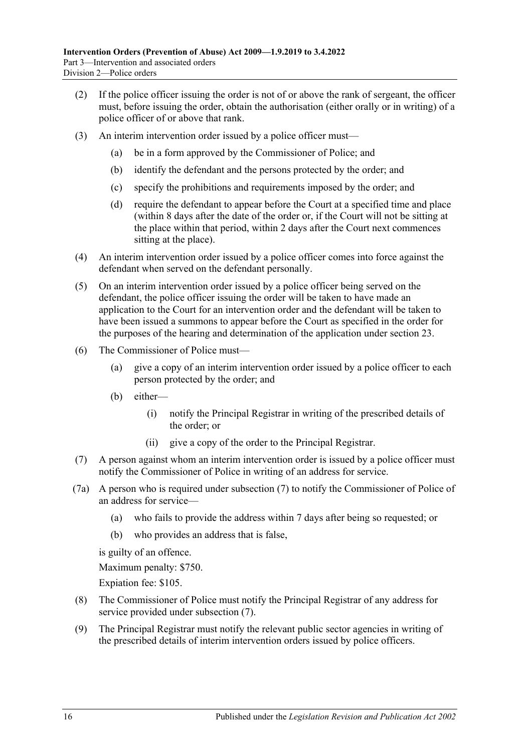(2) If the police officer issuing the order is not of or above the rank of sergeant, the officer must, before issuing the order, obtain the authorisation (either orally or in writing) of a police officer of or above that rank.

(3) An interim intervention order issued by a police officer must—

(a) be in a form approved by the Commissioner of Police; and

(b) identify the defendant and the persons protected by the order; and

(c) specify the prohibitions and requirements imposed by the order; and

(d) require the defendant to appear before the Court at a specified time and place (within 8 days after the date of the order or, if the Court will not be sitting at the place within that period, within 2 days after the Court next commences sitting at the place).

(4) An interim intervention order issued by a police officer comes into force against the defendant when served on the defendant personally.

(5) On an interim intervention order issued by a police officer being served on the defendant, the police officer issuing the order will be taken to have made an application to the Court for an intervention order and the defendant will be taken to have been issued a summons to appear before the Court as specified in the order for the purposes of the hearing and determination of the application under section 23.

(6) The Commissioner of Police must—

(a) give a copy of an interim intervention order issued by a police officer to each person protected by the order; and

(b) either—

(i) notify the Principal Registrar in writing of the prescribed details of the order; or

(ii) give a copy of the order to the Principal Registrar.

(7) A person against whom an interim intervention order is issued by a police officer must notify the Commissioner of Police in writing of an address for service.

(7a) A person who is required under subsection (7) to notify the Commissioner of Police of an address for service—

(a) who fails to provide the address within 7 days after being so requested; or

(b) who provides an address that is false,

is guilty of an offence.

Maximum penalty: $750.

Expiation fee: $105.

(8) The Commissioner of Police must notify the Principal Registrar of any address for service provided under subsection (7).

(9) The Principal Registrar must notify the relevant public sector agencies in writing of the prescribed details of interim intervention orders issued by police officers.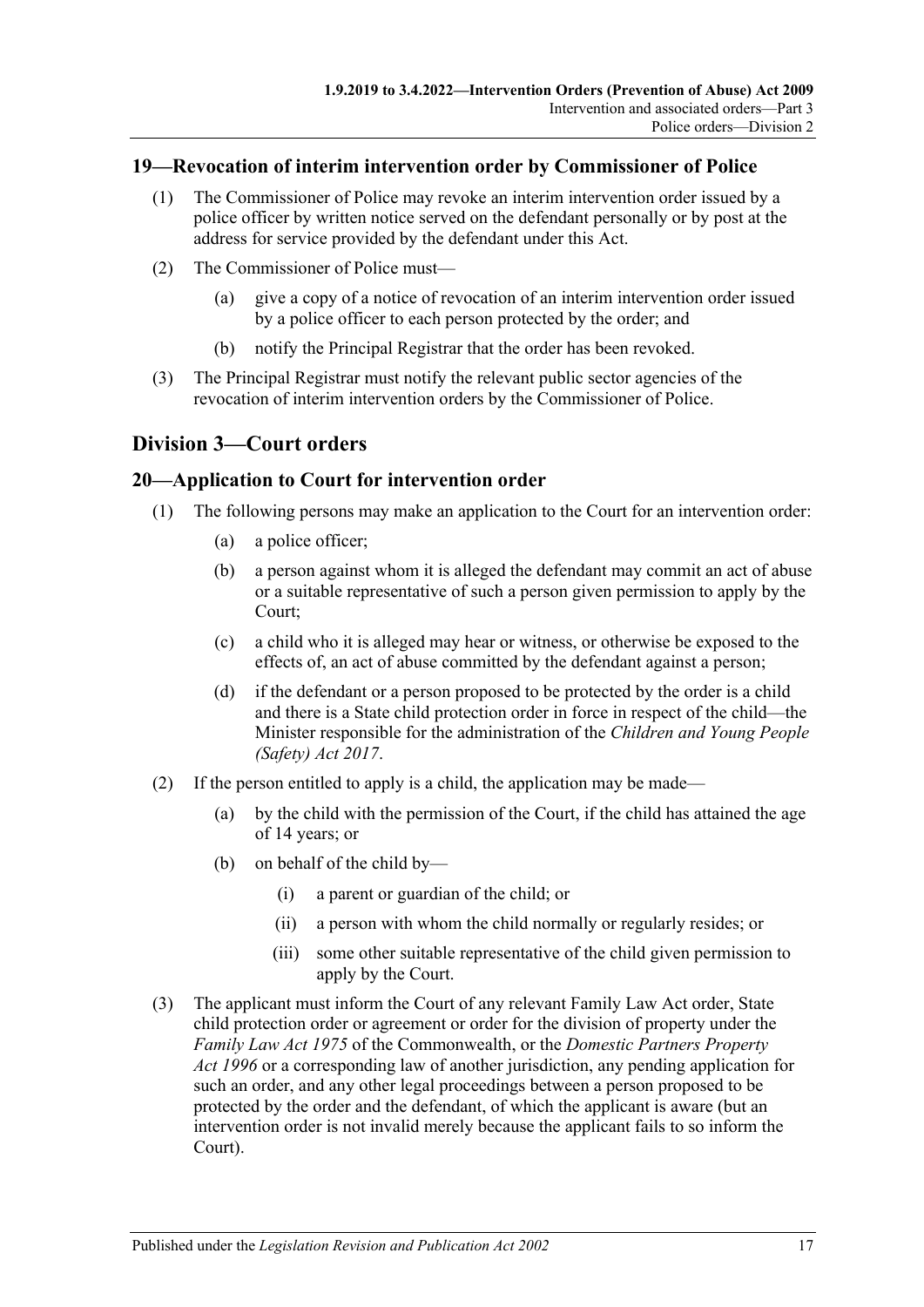## 19—Revocation of interim intervention order by Commissioner of Police

(1) The Commissioner of Police may revoke an interim intervention order issued by a police officer by written notice served on the defendant personally or by post at the address for service provided by the defendant under this Act.

(2) The Commissioner of Police must—

(a) give a copy of a notice of revocation of an interim intervention order issued by a police officer to each person protected by the order; and

(b) notify the Principal Registrar that the order has been revoked.

(3) The Principal Registrar must notify the relevant public sector agencies of the revocation of interim intervention orders by the Commissioner of Police.

# Division 3—Court orders

## 20—Application to Court for intervention order

(1) The following persons may make an application to the Court for an intervention order:

(a) a police officer;

(b) a person against whom it is alleged the defendant may commit an act of abuse or a suitable representative of such a person given permission to apply by the Court;

(c) a child who it is alleged may hear or witness, or otherwise be exposed to the effects of, an act of abuse committed by the defendant against a person;

(d) if the defendant or a person proposed to be protected by the order is a child and there is a State child protection order in force in respect of the child—the Minister responsible for the administration of the *Children and Young People (Safety) Act 2017*.

(2) If the person entitled to apply is a child, the application may be made—

(a) by the child with the permission of the Court, if the child has attained the age of 14 years; or

(b) on behalf of the child by—

(i) a parent or guardian of the child; or

(ii) a person with whom the child normally or regularly resides; or

(iii) some other suitable representative of the child given permission to apply by the Court.

(3) The applicant must inform the Court of any relevant Family Law Act order, State child protection order or agreement or order for the division of property under the *Family Law Act 1975* of the Commonwealth, or the *Domestic Partners Property Act 1996* or a corresponding law of another jurisdiction, any pending application for such an order, and any other legal proceedings between a person proposed to be protected by the order and the defendant, of which the applicant is aware (but an intervention order is not invalid merely because the applicant fails to so inform the Court).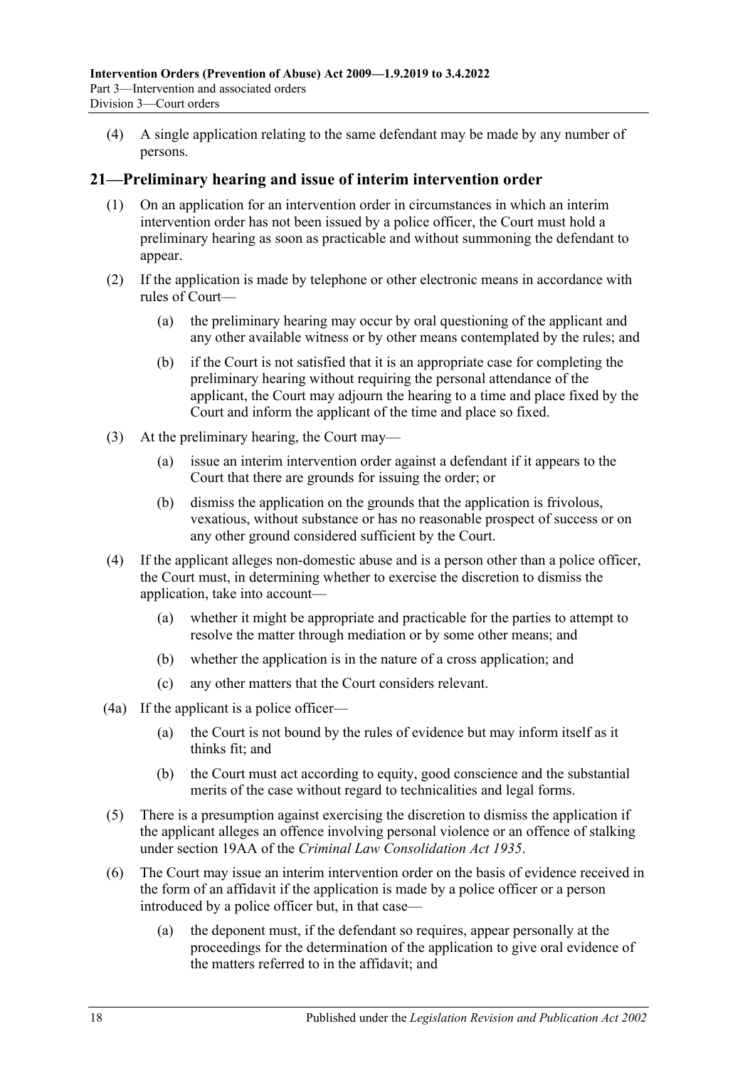(4) A single application relating to the same defendant may be made by any number of persons.

## 21—Preliminary hearing and issue of interim intervention order

(1) On an application for an intervention order in circumstances in which an interim intervention order has not been issued by a police officer, the Court must hold a preliminary hearing as soon as practicable and without summoning the defendant to appear.

(2) If the application is made by telephone or other electronic means in accordance with rules of Court—

(a) the preliminary hearing may occur by oral questioning of the applicant and any other available witness or by other means contemplated by the rules; and

(b) if the Court is not satisfied that it is an appropriate case for completing the preliminary hearing without requiring the personal attendance of the applicant, the Court may adjourn the hearing to a time and place fixed by the Court and inform the applicant of the time and place so fixed.

(3) At the preliminary hearing, the Court may—

(a) issue an interim intervention order against a defendant if it appears to the Court that there are grounds for issuing the order; or

(b) dismiss the application on the grounds that the application is frivolous, vexatious, without substance or has no reasonable prospect of success or on any other ground considered sufficient by the Court.

(4) If the applicant alleges non-domestic abuse and is a person other than a police officer, the Court must, in determining whether to exercise the discretion to dismiss the application, take into account—

(a) whether it might be appropriate and practicable for the parties to attempt to resolve the matter through mediation or by some other means; and

(b) whether the application is in the nature of a cross application; and

(c) any other matters that the Court considers relevant.

(4a) If the applicant is a police officer—

(a) the Court is not bound by the rules of evidence but may inform itself as it thinks fit; and

(b) the Court must act according to equity, good conscience and the substantial merits of the case without regard to technicalities and legal forms.

(5) There is a presumption against exercising the discretion to dismiss the application if the applicant alleges an offence involving personal violence or an offence of stalking under section 19AA of the *Criminal Law Consolidation Act 1935*.

(6) The Court may issue an interim intervention order on the basis of evidence received in the form of an affidavit if the application is made by a police officer or a person introduced by a police officer but, in that case—

(a) the deponent must, if the defendant so requires, appear personally at the proceedings for the determination of the application to give oral evidence of the matters referred to in the affidavit; and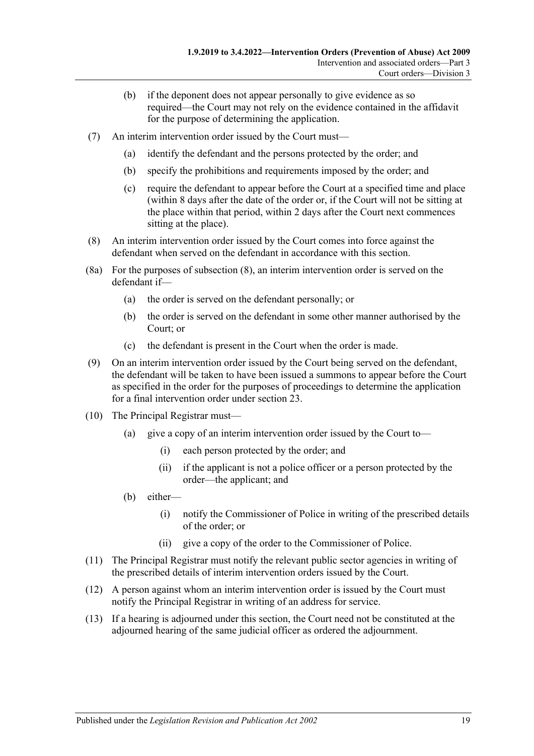- (b) if the deponent does not appear personally to give evidence as so required—the Court may not rely on the evidence contained in the affidavit for the purpose of determining the application.

- (7) An interim intervention order issued by the Court must—
  - (a) identify the defendant and the persons protected by the order; and
  - (b) specify the prohibitions and requirements imposed by the order; and
  - (c) require the defendant to appear before the Court at a specified time and place (within 8 days after the date of the order or, if the Court will not be sitting at the place within that period, within 2 days after the Court next commences sitting at the place).

- (8) An interim intervention order issued by the Court comes into force against the defendant when served on the defendant in accordance with this section.

- (8a) For the purposes of subsection (8), an interim intervention order is served on the defendant if—
  - (a) the order is served on the defendant personally; or
  - (b) the order is served on the defendant in some other manner authorised by the Court; or
  - (c) the defendant is present in the Court when the order is made.

- (9) On an interim intervention order issued by the Court being served on the defendant, the defendant will be taken to have been issued a summons to appear before the Court as specified in the order for the purposes of proceedings to determine the application for a final intervention order under section 23.

- (10) The Principal Registrar must—
  - (a) give a copy of an interim intervention order issued by the Court to—
    - (i) each person protected by the order; and
    - (ii) if the applicant is not a police officer or a person protected by the order—the applicant; and
  - (b) either—
    - (i) notify the Commissioner of Police in writing of the prescribed details of the order; or
    - (ii) give a copy of the order to the Commissioner of Police.

- (11) The Principal Registrar must notify the relevant public sector agencies in writing of the prescribed details of interim intervention orders issued by the Court.

- (12) A person against whom an interim intervention order is issued by the Court must notify the Principal Registrar in writing of an address for service.

- (13) If a hearing is adjourned under this section, the Court need not be constituted at the adjourned hearing of the same judicial officer as ordered the adjournment.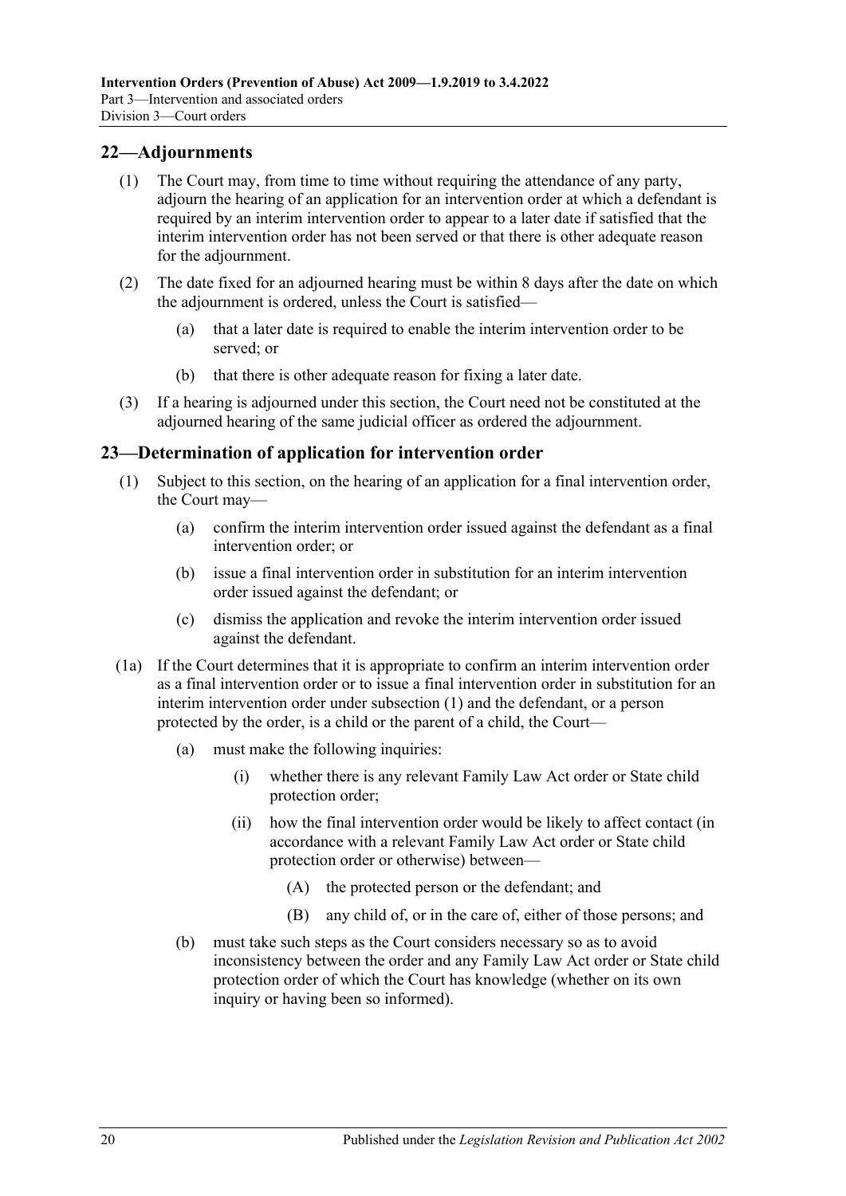## 22—Adjournments

(1) The Court may, from time to time without requiring the attendance of any party, adjourn the hearing of an application for an intervention order at which a defendant is required by an interim intervention order to appear to a later date if satisfied that the interim intervention order has not been served or that there is other adequate reason for the adjournment.

(2) The date fixed for an adjourned hearing must be within 8 days after the date on which the adjournment is ordered, unless the Court is satisfied—

(a) that a later date is required to enable the interim intervention order to be served; or

(b) that there is other adequate reason for fixing a later date.

(3) If a hearing is adjourned under this section, the Court need not be constituted at the adjourned hearing of the same judicial officer as ordered the adjournment.

## 23—Determination of application for intervention order

(1) Subject to this section, on the hearing of an application for a final intervention order, the Court may—

(a) confirm the interim intervention order issued against the defendant as a final intervention order; or

(b) issue a final intervention order in substitution for an interim intervention order issued against the defendant; or

(c) dismiss the application and revoke the interim intervention order issued against the defendant.

(1a) If the Court determines that it is appropriate to confirm an interim intervention order as a final intervention order or to issue a final intervention order in substitution for an interim intervention order under subsection (1) and the defendant, or a person protected by the order, is a child or the parent of a child, the Court—

(a) must make the following inquiries:

(i) whether there is any relevant Family Law Act order or State child protection order;

(ii) how the final intervention order would be likely to affect contact (in accordance with a relevant Family Law Act order or State child protection order or otherwise) between—

(A) the protected person or the defendant; and

(B) any child of, or in the care of, either of those persons; and

(b) must take such steps as the Court considers necessary so as to avoid inconsistency between the order and any Family Law Act order or State child protection order of which the Court has knowledge (whether on its own inquiry or having been so informed).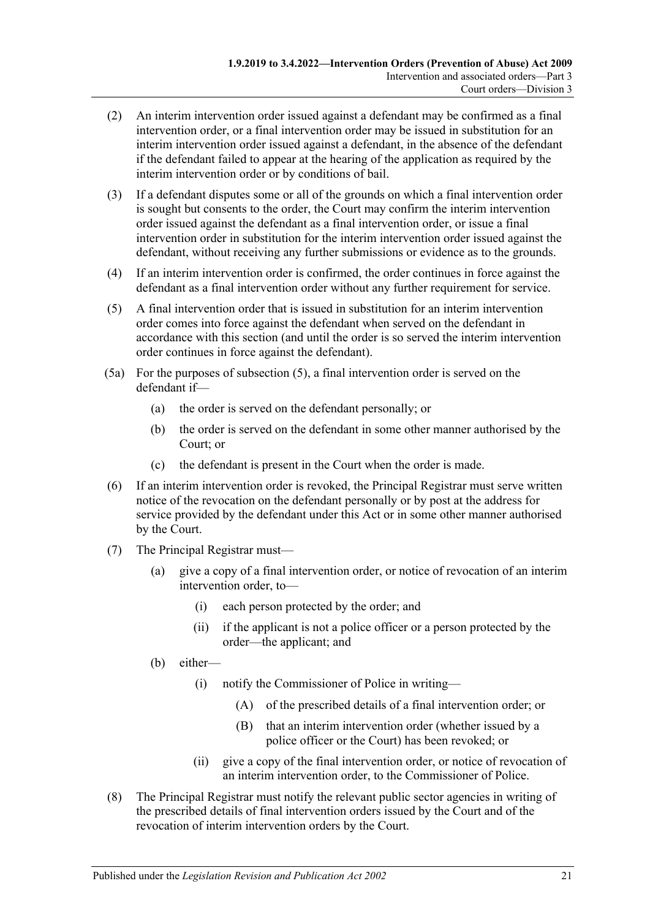(2) An interim intervention order issued against a defendant may be confirmed as a final intervention order, or a final intervention order may be issued in substitution for an interim intervention order issued against a defendant, in the absence of the defendant if the defendant failed to appear at the hearing of the application as required by the interim intervention order or by conditions of bail.

(3) If a defendant disputes some or all of the grounds on which a final intervention order is sought but consents to the order, the Court may confirm the interim intervention order issued against the defendant as a final intervention order, or issue a final intervention order in substitution for the interim intervention order issued against the defendant, without receiving any further submissions or evidence as to the grounds.

(4) If an interim intervention order is confirmed, the order continues in force against the defendant as a final intervention order without any further requirement for service.

(5) A final intervention order that is issued in substitution for an interim intervention order comes into force against the defendant when served on the defendant in accordance with this section (and until the order is so served the interim intervention order continues in force against the defendant).

(5a) For the purposes of subsection (5), a final intervention order is served on the defendant if—

- (a) the order is served on the defendant personally; or
- (b) the order is served on the defendant in some other manner authorised by the Court; or
- (c) the defendant is present in the Court when the order is made.

(6) If an interim intervention order is revoked, the Principal Registrar must serve written notice of the revocation on the defendant personally or by post at the address for service provided by the defendant under this Act or in some other manner authorised by the Court.

(7) The Principal Registrar must—

- (a) give a copy of a final intervention order, or notice of revocation of an interim intervention order, to—
    - (i) each person protected by the order; and
    - (ii) if the applicant is not a police officer or a person protected by the order—the applicant; and
- (b) either—
    - (i) notify the Commissioner of Police in writing—
        - (A) of the prescribed details of a final intervention order; or
        - (B) that an interim intervention order (whether issued by a police officer or the Court) has been revoked; or
    - (ii) give a copy of the final intervention order, or notice of revocation of an interim intervention order, to the Commissioner of Police.

(8) The Principal Registrar must notify the relevant public sector agencies in writing of the prescribed details of final intervention orders issued by the Court and of the revocation of interim intervention orders by the Court.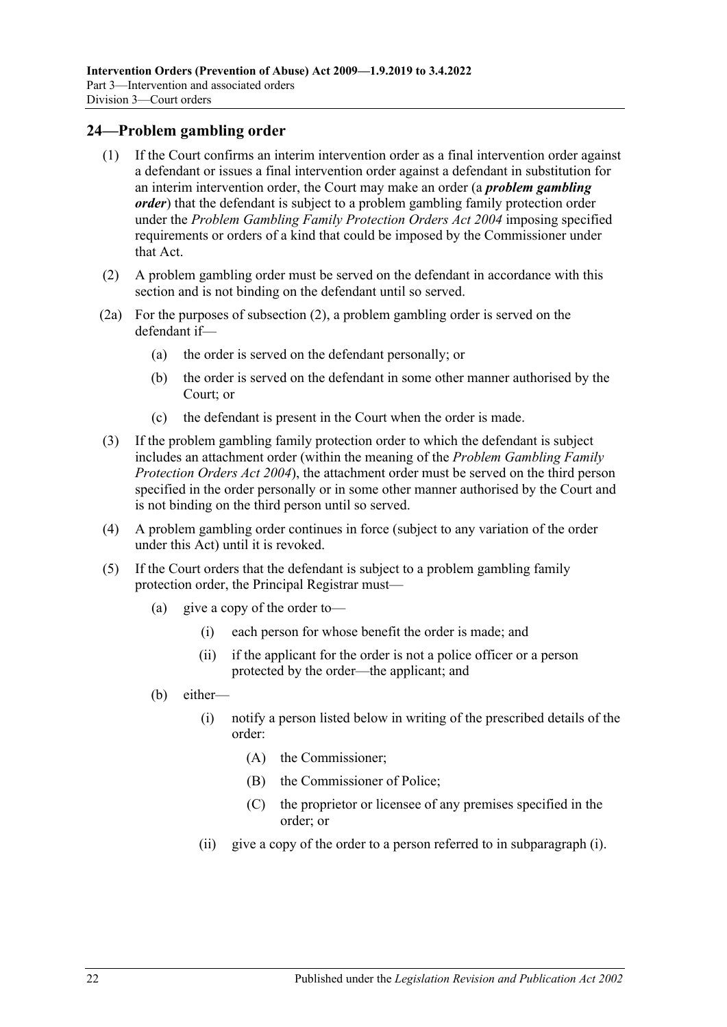## 24—Problem gambling order

(1) If the Court confirms an interim intervention order as a final intervention order against a defendant or issues a final intervention order against a defendant in substitution for an interim intervention order, the Court may make an order (a ***problem gambling order***) that the defendant is subject to a problem gambling family protection order under the *Problem Gambling Family Protection Orders Act 2004* imposing specified requirements or orders of a kind that could be imposed by the Commissioner under that Act.

(2) A problem gambling order must be served on the defendant in accordance with this section and is not binding on the defendant until so served.

(2a) For the purposes of subsection (2), a problem gambling order is served on the defendant if—

- (a) the order is served on the defendant personally; or
- (b) the order is served on the defendant in some other manner authorised by the Court; or
- (c) the defendant is present in the Court when the order is made.

(3) If the problem gambling family protection order to which the defendant is subject includes an attachment order (within the meaning of the *Problem Gambling Family Protection Orders Act 2004*), the attachment order must be served on the third person specified in the order personally or in some other manner authorised by the Court and is not binding on the third person until so served.

(4) A problem gambling order continues in force (subject to any variation of the order under this Act) until it is revoked.

(5) If the Court orders that the defendant is subject to a problem gambling family protection order, the Principal Registrar must—

- (a) give a copy of the order to—
  - (i) each person for whose benefit the order is made; and
  - (ii) if the applicant for the order is not a police officer or a person protected by the order—the applicant; and
- (b) either—
  - (i) notify a person listed below in writing of the prescribed details of the order:
    - (A) the Commissioner;
    - (B) the Commissioner of Police;
    - (C) the proprietor or licensee of any premises specified in the order; or
  - (ii) give a copy of the order to a person referred to in subparagraph (i).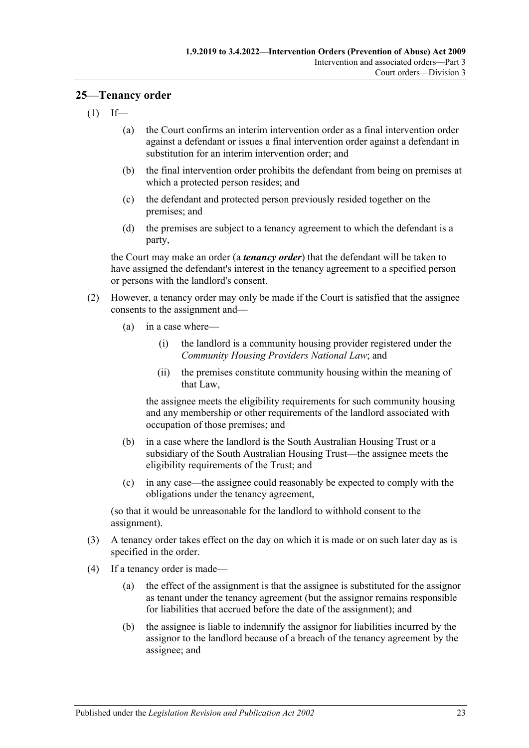## 25—Tenancy order

(1) If—

  (a) the Court confirms an interim intervention order as a final intervention order against a defendant or issues a final intervention order against a defendant in substitution for an interim intervention order; and

  (b) the final intervention order prohibits the defendant from being on premises at which a protected person resides; and

  (c) the defendant and protected person previously resided together on the premises; and

  (d) the premises are subject to a tenancy agreement to which the defendant is a party,

the Court may make an order (a ***tenancy order***) that the defendant will be taken to have assigned the defendant's interest in the tenancy agreement to a specified person or persons with the landlord's consent.

(2) However, a tenancy order may only be made if the Court is satisfied that the assignee consents to the assignment and—

  (a) in a case where—

    (i) the landlord is a community housing provider registered under the *Community Housing Providers National Law*; and

    (ii) the premises constitute community housing within the meaning of that Law,

  the assignee meets the eligibility requirements for such community housing and any membership or other requirements of the landlord associated with occupation of those premises; and

  (b) in a case where the landlord is the South Australian Housing Trust or a subsidiary of the South Australian Housing Trust—the assignee meets the eligibility requirements of the Trust; and

  (c) in any case—the assignee could reasonably be expected to comply with the obligations under the tenancy agreement,

(so that it would be unreasonable for the landlord to withhold consent to the assignment).

(3) A tenancy order takes effect on the day on which it is made or on such later day as is specified in the order.

(4) If a tenancy order is made—

  (a) the effect of the assignment is that the assignee is substituted for the assignor as tenant under the tenancy agreement (but the assignor remains responsible for liabilities that accrued before the date of the assignment); and

  (b) the assignee is liable to indemnify the assignor for liabilities incurred by the assignor to the landlord because of a breach of the tenancy agreement by the assignee; and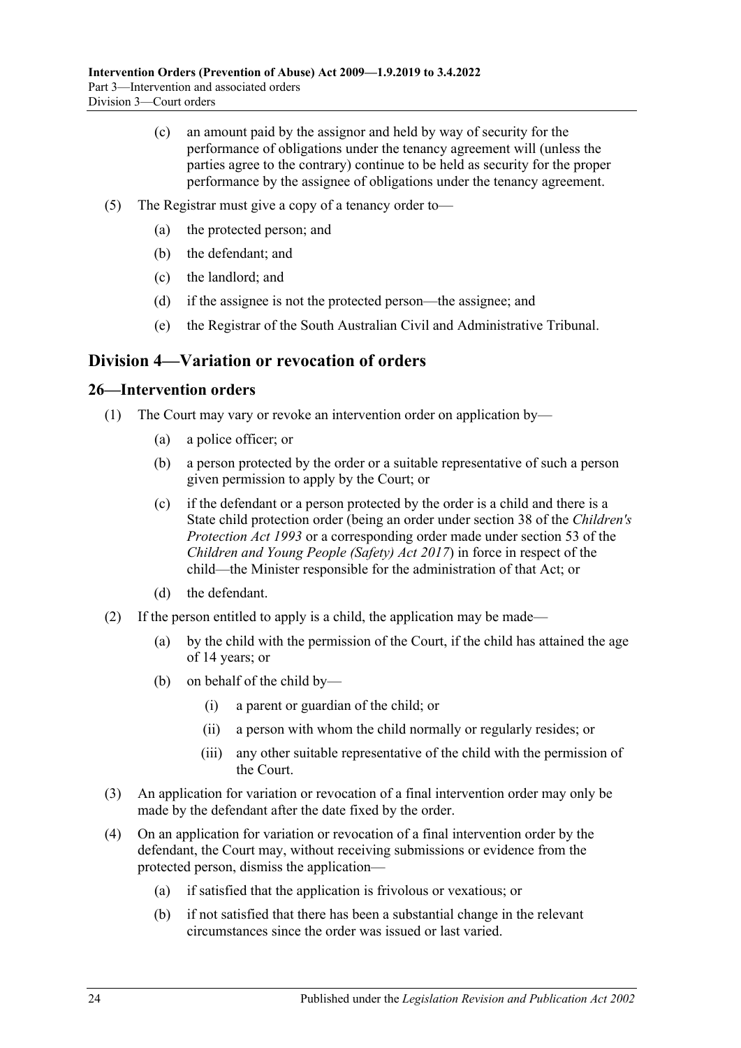(c) an amount paid by the assignor and held by way of security for the performance of obligations under the tenancy agreement will (unless the parties agree to the contrary) continue to be held as security for the proper performance by the assignee of obligations under the tenancy agreement.

(5) The Registrar must give a copy of a tenancy order to—

(a) the protected person; and

(b) the defendant; and

(c) the landlord; and

(d) if the assignee is not the protected person—the assignee; and

(e) the Registrar of the South Australian Civil and Administrative Tribunal.

## Division 4—Variation or revocation of orders

### 26—Intervention orders

(1) The Court may vary or revoke an intervention order on application by—

(a) a police officer; or

(b) a person protected by the order or a suitable representative of such a person given permission to apply by the Court; or

(c) if the defendant or a person protected by the order is a child and there is a State child protection order (being an order under section 38 of the *Children's Protection Act 1993* or a corresponding order made under section 53 of the *Children and Young People (Safety) Act 2017*) in force in respect of the child—the Minister responsible for the administration of that Act; or

(d) the defendant.

(2) If the person entitled to apply is a child, the application may be made—

(a) by the child with the permission of the Court, if the child has attained the age of 14 years; or

(b) on behalf of the child by—

(i) a parent or guardian of the child; or

(ii) a person with whom the child normally or regularly resides; or

(iii) any other suitable representative of the child with the permission of the Court.

(3) An application for variation or revocation of a final intervention order may only be made by the defendant after the date fixed by the order.

(4) On an application for variation or revocation of a final intervention order by the defendant, the Court may, without receiving submissions or evidence from the protected person, dismiss the application—

(a) if satisfied that the application is frivolous or vexatious; or

(b) if not satisfied that there has been a substantial change in the relevant circumstances since the order was issued or last varied.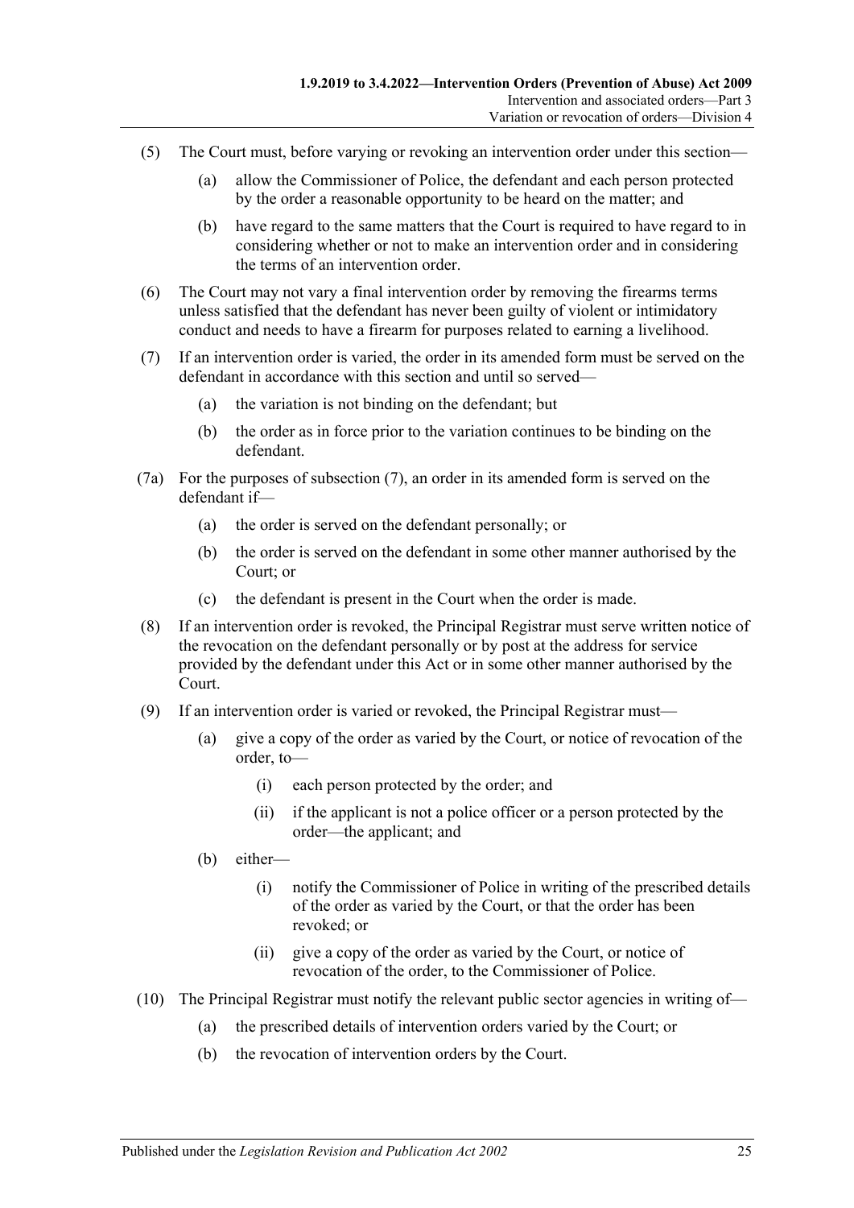(5) The Court must, before varying or revoking an intervention order under this section—

(a) allow the Commissioner of Police, the defendant and each person protected by the order a reasonable opportunity to be heard on the matter; and

(b) have regard to the same matters that the Court is required to have regard to in considering whether or not to make an intervention order and in considering the terms of an intervention order.

(6) The Court may not vary a final intervention order by removing the firearms terms unless satisfied that the defendant has never been guilty of violent or intimidatory conduct and needs to have a firearm for purposes related to earning a livelihood.

(7) If an intervention order is varied, the order in its amended form must be served on the defendant in accordance with this section and until so served—

(a) the variation is not binding on the defendant; but

(b) the order as in force prior to the variation continues to be binding on the defendant.

(7a) For the purposes of subsection (7), an order in its amended form is served on the defendant if—

(a) the order is served on the defendant personally; or

(b) the order is served on the defendant in some other manner authorised by the Court; or

(c) the defendant is present in the Court when the order is made.

(8) If an intervention order is revoked, the Principal Registrar must serve written notice of the revocation on the defendant personally or by post at the address for service provided by the defendant under this Act or in some other manner authorised by the Court.

(9) If an intervention order is varied or revoked, the Principal Registrar must—

(a) give a copy of the order as varied by the Court, or notice of revocation of the order, to—

(i) each person protected by the order; and

(ii) if the applicant is not a police officer or a person protected by the order—the applicant; and

(b) either—

(i) notify the Commissioner of Police in writing of the prescribed details of the order as varied by the Court, or that the order has been revoked; or

(ii) give a copy of the order as varied by the Court, or notice of revocation of the order, to the Commissioner of Police.

(10) The Principal Registrar must notify the relevant public sector agencies in writing of—

(a) the prescribed details of intervention orders varied by the Court; or

(b) the revocation of intervention orders by the Court.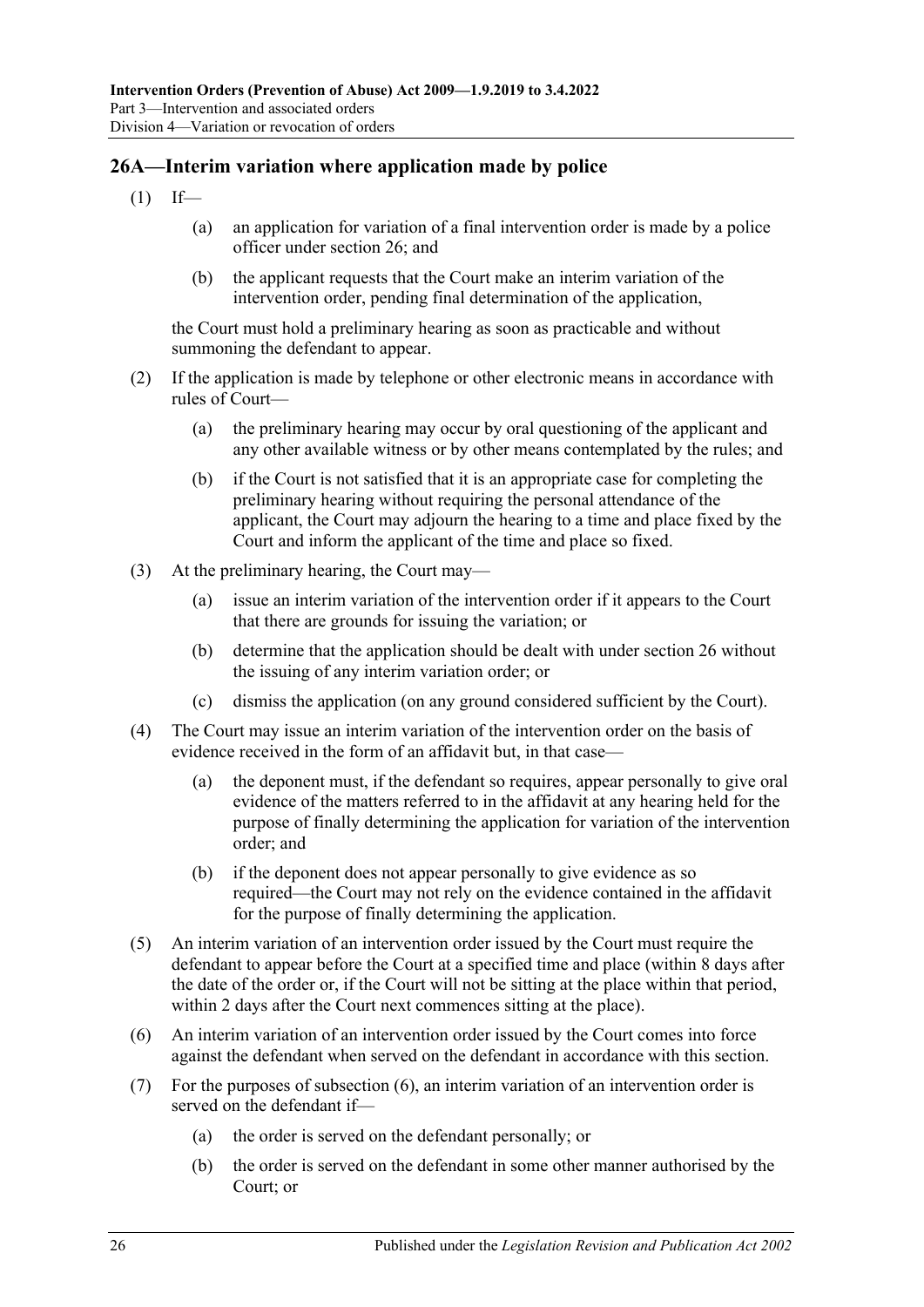## 26A—Interim variation where application made by police

(1) If—

(a) an application for variation of a final intervention order is made by a police officer under section 26; and

(b) the applicant requests that the Court make an interim variation of the intervention order, pending final determination of the application,

the Court must hold a preliminary hearing as soon as practicable and without summoning the defendant to appear.

(2) If the application is made by telephone or other electronic means in accordance with rules of Court—

(a) the preliminary hearing may occur by oral questioning of the applicant and any other available witness or by other means contemplated by the rules; and

(b) if the Court is not satisfied that it is an appropriate case for completing the preliminary hearing without requiring the personal attendance of the applicant, the Court may adjourn the hearing to a time and place fixed by the Court and inform the applicant of the time and place so fixed.

(3) At the preliminary hearing, the Court may—

(a) issue an interim variation of the intervention order if it appears to the Court that there are grounds for issuing the variation; or

(b) determine that the application should be dealt with under section 26 without the issuing of any interim variation order; or

(c) dismiss the application (on any ground considered sufficient by the Court).

(4) The Court may issue an interim variation of the intervention order on the basis of evidence received in the form of an affidavit but, in that case—

(a) the deponent must, if the defendant so requires, appear personally to give oral evidence of the matters referred to in the affidavit at any hearing held for the purpose of finally determining the application for variation of the intervention order; and

(b) if the deponent does not appear personally to give evidence as so required—the Court may not rely on the evidence contained in the affidavit for the purpose of finally determining the application.

(5) An interim variation of an intervention order issued by the Court must require the defendant to appear before the Court at a specified time and place (within 8 days after the date of the order or, if the Court will not be sitting at the place within that period, within 2 days after the Court next commences sitting at the place).

(6) An interim variation of an intervention order issued by the Court comes into force against the defendant when served on the defendant in accordance with this section.

(7) For the purposes of subsection (6), an interim variation of an intervention order is served on the defendant if—

(a) the order is served on the defendant personally; or

(b) the order is served on the defendant in some other manner authorised by the Court; or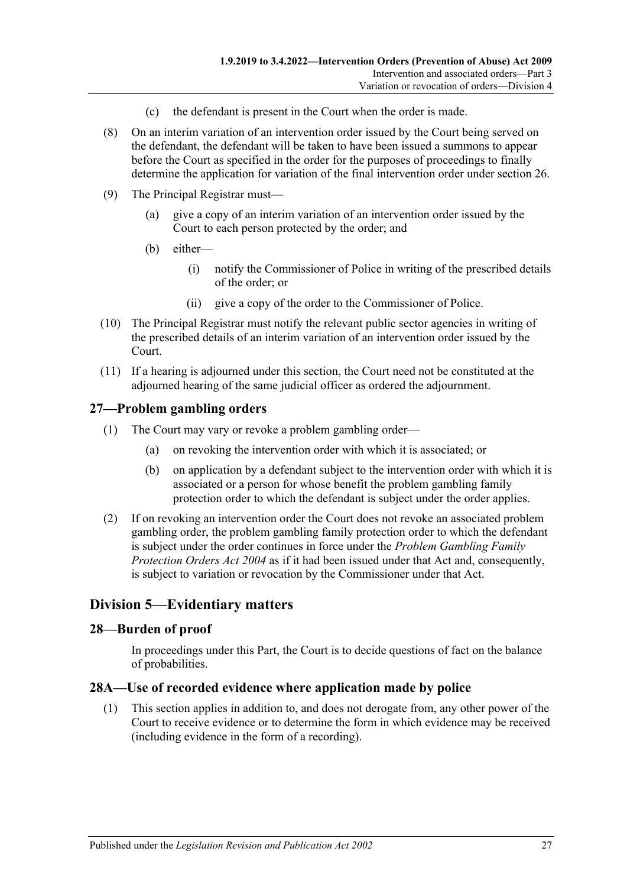(c) the defendant is present in the Court when the order is made.

(8) On an interim variation of an intervention order issued by the Court being served on the defendant, the defendant will be taken to have been issued a summons to appear before the Court as specified in the order for the purposes of proceedings to finally determine the application for variation of the final intervention order under section 26.

(9) The Principal Registrar must—

(a) give a copy of an interim variation of an intervention order issued by the Court to each person protected by the order; and

(b) either—

(i) notify the Commissioner of Police in writing of the prescribed details of the order; or

(ii) give a copy of the order to the Commissioner of Police.

(10) The Principal Registrar must notify the relevant public sector agencies in writing of the prescribed details of an interim variation of an intervention order issued by the Court.

(11) If a hearing is adjourned under this section, the Court need not be constituted at the adjourned hearing of the same judicial officer as ordered the adjournment.

## 27—Problem gambling orders

(1) The Court may vary or revoke a problem gambling order—

(a) on revoking the intervention order with which it is associated; or

(b) on application by a defendant subject to the intervention order with which it is associated or a person for whose benefit the problem gambling family protection order to which the defendant is subject under the order applies.

(2) If on revoking an intervention order the Court does not revoke an associated problem gambling order, the problem gambling family protection order to which the defendant is subject under the order continues in force under the *Problem Gambling Family Protection Orders Act 2004* as if it had been issued under that Act and, consequently, is subject to variation or revocation by the Commissioner under that Act.

# Division 5—Evidentiary matters

## 28—Burden of proof

In proceedings under this Part, the Court is to decide questions of fact on the balance of probabilities.

## 28A—Use of recorded evidence where application made by police

(1) This section applies in addition to, and does not derogate from, any other power of the Court to receive evidence or to determine the form in which evidence may be received (including evidence in the form of a recording).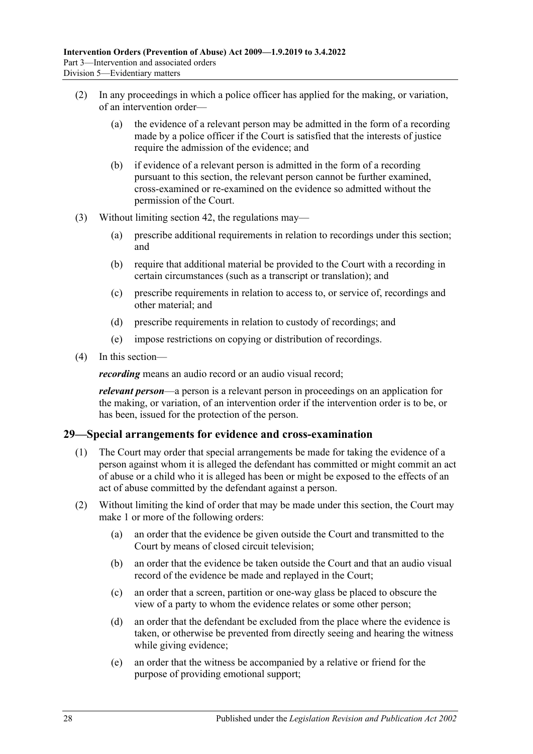(2) In any proceedings in which a police officer has applied for the making, or variation, of an intervention order—

(a) the evidence of a relevant person may be admitted in the form of a recording made by a police officer if the Court is satisfied that the interests of justice require the admission of the evidence; and

(b) if evidence of a relevant person is admitted in the form of a recording pursuant to this section, the relevant person cannot be further examined, cross-examined or re-examined on the evidence so admitted without the permission of the Court.

(3) Without limiting section 42, the regulations may—

(a) prescribe additional requirements in relation to recordings under this section; and

(b) require that additional material be provided to the Court with a recording in certain circumstances (such as a transcript or translation); and

(c) prescribe requirements in relation to access to, or service of, recordings and other material; and

(d) prescribe requirements in relation to custody of recordings; and

(e) impose restrictions on copying or distribution of recordings.

(4) In this section—

***recording*** means an audio record or an audio visual record;

***relevant person***—a person is a relevant person in proceedings on an application for the making, or variation, of an intervention order if the intervention order is to be, or has been, issued for the protection of the person.

## 29—Special arrangements for evidence and cross-examination

(1) The Court may order that special arrangements be made for taking the evidence of a person against whom it is alleged the defendant has committed or might commit an act of abuse or a child who it is alleged has been or might be exposed to the effects of an act of abuse committed by the defendant against a person.

(2) Without limiting the kind of order that may be made under this section, the Court may make 1 or more of the following orders:

(a) an order that the evidence be given outside the Court and transmitted to the Court by means of closed circuit television;

(b) an order that the evidence be taken outside the Court and that an audio visual record of the evidence be made and replayed in the Court;

(c) an order that a screen, partition or one-way glass be placed to obscure the view of a party to whom the evidence relates or some other person;

(d) an order that the defendant be excluded from the place where the evidence is taken, or otherwise be prevented from directly seeing and hearing the witness while giving evidence;

(e) an order that the witness be accompanied by a relative or friend for the purpose of providing emotional support;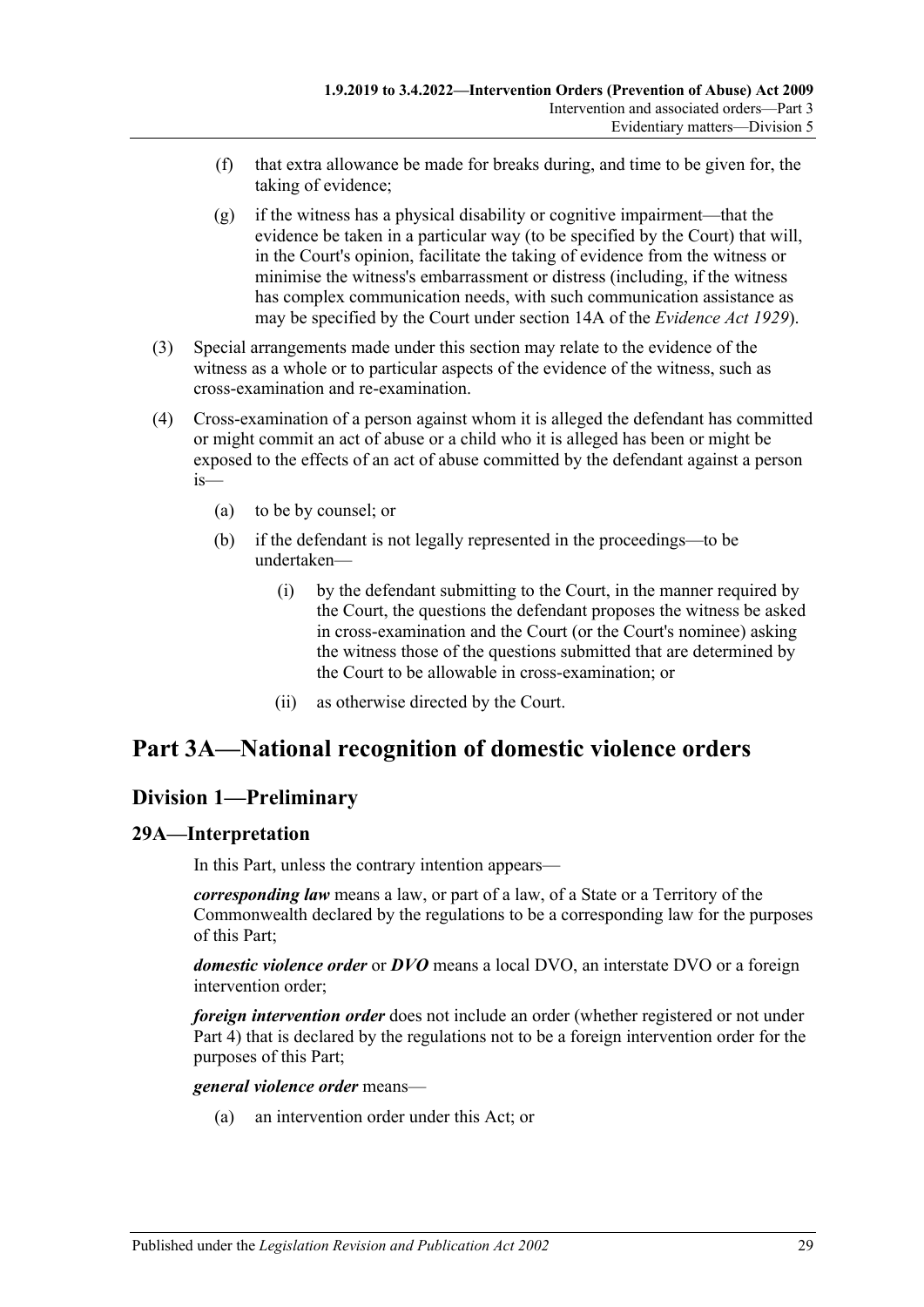(f) that extra allowance be made for breaks during, and time to be given for, the taking of evidence;

(g) if the witness has a physical disability or cognitive impairment—that the evidence be taken in a particular way (to be specified by the Court) that will, in the Court's opinion, facilitate the taking of evidence from the witness or minimise the witness's embarrassment or distress (including, if the witness has complex communication needs, with such communication assistance as may be specified by the Court under section 14A of the *Evidence Act 1929*).

(3) Special arrangements made under this section may relate to the evidence of the witness as a whole or to particular aspects of the evidence of the witness, such as cross-examination and re-examination.

(4) Cross-examination of a person against whom it is alleged the defendant has committed or might commit an act of abuse or a child who it is alleged has been or might be exposed to the effects of an act of abuse committed by the defendant against a person is—

(a) to be by counsel; or

(b) if the defendant is not legally represented in the proceedings—to be undertaken—

(i) by the defendant submitting to the Court, in the manner required by the Court, the questions the defendant proposes the witness be asked in cross-examination and the Court (or the Court's nominee) asking the witness those of the questions submitted that are determined by the Court to be allowable in cross-examination; or

(ii) as otherwise directed by the Court.

# Part 3A—National recognition of domestic violence orders

## Division 1—Preliminary

### 29A—Interpretation

In this Part, unless the contrary intention appears—

***corresponding law*** means a law, or part of a law, of a State or a Territory of the Commonwealth declared by the regulations to be a corresponding law for the purposes of this Part;

***domestic violence order*** or ***DVO*** means a local DVO, an interstate DVO or a foreign intervention order;

***foreign intervention order*** does not include an order (whether registered or not under Part 4) that is declared by the regulations not to be a foreign intervention order for the purposes of this Part;

***general violence order*** means—

(a) an intervention order under this Act; or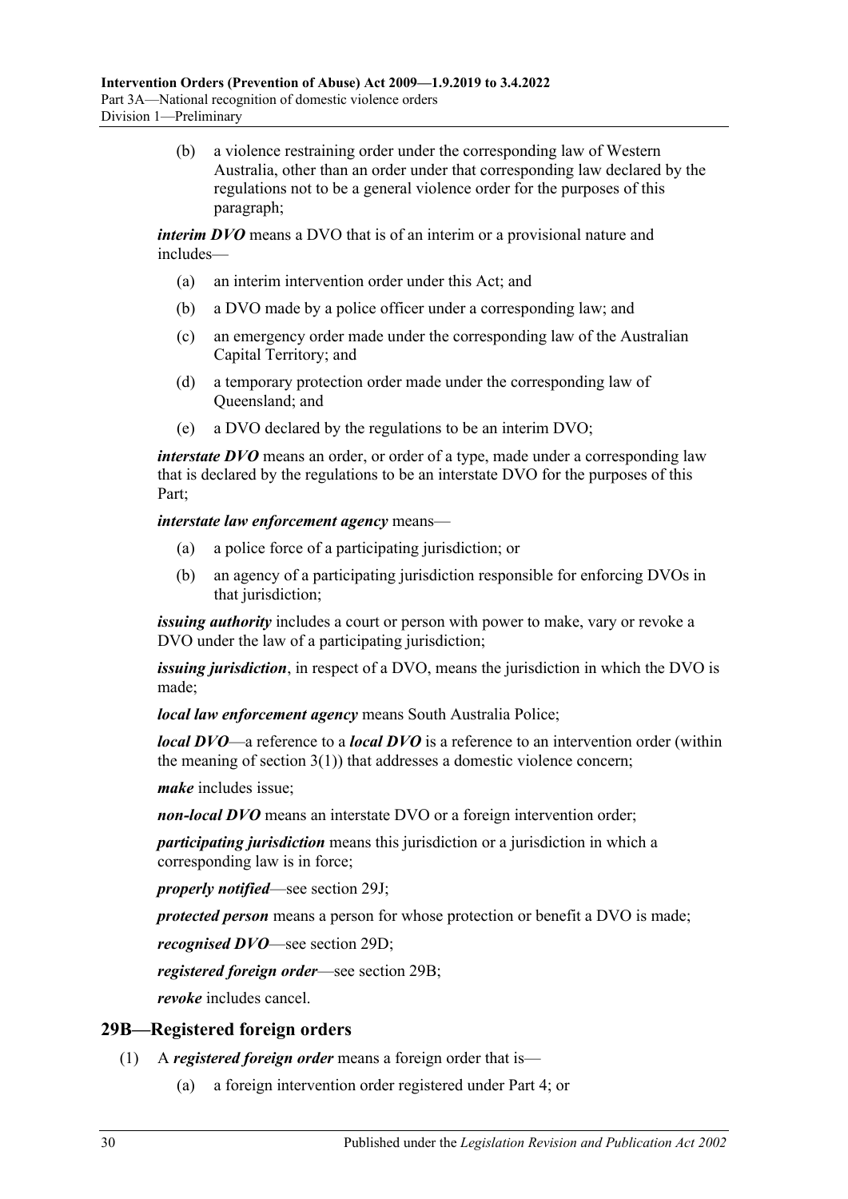(b) a violence restraining order under the corresponding law of Western Australia, other than an order under that corresponding law declared by the regulations not to be a general violence order for the purposes of this paragraph;

***interim DVO*** means a DVO that is of an interim or a provisional nature and includes—

(a) an interim intervention order under this Act; and

(b) a DVO made by a police officer under a corresponding law; and

(c) an emergency order made under the corresponding law of the Australian Capital Territory; and

(d) a temporary protection order made under the corresponding law of Queensland; and

(e) a DVO declared by the regulations to be an interim DVO;

***interstate DVO*** means an order, or order of a type, made under a corresponding law that is declared by the regulations to be an interstate DVO for the purposes of this Part;

***interstate law enforcement agency*** means—

(a) a police force of a participating jurisdiction; or

(b) an agency of a participating jurisdiction responsible for enforcing DVOs in that jurisdiction;

***issuing authority*** includes a court or person with power to make, vary or revoke a DVO under the law of a participating jurisdiction;

***issuing jurisdiction***, in respect of a DVO, means the jurisdiction in which the DVO is made;

***local law enforcement agency*** means South Australia Police;

***local DVO***—a reference to a ***local DVO*** is a reference to an intervention order (within the meaning of section 3(1)) that addresses a domestic violence concern;

***make*** includes issue;

***non-local DVO*** means an interstate DVO or a foreign intervention order;

***participating jurisdiction*** means this jurisdiction or a jurisdiction in which a corresponding law is in force;

***properly notified***—see section 29J;

***protected person*** means a person for whose protection or benefit a DVO is made;

***recognised DVO***—see section 29D;

***registered foreign order***—see section 29B;

***revoke*** includes cancel.

## 29B—Registered foreign orders

(1) A ***registered foreign order*** means a foreign order that is—

(a) a foreign intervention order registered under Part 4; or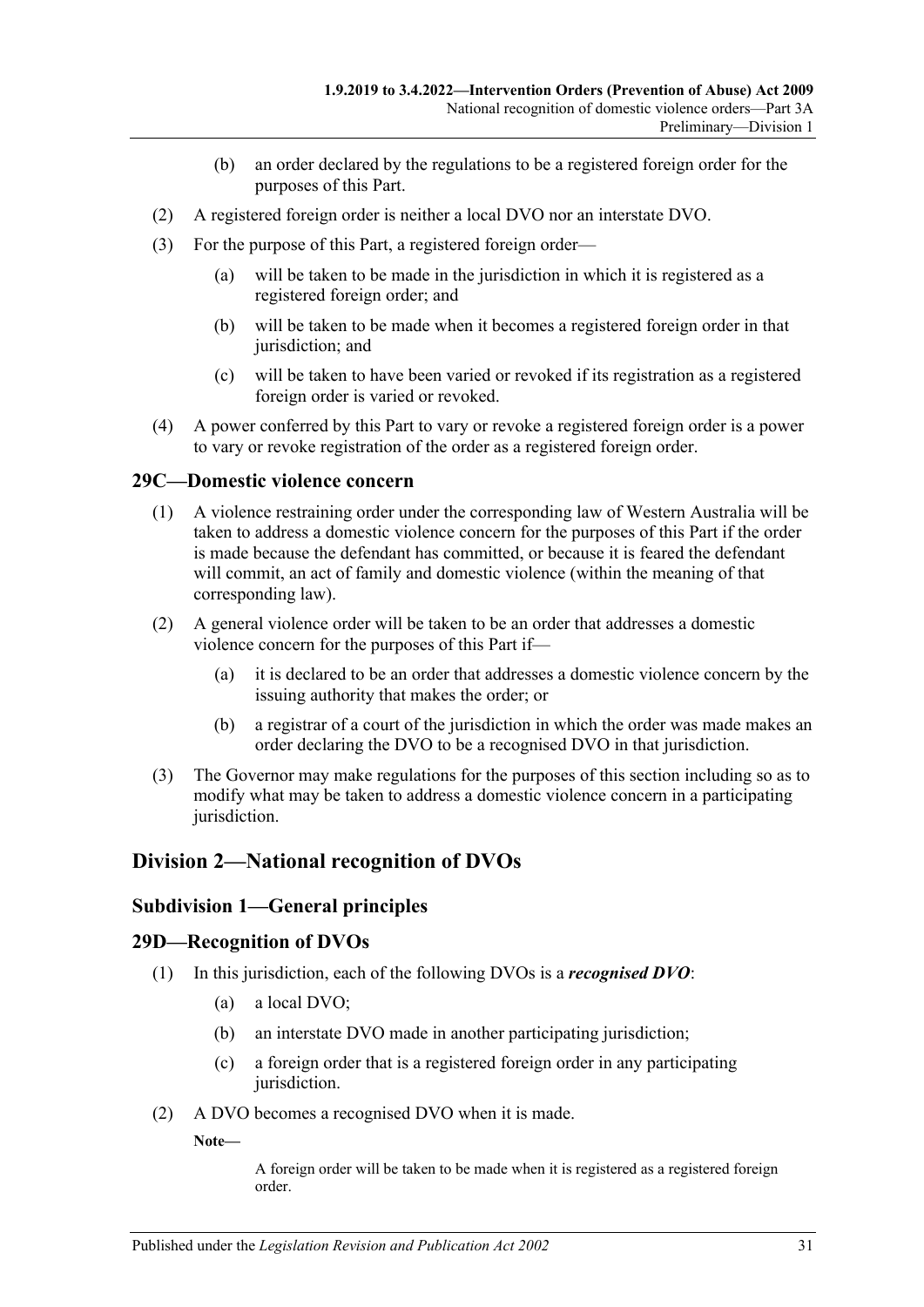(b) an order declared by the regulations to be a registered foreign order for the purposes of this Part.

(2) A registered foreign order is neither a local DVO nor an interstate DVO.

(3) For the purpose of this Part, a registered foreign order—

(a) will be taken to be made in the jurisdiction in which it is registered as a registered foreign order; and

(b) will be taken to be made when it becomes a registered foreign order in that jurisdiction; and

(c) will be taken to have been varied or revoked if its registration as a registered foreign order is varied or revoked.

(4) A power conferred by this Part to vary or revoke a registered foreign order is a power to vary or revoke registration of the order as a registered foreign order.

## 29C—Domestic violence concern

(1) A violence restraining order under the corresponding law of Western Australia will be taken to address a domestic violence concern for the purposes of this Part if the order is made because the defendant has committed, or because it is feared the defendant will commit, an act of family and domestic violence (within the meaning of that corresponding law).

(2) A general violence order will be taken to be an order that addresses a domestic violence concern for the purposes of this Part if—

(a) it is declared to be an order that addresses a domestic violence concern by the issuing authority that makes the order; or

(b) a registrar of a court of the jurisdiction in which the order was made makes an order declaring the DVO to be a recognised DVO in that jurisdiction.

(3) The Governor may make regulations for the purposes of this section including so as to modify what may be taken to address a domestic violence concern in a participating jurisdiction.

# Division 2—National recognition of DVOs

## Subdivision 1—General principles

## 29D—Recognition of DVOs

(1) In this jurisdiction, each of the following DVOs is a ***recognised DVO***:

(a) a local DVO;

(b) an interstate DVO made in another participating jurisdiction;

(c) a foreign order that is a registered foreign order in any participating jurisdiction.

(2) A DVO becomes a recognised DVO when it is made.

**Note—**

A foreign order will be taken to be made when it is registered as a registered foreign order.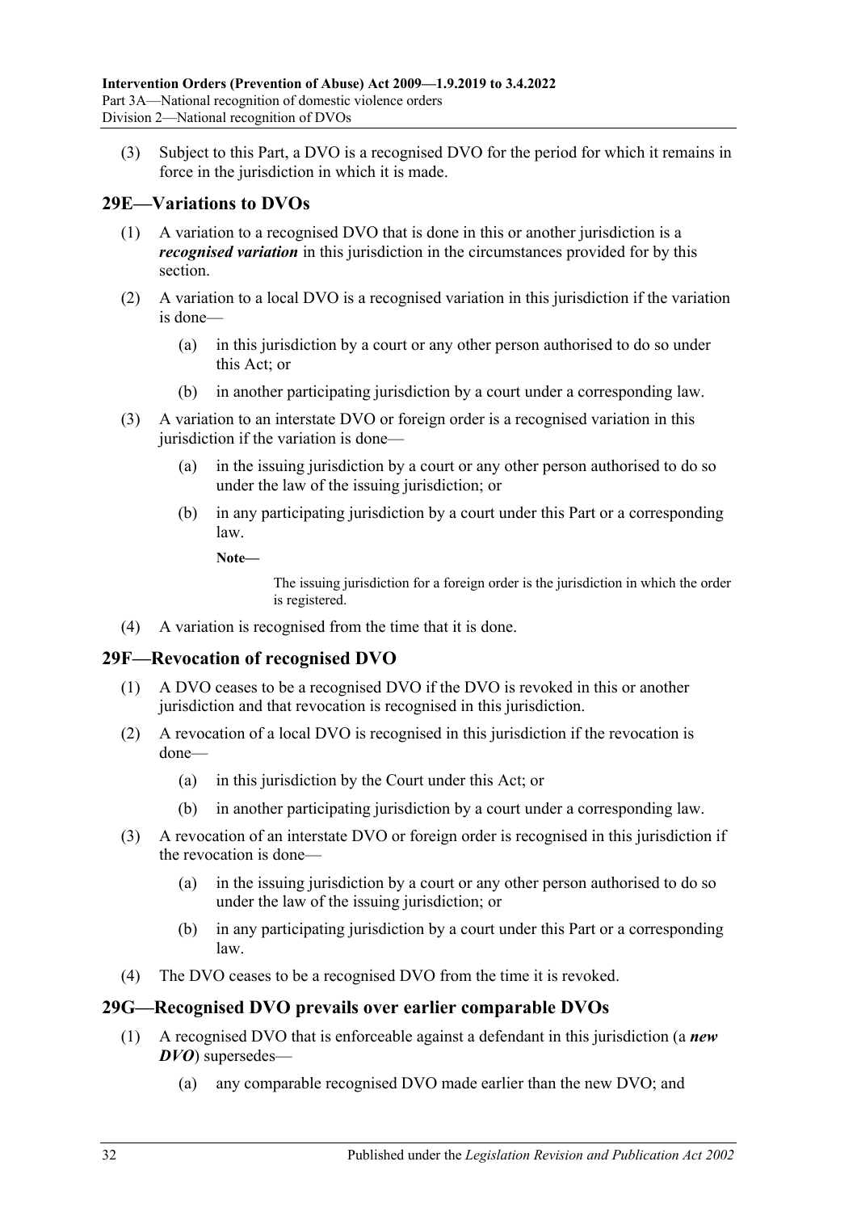(3) Subject to this Part, a DVO is a recognised DVO for the period for which it remains in force in the jurisdiction in which it is made.

## 29E—Variations to DVOs

(1) A variation to a recognised DVO that is done in this or another jurisdiction is a ***recognised variation*** in this jurisdiction in the circumstances provided for by this section.

(2) A variation to a local DVO is a recognised variation in this jurisdiction if the variation is done—

- (a) in this jurisdiction by a court or any other person authorised to do so under this Act; or
- (b) in another participating jurisdiction by a court under a corresponding law.

(3) A variation to an interstate DVO or foreign order is a recognised variation in this jurisdiction if the variation is done—

- (a) in the issuing jurisdiction by a court or any other person authorised to do so under the law of the issuing jurisdiction; or
- (b) in any participating jurisdiction by a court under this Part or a corresponding law.

**Note—**

The issuing jurisdiction for a foreign order is the jurisdiction in which the order is registered.

(4) A variation is recognised from the time that it is done.

## 29F—Revocation of recognised DVO

(1) A DVO ceases to be a recognised DVO if the DVO is revoked in this or another jurisdiction and that revocation is recognised in this jurisdiction.

(2) A revocation of a local DVO is recognised in this jurisdiction if the revocation is done—

- (a) in this jurisdiction by the Court under this Act; or
- (b) in another participating jurisdiction by a court under a corresponding law.

(3) A revocation of an interstate DVO or foreign order is recognised in this jurisdiction if the revocation is done—

- (a) in the issuing jurisdiction by a court or any other person authorised to do so under the law of the issuing jurisdiction; or
- (b) in any participating jurisdiction by a court under this Part or a corresponding law.

(4) The DVO ceases to be a recognised DVO from the time it is revoked.

## 29G—Recognised DVO prevails over earlier comparable DVOs

(1) A recognised DVO that is enforceable against a defendant in this jurisdiction (a ***new DVO***) supersedes—

- (a) any comparable recognised DVO made earlier than the new DVO; and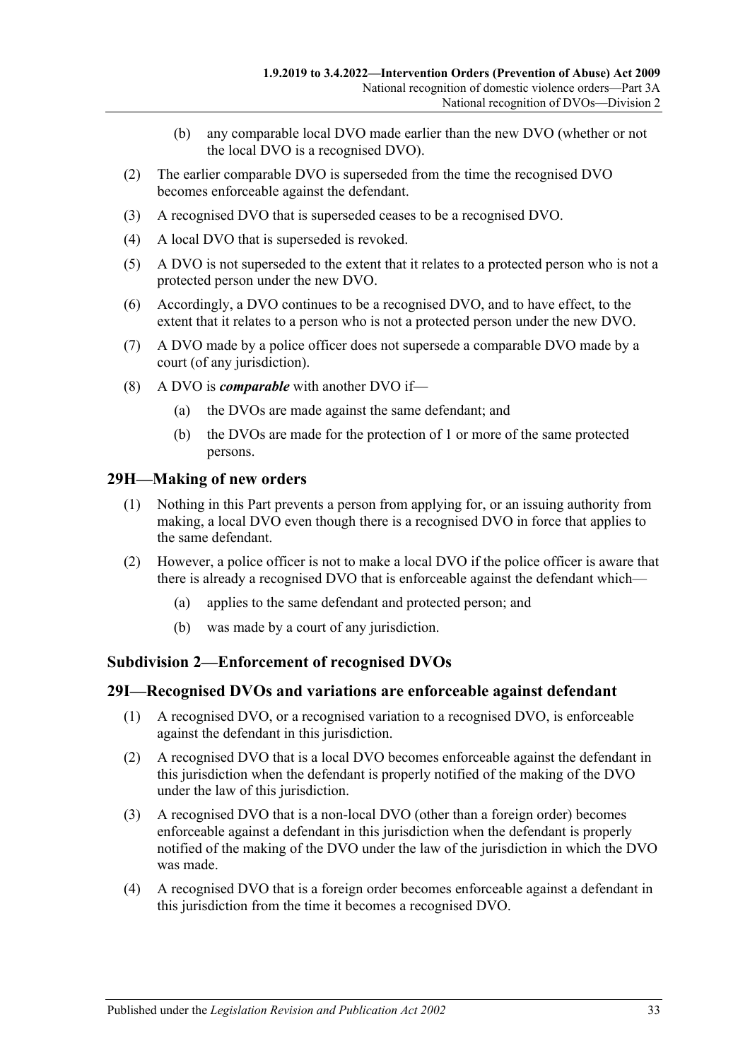(b) any comparable local DVO made earlier than the new DVO (whether or not the local DVO is a recognised DVO).

(2) The earlier comparable DVO is superseded from the time the recognised DVO becomes enforceable against the defendant.

(3) A recognised DVO that is superseded ceases to be a recognised DVO.

(4) A local DVO that is superseded is revoked.

(5) A DVO is not superseded to the extent that it relates to a protected person who is not a protected person under the new DVO.

(6) Accordingly, a DVO continues to be a recognised DVO, and to have effect, to the extent that it relates to a person who is not a protected person under the new DVO.

(7) A DVO made by a police officer does not supersede a comparable DVO made by a court (of any jurisdiction).

(8) A DVO is ***comparable*** with another DVO if—

(a) the DVOs are made against the same defendant; and

(b) the DVOs are made for the protection of 1 or more of the same protected persons.

## 29H—Making of new orders

(1) Nothing in this Part prevents a person from applying for, or an issuing authority from making, a local DVO even though there is a recognised DVO in force that applies to the same defendant.

(2) However, a police officer is not to make a local DVO if the police officer is aware that there is already a recognised DVO that is enforceable against the defendant which—

(a) applies to the same defendant and protected person; and

(b) was made by a court of any jurisdiction.

### Subdivision 2—Enforcement of recognised DVOs

## 29I—Recognised DVOs and variations are enforceable against defendant

(1) A recognised DVO, or a recognised variation to a recognised DVO, is enforceable against the defendant in this jurisdiction.

(2) A recognised DVO that is a local DVO becomes enforceable against the defendant in this jurisdiction when the defendant is properly notified of the making of the DVO under the law of this jurisdiction.

(3) A recognised DVO that is a non-local DVO (other than a foreign order) becomes enforceable against a defendant in this jurisdiction when the defendant is properly notified of the making of the DVO under the law of the jurisdiction in which the DVO was made.

(4) A recognised DVO that is a foreign order becomes enforceable against a defendant in this jurisdiction from the time it becomes a recognised DVO.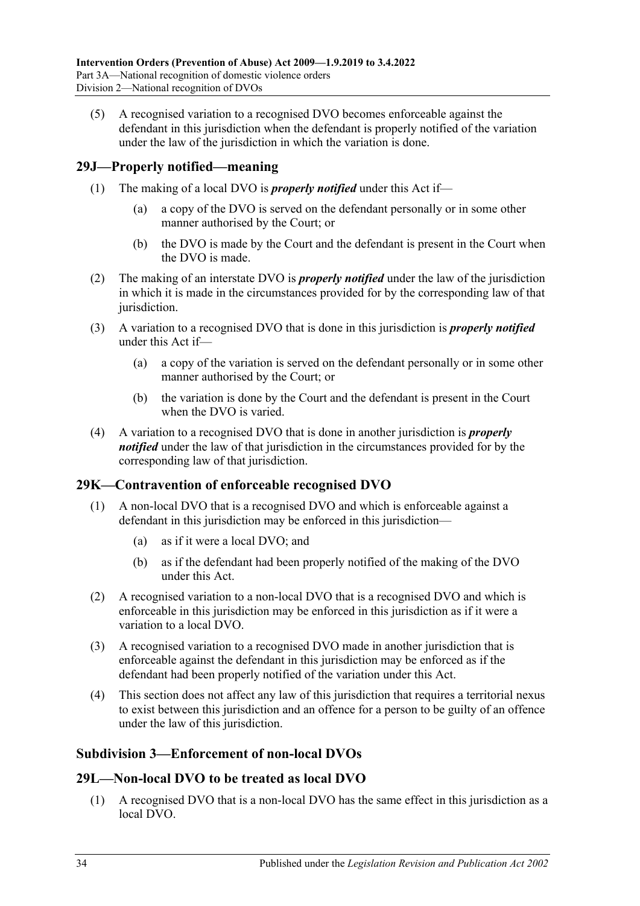(5) A recognised variation to a recognised DVO becomes enforceable against the defendant in this jurisdiction when the defendant is properly notified of the variation under the law of the jurisdiction in which the variation is done.

## 29J—Properly notified—meaning

(1) The making of a local DVO is ***properly notified*** under this Act if—

(a) a copy of the DVO is served on the defendant personally or in some other manner authorised by the Court; or

(b) the DVO is made by the Court and the defendant is present in the Court when the DVO is made.

(2) The making of an interstate DVO is ***properly notified*** under the law of the jurisdiction in which it is made in the circumstances provided for by the corresponding law of that jurisdiction.

(3) A variation to a recognised DVO that is done in this jurisdiction is ***properly notified*** under this Act if—

(a) a copy of the variation is served on the defendant personally or in some other manner authorised by the Court; or

(b) the variation is done by the Court and the defendant is present in the Court when the DVO is varied.

(4) A variation to a recognised DVO that is done in another jurisdiction is ***properly notified*** under the law of that jurisdiction in the circumstances provided for by the corresponding law of that jurisdiction.

## 29K—Contravention of enforceable recognised DVO

(1) A non-local DVO that is a recognised DVO and which is enforceable against a defendant in this jurisdiction may be enforced in this jurisdiction—

(a) as if it were a local DVO; and

(b) as if the defendant had been properly notified of the making of the DVO under this Act.

(2) A recognised variation to a non-local DVO that is a recognised DVO and which is enforceable in this jurisdiction may be enforced in this jurisdiction as if it were a variation to a local DVO.

(3) A recognised variation to a recognised DVO made in another jurisdiction that is enforceable against the defendant in this jurisdiction may be enforced as if the defendant had been properly notified of the variation under this Act.

(4) This section does not affect any law of this jurisdiction that requires a territorial nexus to exist between this jurisdiction and an offence for a person to be guilty of an offence under the law of this jurisdiction.

### Subdivision 3—Enforcement of non-local DVOs

## 29L—Non-local DVO to be treated as local DVO

(1) A recognised DVO that is a non-local DVO has the same effect in this jurisdiction as a local DVO.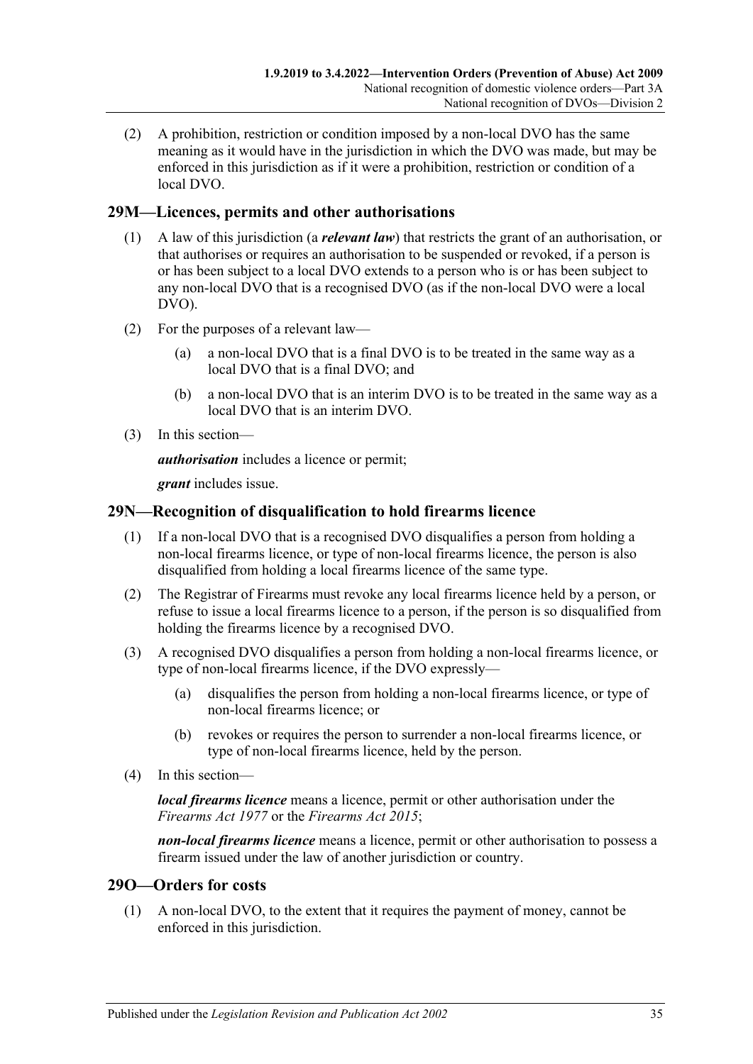(2) A prohibition, restriction or condition imposed by a non-local DVO has the same meaning as it would have in the jurisdiction in which the DVO was made, but may be enforced in this jurisdiction as if it were a prohibition, restriction or condition of a local DVO.

## 29M—Licences, permits and other authorisations

(1) A law of this jurisdiction (a ***relevant law***) that restricts the grant of an authorisation, or that authorises or requires an authorisation to be suspended or revoked, if a person is or has been subject to a local DVO extends to a person who is or has been subject to any non-local DVO that is a recognised DVO (as if the non-local DVO were a local DVO).

(2) For the purposes of a relevant law—

(a) a non-local DVO that is a final DVO is to be treated in the same way as a local DVO that is a final DVO; and

(b) a non-local DVO that is an interim DVO is to be treated in the same way as a local DVO that is an interim DVO.

(3) In this section—

***authorisation*** includes a licence or permit;

***grant*** includes issue.

## 29N—Recognition of disqualification to hold firearms licence

(1) If a non-local DVO that is a recognised DVO disqualifies a person from holding a non-local firearms licence, or type of non-local firearms licence, the person is also disqualified from holding a local firearms licence of the same type.

(2) The Registrar of Firearms must revoke any local firearms licence held by a person, or refuse to issue a local firearms licence to a person, if the person is so disqualified from holding the firearms licence by a recognised DVO.

(3) A recognised DVO disqualifies a person from holding a non-local firearms licence, or type of non-local firearms licence, if the DVO expressly—

(a) disqualifies the person from holding a non-local firearms licence, or type of non-local firearms licence; or

(b) revokes or requires the person to surrender a non-local firearms licence, or type of non-local firearms licence, held by the person.

(4) In this section—

***local firearms licence*** means a licence, permit or other authorisation under the *Firearms Act 1977* or the *Firearms Act 2015*;

***non-local firearms licence*** means a licence, permit or other authorisation to possess a firearm issued under the law of another jurisdiction or country.

## 29O—Orders for costs

(1) A non-local DVO, to the extent that it requires the payment of money, cannot be enforced in this jurisdiction.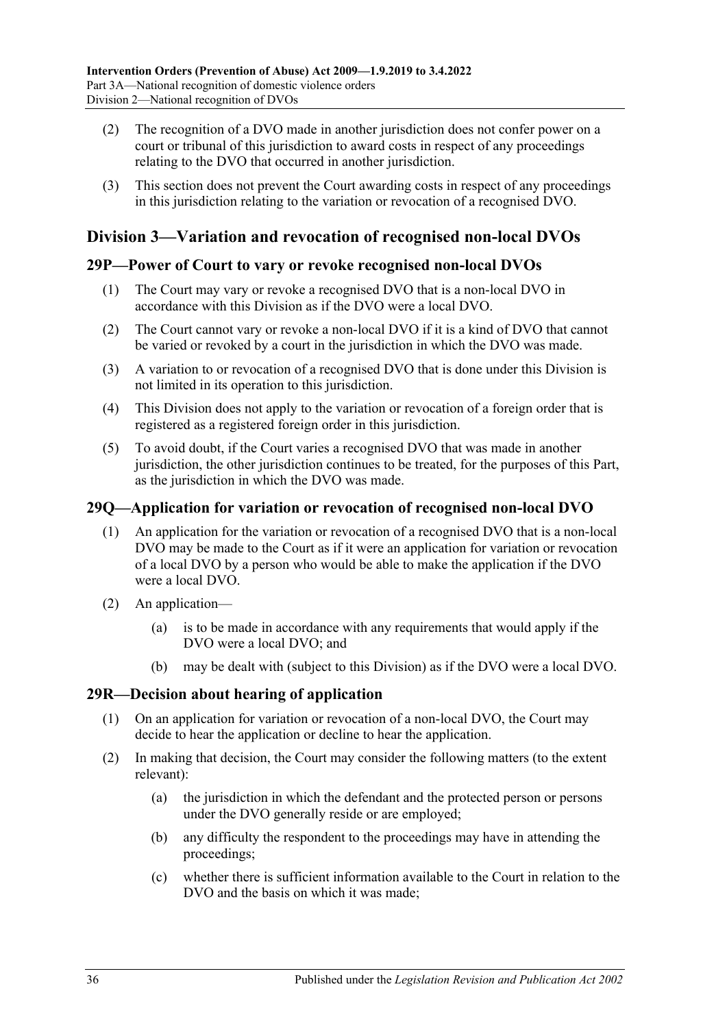(2) The recognition of a DVO made in another jurisdiction does not confer power on a court or tribunal of this jurisdiction to award costs in respect of any proceedings relating to the DVO that occurred in another jurisdiction.

(3) This section does not prevent the Court awarding costs in respect of any proceedings in this jurisdiction relating to the variation or revocation of a recognised DVO.

## Division 3—Variation and revocation of recognised non-local DVOs

### 29P—Power of Court to vary or revoke recognised non-local DVOs

(1) The Court may vary or revoke a recognised DVO that is a non-local DVO in accordance with this Division as if the DVO were a local DVO.

(2) The Court cannot vary or revoke a non-local DVO if it is a kind of DVO that cannot be varied or revoked by a court in the jurisdiction in which the DVO was made.

(3) A variation to or revocation of a recognised DVO that is done under this Division is not limited in its operation to this jurisdiction.

(4) This Division does not apply to the variation or revocation of a foreign order that is registered as a registered foreign order in this jurisdiction.

(5) To avoid doubt, if the Court varies a recognised DVO that was made in another jurisdiction, the other jurisdiction continues to be treated, for the purposes of this Part, as the jurisdiction in which the DVO was made.

### 29Q—Application for variation or revocation of recognised non-local DVO

(1) An application for the variation or revocation of a recognised DVO that is a non-local DVO may be made to the Court as if it were an application for variation or revocation of a local DVO by a person who would be able to make the application if the DVO were a local DVO.

(2) An application—

(a) is to be made in accordance with any requirements that would apply if the DVO were a local DVO; and

(b) may be dealt with (subject to this Division) as if the DVO were a local DVO.

### 29R—Decision about hearing of application

(1) On an application for variation or revocation of a non-local DVO, the Court may decide to hear the application or decline to hear the application.

(2) In making that decision, the Court may consider the following matters (to the extent relevant):

(a) the jurisdiction in which the defendant and the protected person or persons under the DVO generally reside or are employed;

(b) any difficulty the respondent to the proceedings may have in attending the proceedings;

(c) whether there is sufficient information available to the Court in relation to the DVO and the basis on which it was made;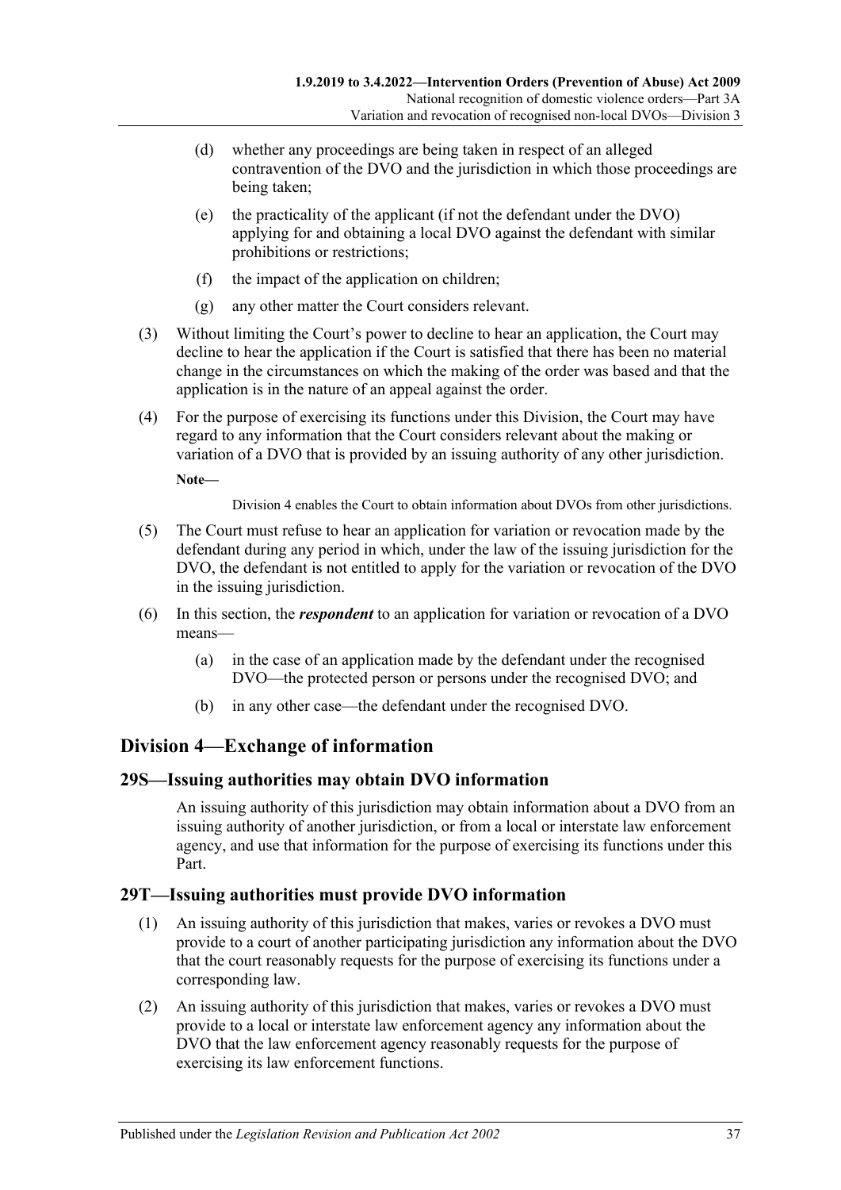(d) whether any proceedings are being taken in respect of an alleged contravention of the DVO and the jurisdiction in which those proceedings are being taken;

(e) the practicality of the applicant (if not the defendant under the DVO) applying for and obtaining a local DVO against the defendant with similar prohibitions or restrictions;

(f) the impact of the application on children;

(g) any other matter the Court considers relevant.

(3) Without limiting the Court's power to decline to hear an application, the Court may decline to hear the application if the Court is satisfied that there has been no material change in the circumstances on which the making of the order was based and that the application is in the nature of an appeal against the order.

(4) For the purpose of exercising its functions under this Division, the Court may have regard to any information that the Court considers relevant about the making or variation of a DVO that is provided by an issuing authority of any other jurisdiction.

**Note—**

Division 4 enables the Court to obtain information about DVOs from other jurisdictions.

(5) The Court must refuse to hear an application for variation or revocation made by the defendant during any period in which, under the law of the issuing jurisdiction for the DVO, the defendant is not entitled to apply for the variation or revocation of the DVO in the issuing jurisdiction.

(6) In this section, the ***respondent*** to an application for variation or revocation of a DVO means—

(a) in the case of an application made by the defendant under the recognised DVO—the protected person or persons under the recognised DVO; and

(b) in any other case—the defendant under the recognised DVO.

## Division 4—Exchange of information

### 29S—Issuing authorities may obtain DVO information

An issuing authority of this jurisdiction may obtain information about a DVO from an issuing authority of another jurisdiction, or from a local or interstate law enforcement agency, and use that information for the purpose of exercising its functions under this Part.

### 29T—Issuing authorities must provide DVO information

(1) An issuing authority of this jurisdiction that makes, varies or revokes a DVO must provide to a court of another participating jurisdiction any information about the DVO that the court reasonably requests for the purpose of exercising its functions under a corresponding law.

(2) An issuing authority of this jurisdiction that makes, varies or revokes a DVO must provide to a local or interstate law enforcement agency any information about the DVO that the law enforcement agency reasonably requests for the purpose of exercising its law enforcement functions.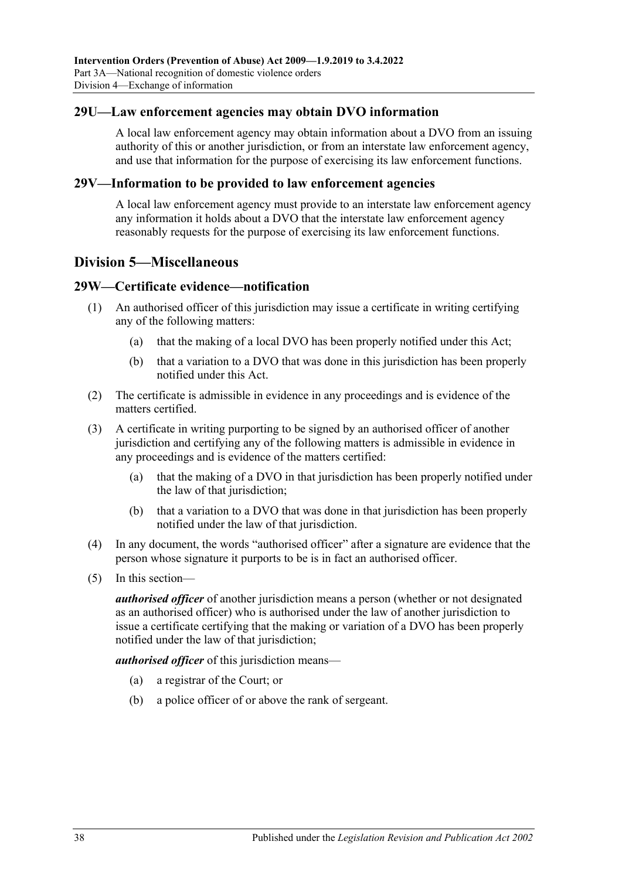### 29U—Law enforcement agencies may obtain DVO information

A local law enforcement agency may obtain information about a DVO from an issuing authority of this or another jurisdiction, or from an interstate law enforcement agency, and use that information for the purpose of exercising its law enforcement functions.

### 29V—Information to be provided to law enforcement agencies

A local law enforcement agency must provide to an interstate law enforcement agency any information it holds about a DVO that the interstate law enforcement agency reasonably requests for the purpose of exercising its law enforcement functions.

## Division 5—Miscellaneous

### 29W—Certificate evidence—notification

(1) An authorised officer of this jurisdiction may issue a certificate in writing certifying any of the following matters:

(a) that the making of a local DVO has been properly notified under this Act;

(b) that a variation to a DVO that was done in this jurisdiction has been properly notified under this Act.

(2) The certificate is admissible in evidence in any proceedings and is evidence of the matters certified.

(3) A certificate in writing purporting to be signed by an authorised officer of another jurisdiction and certifying any of the following matters is admissible in evidence in any proceedings and is evidence of the matters certified:

(a) that the making of a DVO in that jurisdiction has been properly notified under the law of that jurisdiction;

(b) that a variation to a DVO that was done in that jurisdiction has been properly notified under the law of that jurisdiction.

(4) In any document, the words "authorised officer" after a signature are evidence that the person whose signature it purports to be is in fact an authorised officer.

(5) In this section—

***authorised officer*** of another jurisdiction means a person (whether or not designated as an authorised officer) who is authorised under the law of another jurisdiction to issue a certificate certifying that the making or variation of a DVO has been properly notified under the law of that jurisdiction;

***authorised officer*** of this jurisdiction means—

(a) a registrar of the Court; or

(b) a police officer of or above the rank of sergeant.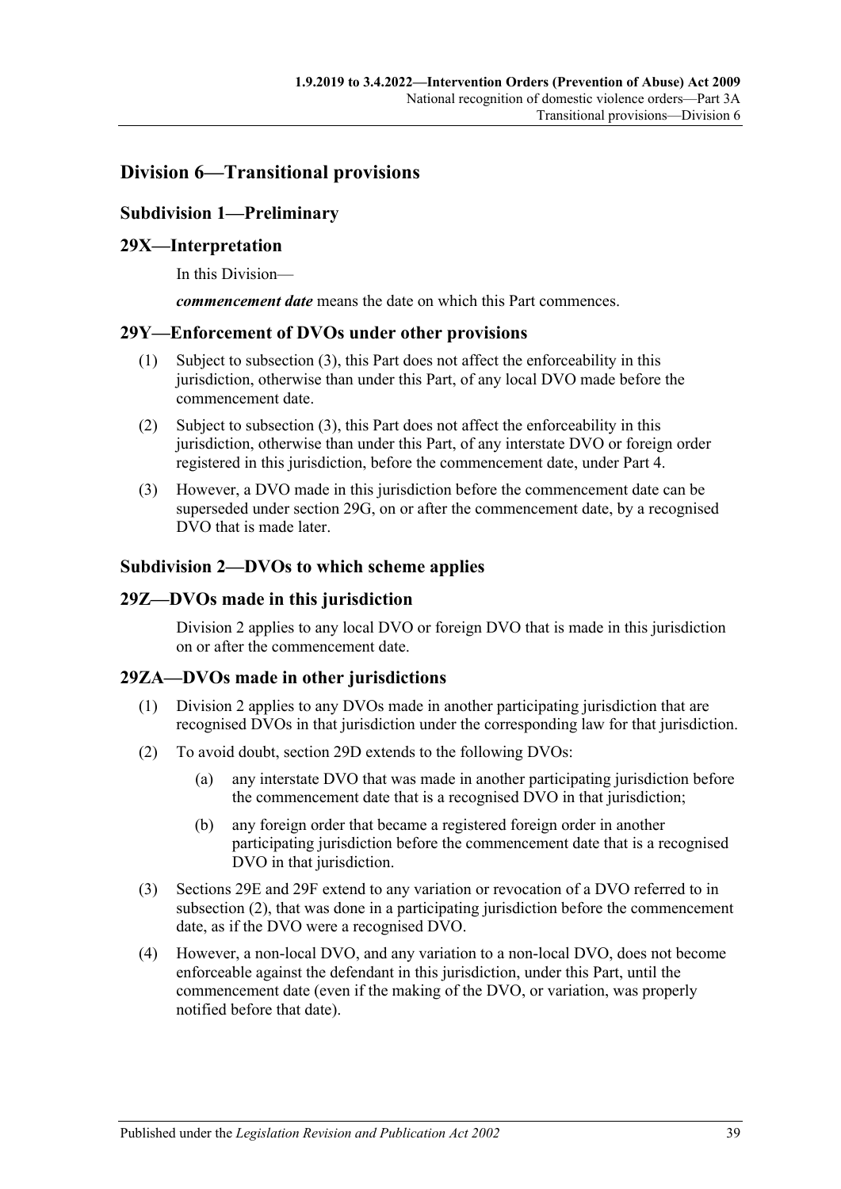## Division 6—Transitional provisions

### Subdivision 1—Preliminary

### 29X—Interpretation

In this Division—

***commencement date*** means the date on which this Part commences.

### 29Y—Enforcement of DVOs under other provisions

(1) Subject to subsection (3), this Part does not affect the enforceability in this jurisdiction, otherwise than under this Part, of any local DVO made before the commencement date.

(2) Subject to subsection (3), this Part does not affect the enforceability in this jurisdiction, otherwise than under this Part, of any interstate DVO or foreign order registered in this jurisdiction, before the commencement date, under Part 4.

(3) However, a DVO made in this jurisdiction before the commencement date can be superseded under section 29G, on or after the commencement date, by a recognised DVO that is made later.

### Subdivision 2—DVOs to which scheme applies

### 29Z—DVOs made in this jurisdiction

Division 2 applies to any local DVO or foreign DVO that is made in this jurisdiction on or after the commencement date.

### 29ZA—DVOs made in other jurisdictions

(1) Division 2 applies to any DVOs made in another participating jurisdiction that are recognised DVOs in that jurisdiction under the corresponding law for that jurisdiction.

(2) To avoid doubt, section 29D extends to the following DVOs:

(a) any interstate DVO that was made in another participating jurisdiction before the commencement date that is a recognised DVO in that jurisdiction;

(b) any foreign order that became a registered foreign order in another participating jurisdiction before the commencement date that is a recognised DVO in that jurisdiction.

(3) Sections 29E and 29F extend to any variation or revocation of a DVO referred to in subsection (2), that was done in a participating jurisdiction before the commencement date, as if the DVO were a recognised DVO.

(4) However, a non-local DVO, and any variation to a non-local DVO, does not become enforceable against the defendant in this jurisdiction, under this Part, until the commencement date (even if the making of the DVO, or variation, was properly notified before that date).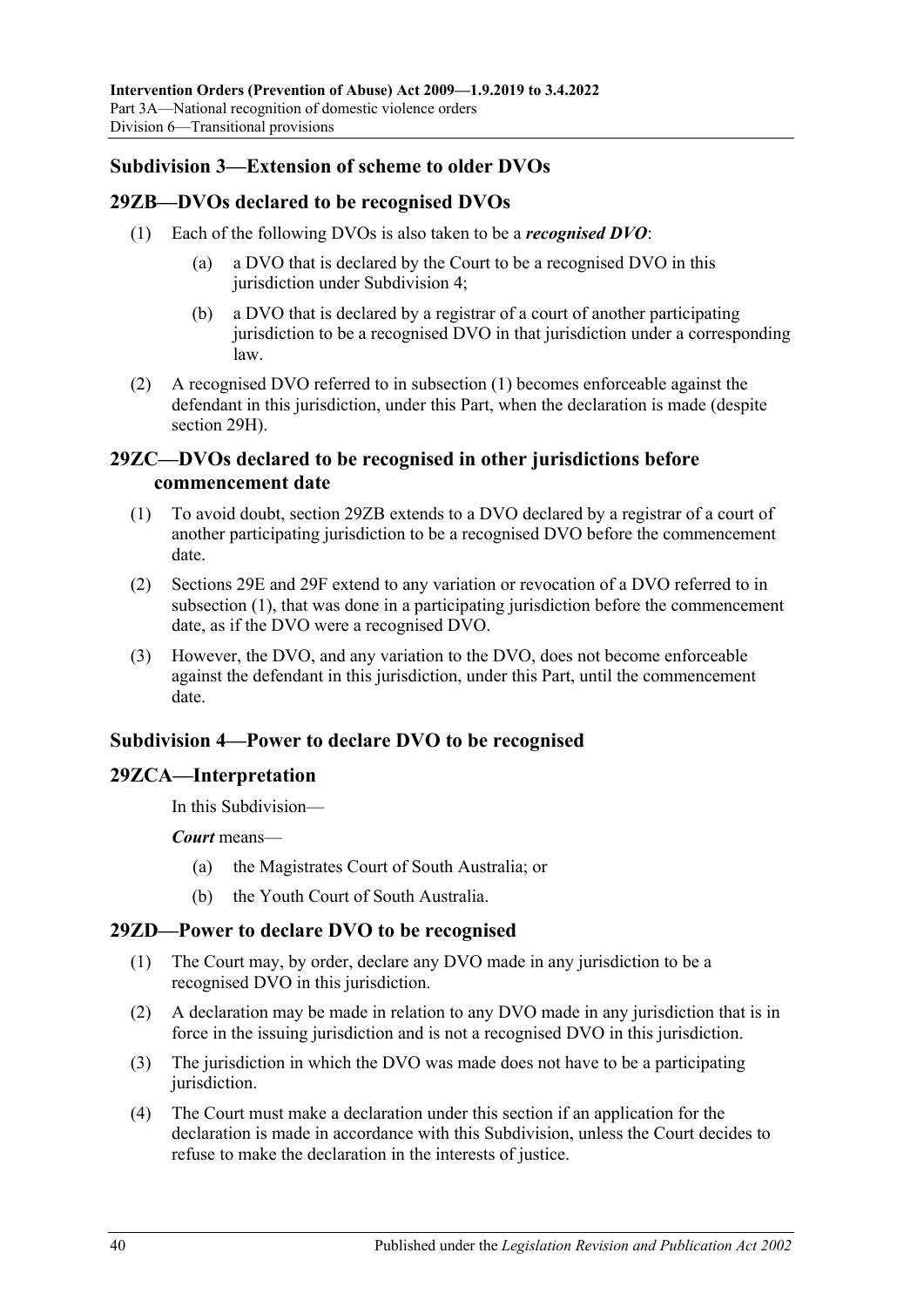## Subdivision 3—Extension of scheme to older DVOs

### 29ZB—DVOs declared to be recognised DVOs

(1) Each of the following DVOs is also taken to be a ***recognised DVO***:

(a) a DVO that is declared by the Court to be a recognised DVO in this jurisdiction under Subdivision 4;

(b) a DVO that is declared by a registrar of a court of another participating jurisdiction to be a recognised DVO in that jurisdiction under a corresponding law.

(2) A recognised DVO referred to in subsection (1) becomes enforceable against the defendant in this jurisdiction, under this Part, when the declaration is made (despite section 29H).

### 29ZC—DVOs declared to be recognised in other jurisdictions before commencement date

(1) To avoid doubt, section 29ZB extends to a DVO declared by a registrar of a court of another participating jurisdiction to be a recognised DVO before the commencement date.

(2) Sections 29E and 29F extend to any variation or revocation of a DVO referred to in subsection (1), that was done in a participating jurisdiction before the commencement date, as if the DVO were a recognised DVO.

(3) However, the DVO, and any variation to the DVO, does not become enforceable against the defendant in this jurisdiction, under this Part, until the commencement date.

## Subdivision 4—Power to declare DVO to be recognised

### 29ZCA—Interpretation

In this Subdivision—

***Court*** means—

(a) the Magistrates Court of South Australia; or

(b) the Youth Court of South Australia.

### 29ZD—Power to declare DVO to be recognised

(1) The Court may, by order, declare any DVO made in any jurisdiction to be a recognised DVO in this jurisdiction.

(2) A declaration may be made in relation to any DVO made in any jurisdiction that is in force in the issuing jurisdiction and is not a recognised DVO in this jurisdiction.

(3) The jurisdiction in which the DVO was made does not have to be a participating jurisdiction.

(4) The Court must make a declaration under this section if an application for the declaration is made in accordance with this Subdivision, unless the Court decides to refuse to make the declaration in the interests of justice.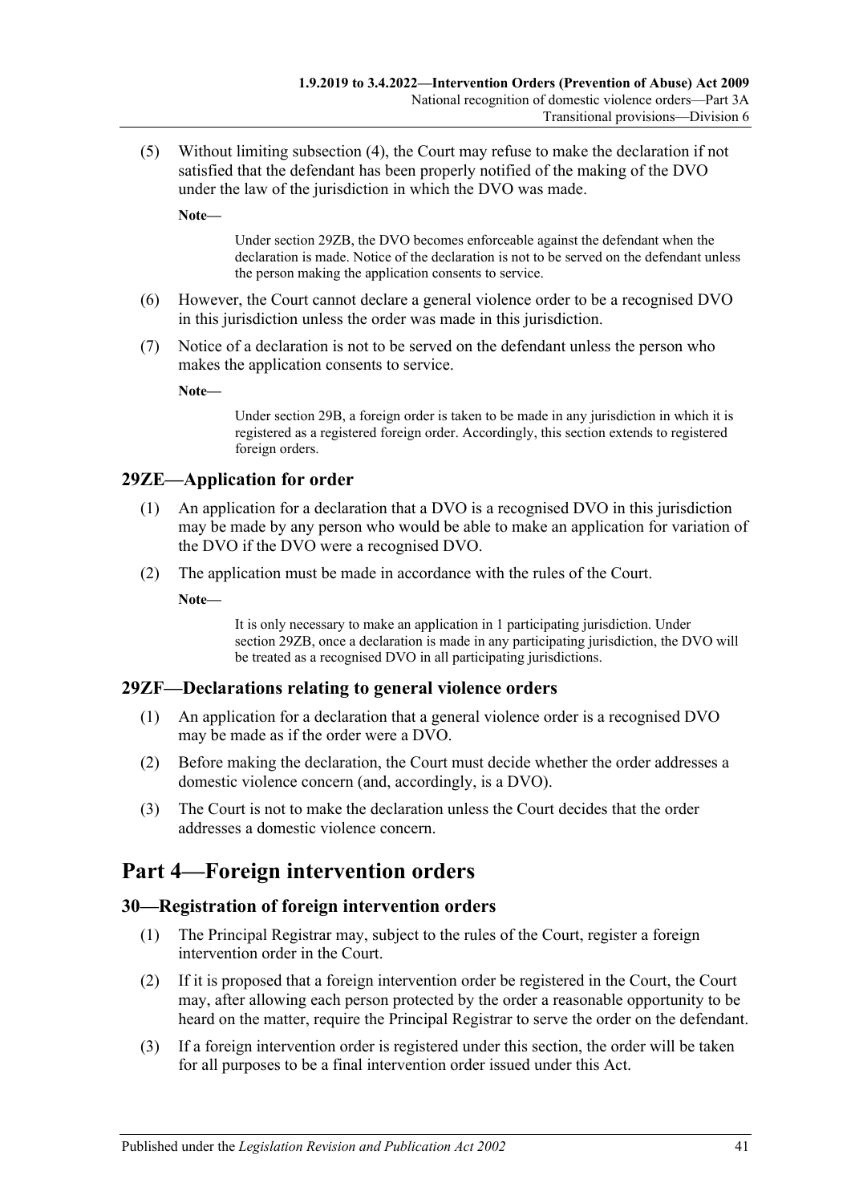(5) Without limiting subsection (4), the Court may refuse to make the declaration if not satisfied that the defendant has been properly notified of the making of the DVO under the law of the jurisdiction in which the DVO was made.

**Note—**

> Under section 29ZB, the DVO becomes enforceable against the defendant when the declaration is made. Notice of the declaration is not to be served on the defendant unless the person making the application consents to service.

(6) However, the Court cannot declare a general violence order to be a recognised DVO in this jurisdiction unless the order was made in this jurisdiction.

(7) Notice of a declaration is not to be served on the defendant unless the person who makes the application consents to service.

**Note—**

> Under section 29B, a foreign order is taken to be made in any jurisdiction in which it is registered as a registered foreign order. Accordingly, this section extends to registered foreign orders.

### 29ZE—Application for order

(1) An application for a declaration that a DVO is a recognised DVO in this jurisdiction may be made by any person who would be able to make an application for variation of the DVO if the DVO were a recognised DVO.

(2) The application must be made in accordance with the rules of the Court.

**Note—**

> It is only necessary to make an application in 1 participating jurisdiction. Under section 29ZB, once a declaration is made in any participating jurisdiction, the DVO will be treated as a recognised DVO in all participating jurisdictions.

### 29ZF—Declarations relating to general violence orders

(1) An application for a declaration that a general violence order is a recognised DVO may be made as if the order were a DVO.

(2) Before making the declaration, the Court must decide whether the order addresses a domestic violence concern (and, accordingly, is a DVO).

(3) The Court is not to make the declaration unless the Court decides that the order addresses a domestic violence concern.

## Part 4—Foreign intervention orders

### 30—Registration of foreign intervention orders

(1) The Principal Registrar may, subject to the rules of the Court, register a foreign intervention order in the Court.

(2) If it is proposed that a foreign intervention order be registered in the Court, the Court may, after allowing each person protected by the order a reasonable opportunity to be heard on the matter, require the Principal Registrar to serve the order on the defendant.

(3) If a foreign intervention order is registered under this section, the order will be taken for all purposes to be a final intervention order issued under this Act.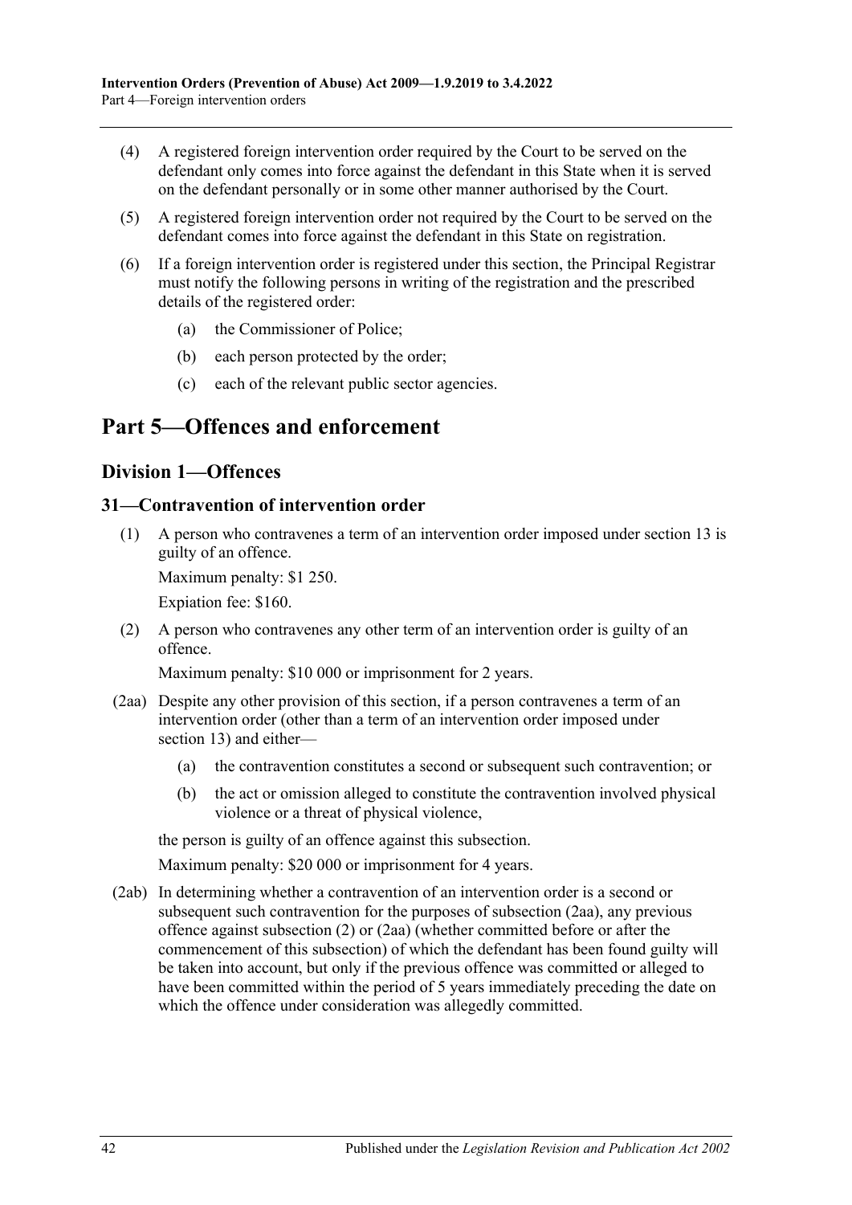(4) A registered foreign intervention order required by the Court to be served on the defendant only comes into force against the defendant in this State when it is served on the defendant personally or in some other manner authorised by the Court.

(5) A registered foreign intervention order not required by the Court to be served on the defendant comes into force against the defendant in this State on registration.

(6) If a foreign intervention order is registered under this section, the Principal Registrar must notify the following persons in writing of the registration and the prescribed details of the registered order:

(a) the Commissioner of Police;

(b) each person protected by the order;

(c) each of the relevant public sector agencies.

# Part 5—Offences and enforcement

## Division 1—Offences

### 31—Contravention of intervention order

(1) A person who contravenes a term of an intervention order imposed under section 13 is guilty of an offence.

Maximum penalty: $1 250.

Expiation fee: $160.

(2) A person who contravenes any other term of an intervention order is guilty of an offence.

Maximum penalty: $10 000 or imprisonment for 2 years.

(2aa) Despite any other provision of this section, if a person contravenes a term of an intervention order (other than a term of an intervention order imposed under section 13) and either—

(a) the contravention constitutes a second or subsequent such contravention; or

(b) the act or omission alleged to constitute the contravention involved physical violence or a threat of physical violence,

the person is guilty of an offence against this subsection.

Maximum penalty: $20 000 or imprisonment for 4 years.

(2ab) In determining whether a contravention of an intervention order is a second or subsequent such contravention for the purposes of subsection (2aa), any previous offence against subsection (2) or (2aa) (whether committed before or after the commencement of this subsection) of which the defendant has been found guilty will be taken into account, but only if the previous offence was committed or alleged to have been committed within the period of 5 years immediately preceding the date on which the offence under consideration was allegedly committed.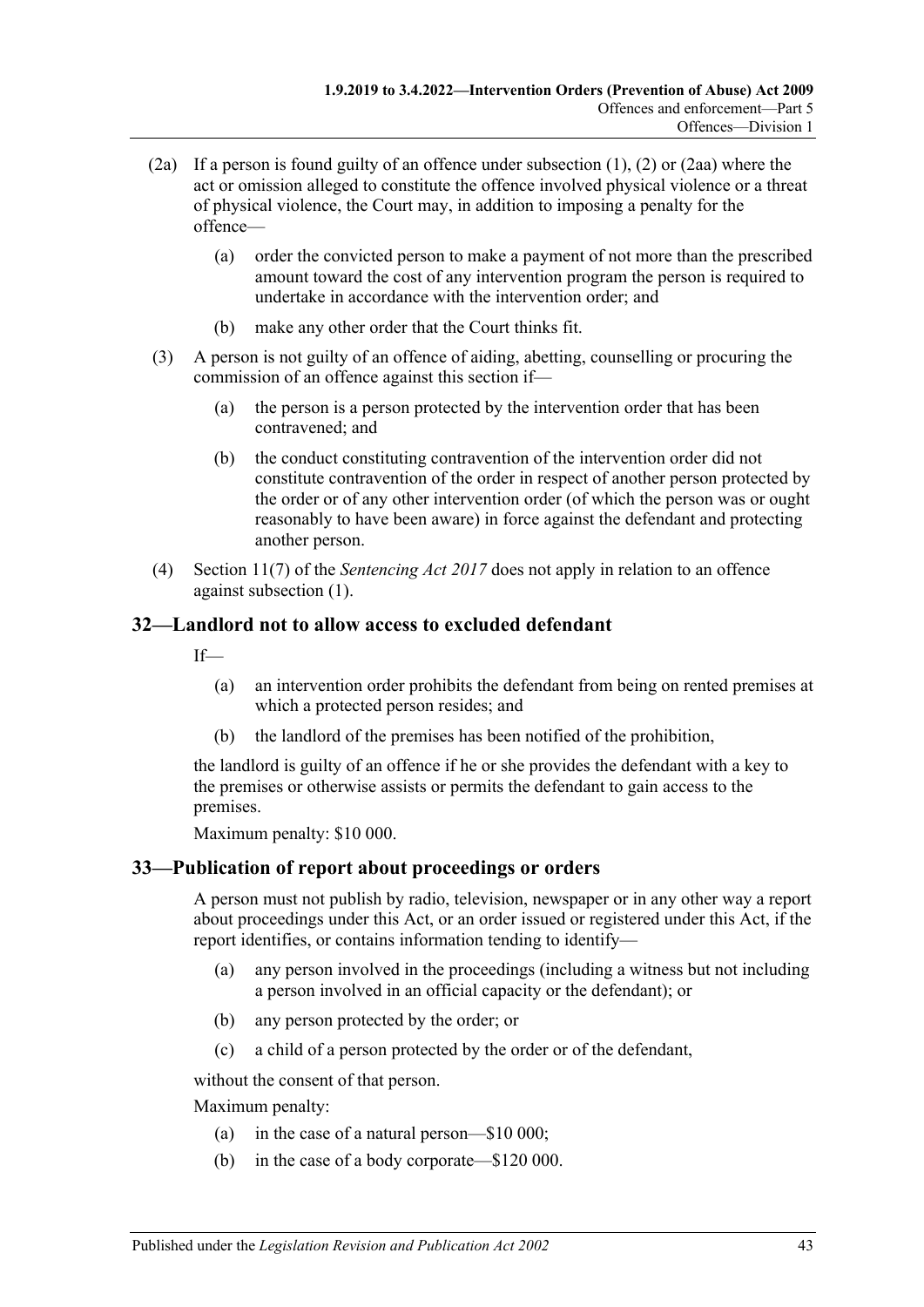(2a) If a person is found guilty of an offence under subsection (1), (2) or (2aa) where the act or omission alleged to constitute the offence involved physical violence or a threat of physical violence, the Court may, in addition to imposing a penalty for the offence—

- (a) order the convicted person to make a payment of not more than the prescribed amount toward the cost of any intervention program the person is required to undertake in accordance with the intervention order; and
- (b) make any other order that the Court thinks fit.

(3) A person is not guilty of an offence of aiding, abetting, counselling or procuring the commission of an offence against this section if—

- (a) the person is a person protected by the intervention order that has been contravened; and
- (b) the conduct constituting contravention of the intervention order did not constitute contravention of the order in respect of another person protected by the order or of any other intervention order (of which the person was or ought reasonably to have been aware) in force against the defendant and protecting another person.

(4) Section 11(7) of the *Sentencing Act 2017* does not apply in relation to an offence against subsection (1).

## 32—Landlord not to allow access to excluded defendant

If—

- (a) an intervention order prohibits the defendant from being on rented premises at which a protected person resides; and
- (b) the landlord of the premises has been notified of the prohibition,

the landlord is guilty of an offence if he or she provides the defendant with a key to the premises or otherwise assists or permits the defendant to gain access to the premises.

Maximum penalty: $10 000.

## 33—Publication of report about proceedings or orders

A person must not publish by radio, television, newspaper or in any other way a report about proceedings under this Act, or an order issued or registered under this Act, if the report identifies, or contains information tending to identify—

- (a) any person involved in the proceedings (including a witness but not including a person involved in an official capacity or the defendant); or
- (b) any person protected by the order; or
- (c) a child of a person protected by the order or of the defendant,

without the consent of that person.

Maximum penalty:

- (a) in the case of a natural person—$10 000;
- (b) in the case of a body corporate—$120 000.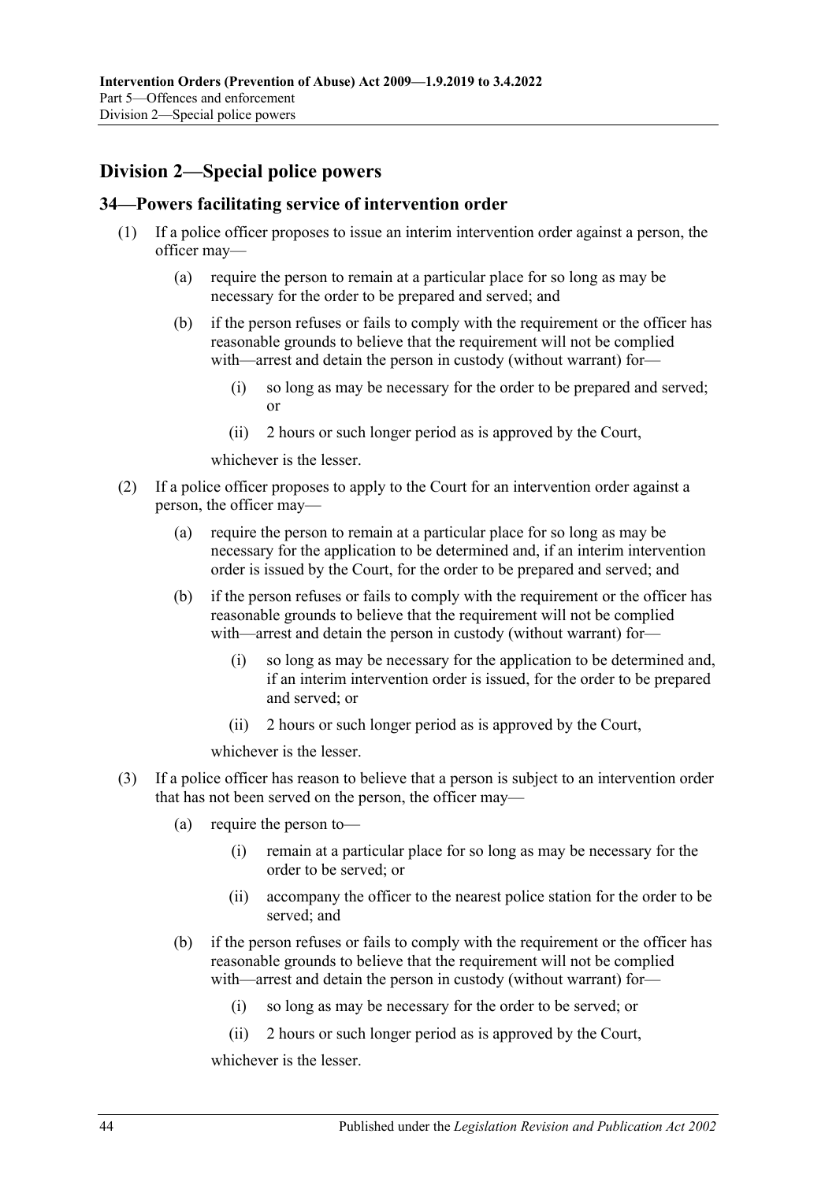## Division 2—Special police powers

### 34—Powers facilitating service of intervention order

(1) If a police officer proposes to issue an interim intervention order against a person, the officer may—

   (a) require the person to remain at a particular place for so long as may be necessary for the order to be prepared and served; and

   (b) if the person refuses or fails to comply with the requirement or the officer has reasonable grounds to believe that the requirement will not be complied with—arrest and detain the person in custody (without warrant) for—

      (i) so long as may be necessary for the order to be prepared and served; or

      (ii) 2 hours or such longer period as is approved by the Court,

   whichever is the lesser.

(2) If a police officer proposes to apply to the Court for an intervention order against a person, the officer may—

   (a) require the person to remain at a particular place for so long as may be necessary for the application to be determined and, if an interim intervention order is issued by the Court, for the order to be prepared and served; and

   (b) if the person refuses or fails to comply with the requirement or the officer has reasonable grounds to believe that the requirement will not be complied with—arrest and detain the person in custody (without warrant) for—

      (i) so long as may be necessary for the application to be determined and, if an interim intervention order is issued, for the order to be prepared and served; or

      (ii) 2 hours or such longer period as is approved by the Court,

   whichever is the lesser.

(3) If a police officer has reason to believe that a person is subject to an intervention order that has not been served on the person, the officer may—

   (a) require the person to—

      (i) remain at a particular place for so long as may be necessary for the order to be served; or

      (ii) accompany the officer to the nearest police station for the order to be served; and

   (b) if the person refuses or fails to comply with the requirement or the officer has reasonable grounds to believe that the requirement will not be complied with—arrest and detain the person in custody (without warrant) for—

      (i) so long as may be necessary for the order to be served; or

      (ii) 2 hours or such longer period as is approved by the Court,

   whichever is the lesser.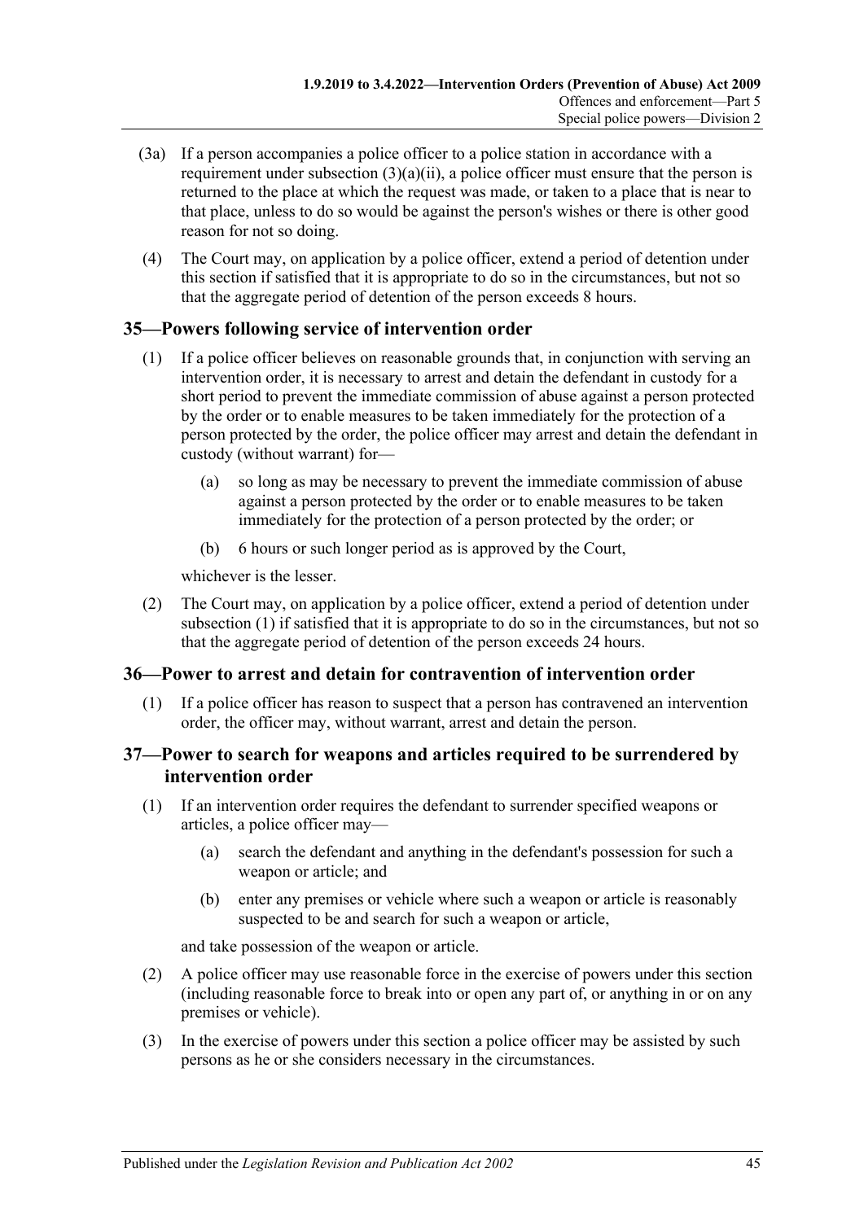(3a) If a person accompanies a police officer to a police station in accordance with a requirement under subsection (3)(a)(ii), a police officer must ensure that the person is returned to the place at which the request was made, or taken to a place that is near to that place, unless to do so would be against the person's wishes or there is other good reason for not so doing.

(4) The Court may, on application by a police officer, extend a period of detention under this section if satisfied that it is appropriate to do so in the circumstances, but not so that the aggregate period of detention of the person exceeds 8 hours.

## 35—Powers following service of intervention order

(1) If a police officer believes on reasonable grounds that, in conjunction with serving an intervention order, it is necessary to arrest and detain the defendant in custody for a short period to prevent the immediate commission of abuse against a person protected by the order or to enable measures to be taken immediately for the protection of a person protected by the order, the police officer may arrest and detain the defendant in custody (without warrant) for—

- (a) so long as may be necessary to prevent the immediate commission of abuse against a person protected by the order or to enable measures to be taken immediately for the protection of a person protected by the order; or
- (b) 6 hours or such longer period as is approved by the Court,

whichever is the lesser.

(2) The Court may, on application by a police officer, extend a period of detention under subsection (1) if satisfied that it is appropriate to do so in the circumstances, but not so that the aggregate period of detention of the person exceeds 24 hours.

## 36—Power to arrest and detain for contravention of intervention order

(1) If a police officer has reason to suspect that a person has contravened an intervention order, the officer may, without warrant, arrest and detain the person.

## 37—Power to search for weapons and articles required to be surrendered by intervention order

(1) If an intervention order requires the defendant to surrender specified weapons or articles, a police officer may—

- (a) search the defendant and anything in the defendant's possession for such a weapon or article; and
- (b) enter any premises or vehicle where such a weapon or article is reasonably suspected to be and search for such a weapon or article,

and take possession of the weapon or article.

(2) A police officer may use reasonable force in the exercise of powers under this section (including reasonable force to break into or open any part of, or anything in or on any premises or vehicle).

(3) In the exercise of powers under this section a police officer may be assisted by such persons as he or she considers necessary in the circumstances.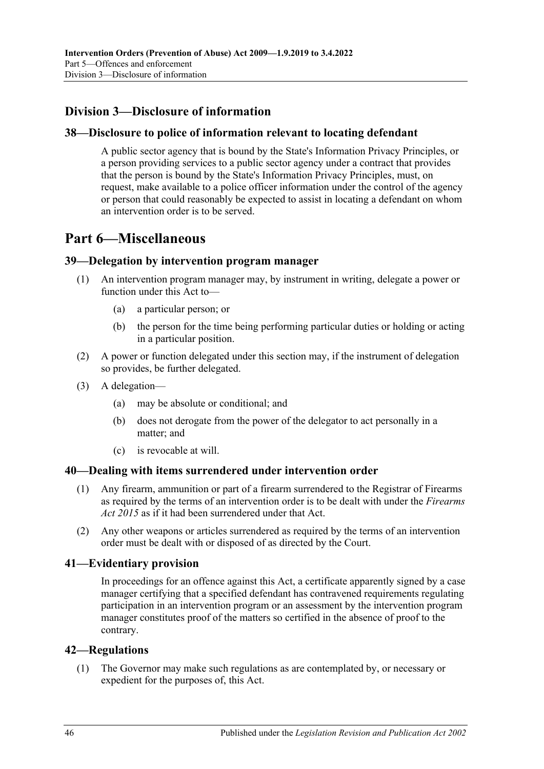## Division 3—Disclosure of information

### 38—Disclosure to police of information relevant to locating defendant

A public sector agency that is bound by the State's Information Privacy Principles, or a person providing services to a public sector agency under a contract that provides that the person is bound by the State's Information Privacy Principles, must, on request, make available to a police officer information under the control of the agency or person that could reasonably be expected to assist in locating a defendant on whom an intervention order is to be served.

# Part 6—Miscellaneous

### 39—Delegation by intervention program manager

(1) An intervention program manager may, by instrument in writing, delegate a power or function under this Act to—

  (a) a particular person; or

  (b) the person for the time being performing particular duties or holding or acting in a particular position.

(2) A power or function delegated under this section may, if the instrument of delegation so provides, be further delegated.

(3) A delegation—

  (a) may be absolute or conditional; and

  (b) does not derogate from the power of the delegator to act personally in a matter; and

  (c) is revocable at will.

### 40—Dealing with items surrendered under intervention order

(1) Any firearm, ammunition or part of a firearm surrendered to the Registrar of Firearms as required by the terms of an intervention order is to be dealt with under the *Firearms Act 2015* as if it had been surrendered under that Act.

(2) Any other weapons or articles surrendered as required by the terms of an intervention order must be dealt with or disposed of as directed by the Court.

### 41—Evidentiary provision

In proceedings for an offence against this Act, a certificate apparently signed by a case manager certifying that a specified defendant has contravened requirements regulating participation in an intervention program or an assessment by the intervention program manager constitutes proof of the matters so certified in the absence of proof to the contrary.

### 42—Regulations

(1) The Governor may make such regulations as are contemplated by, or necessary or expedient for the purposes of, this Act.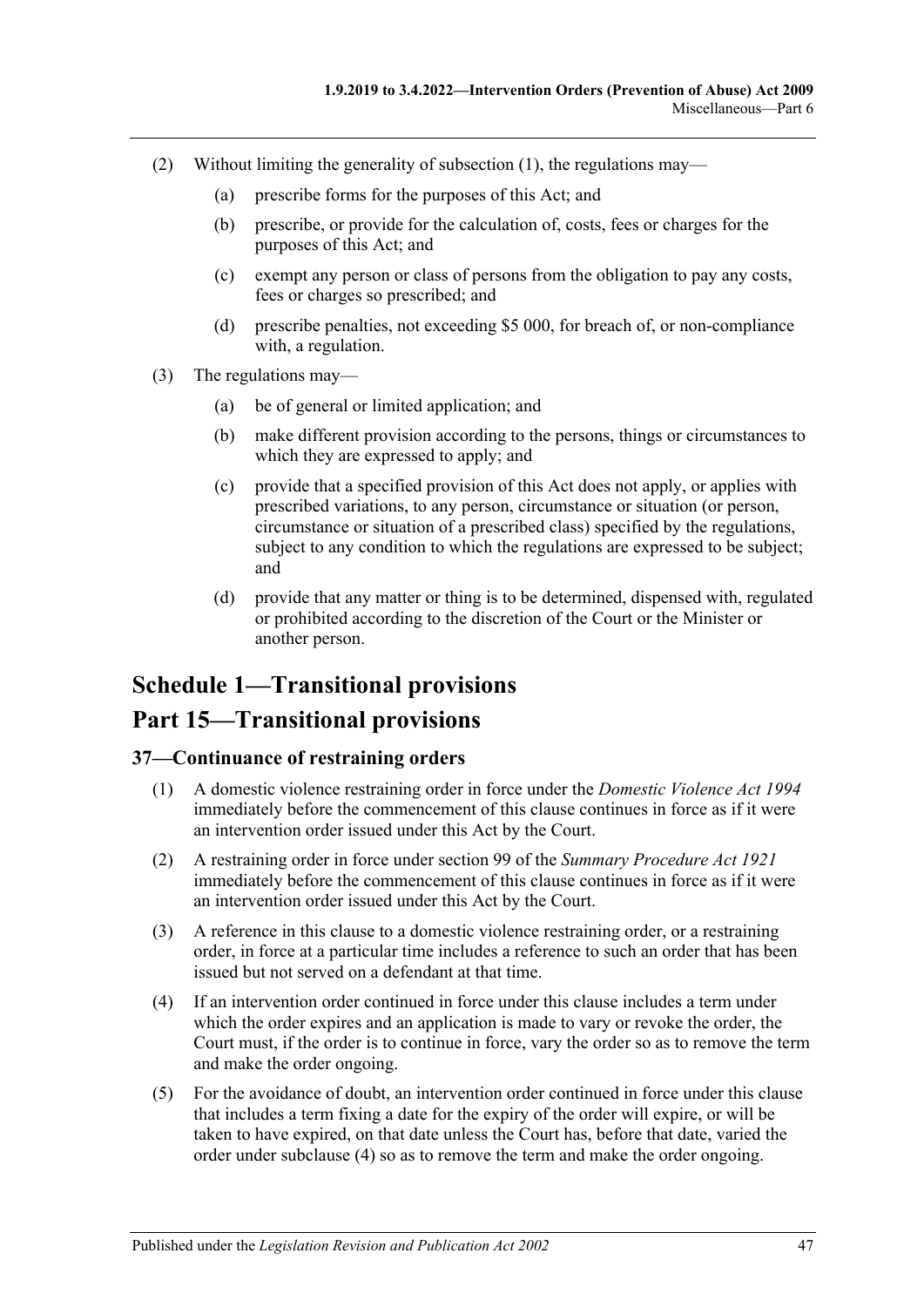(2) Without limiting the generality of subsection (1), the regulations may—

(a) prescribe forms for the purposes of this Act; and

(b) prescribe, or provide for the calculation of, costs, fees or charges for the purposes of this Act; and

(c) exempt any person or class of persons from the obligation to pay any costs, fees or charges so prescribed; and

(d) prescribe penalties, not exceeding $5 000, for breach of, or non-compliance with, a regulation.

(3) The regulations may—

(a) be of general or limited application; and

(b) make different provision according to the persons, things or circumstances to which they are expressed to apply; and

(c) provide that a specified provision of this Act does not apply, or applies with prescribed variations, to any person, circumstance or situation (or person, circumstance or situation of a prescribed class) specified by the regulations, subject to any condition to which the regulations are expressed to be subject; and

(d) provide that any matter or thing is to be determined, dispensed with, regulated or prohibited according to the discretion of the Court or the Minister or another person.

# Schedule 1—Transitional provisions

# Part 15—Transitional provisions

## 37—Continuance of restraining orders

(1) A domestic violence restraining order in force under the *Domestic Violence Act 1994* immediately before the commencement of this clause continues in force as if it were an intervention order issued under this Act by the Court.

(2) A restraining order in force under section 99 of the *Summary Procedure Act 1921* immediately before the commencement of this clause continues in force as if it were an intervention order issued under this Act by the Court.

(3) A reference in this clause to a domestic violence restraining order, or a restraining order, in force at a particular time includes a reference to such an order that has been issued but not served on a defendant at that time.

(4) If an intervention order continued in force under this clause includes a term under which the order expires and an application is made to vary or revoke the order, the Court must, if the order is to continue in force, vary the order so as to remove the term and make the order ongoing.

(5) For the avoidance of doubt, an intervention order continued in force under this clause that includes a term fixing a date for the expiry of the order will expire, or will be taken to have expired, on that date unless the Court has, before that date, varied the order under subclause (4) so as to remove the term and make the order ongoing.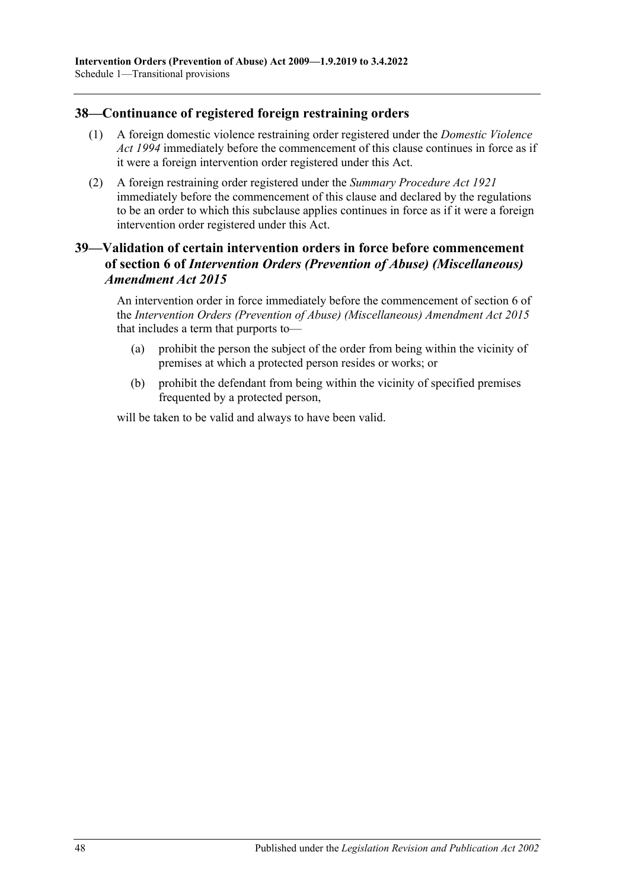## 38—Continuance of registered foreign restraining orders

(1) A foreign domestic violence restraining order registered under the *Domestic Violence Act 1994* immediately before the commencement of this clause continues in force as if it were a foreign intervention order registered under this Act.

(2) A foreign restraining order registered under the *Summary Procedure Act 1921* immediately before the commencement of this clause and declared by the regulations to be an order to which this subclause applies continues in force as if it were a foreign intervention order registered under this Act.

## 39—Validation of certain intervention orders in force before commencement of section 6 of *Intervention Orders (Prevention of Abuse) (Miscellaneous) Amendment Act 2015*

An intervention order in force immediately before the commencement of section 6 of the *Intervention Orders (Prevention of Abuse) (Miscellaneous) Amendment Act 2015* that includes a term that purports to—

(a) prohibit the person the subject of the order from being within the vicinity of premises at which a protected person resides or works; or

(b) prohibit the defendant from being within the vicinity of specified premises frequented by a protected person,

will be taken to be valid and always to have been valid.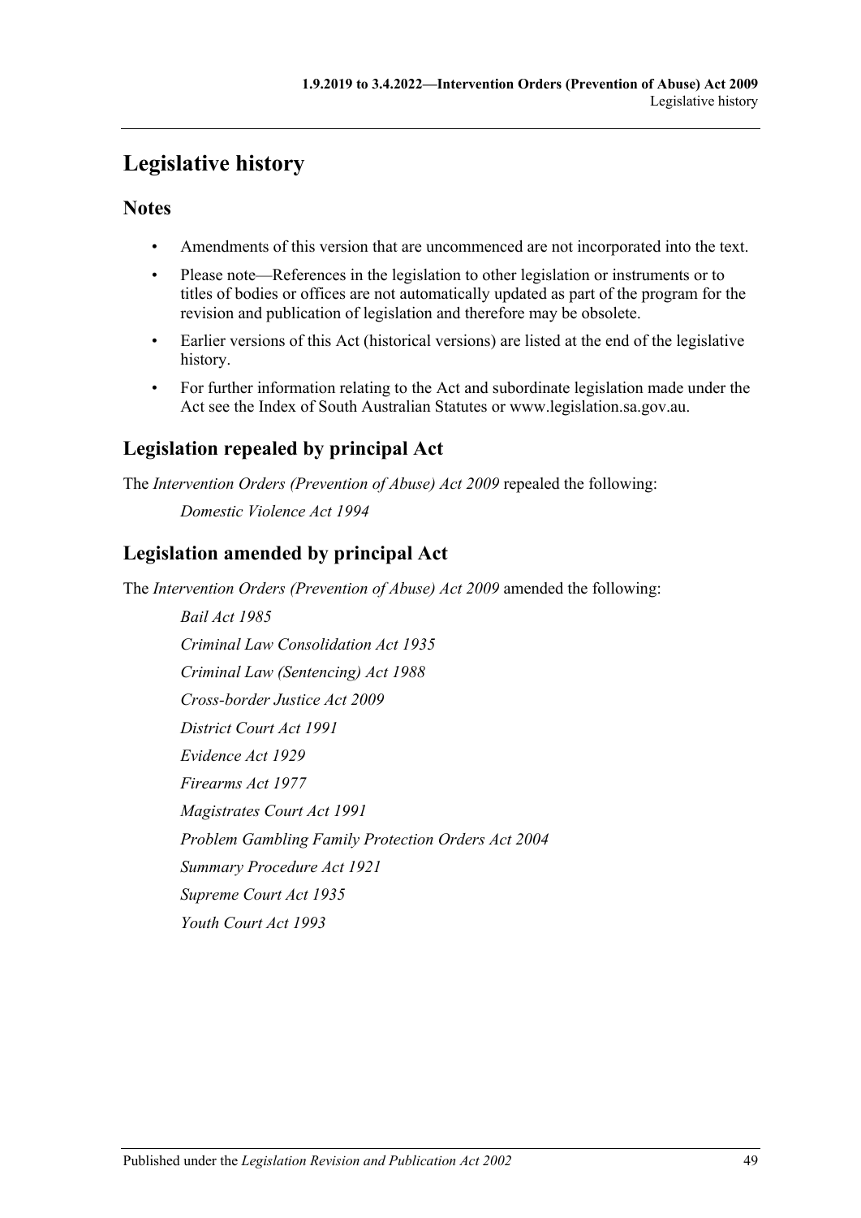# Legislative history

## Notes

- Amendments of this version that are uncommenced are not incorporated into the text.
- Please note—References in the legislation to other legislation or instruments or to titles of bodies or offices are not automatically updated as part of the program for the revision and publication of legislation and therefore may be obsolete.
- Earlier versions of this Act (historical versions) are listed at the end of the legislative history.
- For further information relating to the Act and subordinate legislation made under the Act see the Index of South Australian Statutes or www.legislation.sa.gov.au.

## Legislation repealed by principal Act

The *Intervention Orders (Prevention of Abuse) Act 2009* repealed the following:

*Domestic Violence Act 1994*

## Legislation amended by principal Act

The *Intervention Orders (Prevention of Abuse) Act 2009* amended the following:

*Bail Act 1985*

*Criminal Law Consolidation Act 1935*

*Criminal Law (Sentencing) Act 1988*

*Cross-border Justice Act 2009*

*District Court Act 1991*

*Evidence Act 1929*

*Firearms Act 1977*

*Magistrates Court Act 1991*

*Problem Gambling Family Protection Orders Act 2004*

*Summary Procedure Act 1921*

*Supreme Court Act 1935*

*Youth Court Act 1993*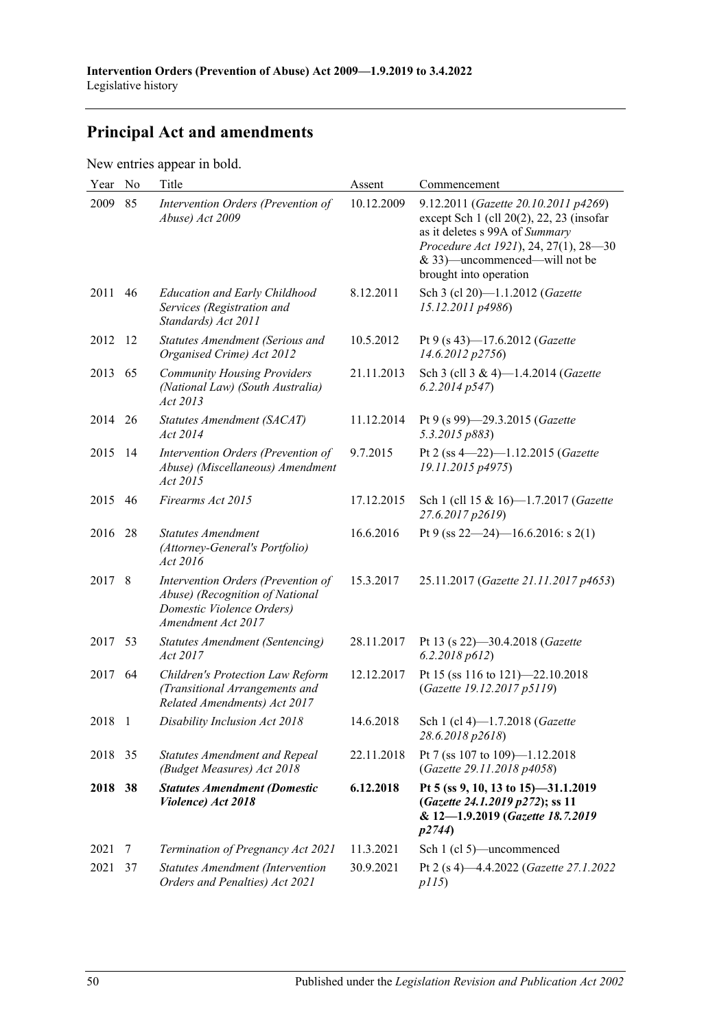## Principal Act and amendments

New entries appear in bold.

| Year | No | Title | Assent | Commencement |
|---|---|---|---|---|
| 2009 | 85 | *Intervention Orders (Prevention of Abuse) Act 2009* | 10.12.2009 | 9.12.2011 (*Gazette 20.10.2011 p4269*) except Sch 1 (cll 20(2), 22, 23 (insofar as it deletes s 99A of *Summary Procedure Act 1921*), 24, 27(1), 28—30 & 33)—uncommenced—will not be brought into operation |
| 2011 | 46 | *Education and Early Childhood Services (Registration and Standards) Act 2011* | 8.12.2011 | Sch 3 (cl 20)—1.1.2012 (*Gazette 15.12.2011 p4986*) |
| 2012 | 12 | *Statutes Amendment (Serious and Organised Crime) Act 2012* | 10.5.2012 | Pt 9 (s 43)—17.6.2012 (*Gazette 14.6.2012 p2756*) |
| 2013 | 65 | *Community Housing Providers (National Law) (South Australia) Act 2013* | 21.11.2013 | Sch 3 (cll 3 & 4)—1.4.2014 (*Gazette 6.2.2014 p547*) |
| 2014 | 26 | *Statutes Amendment (SACAT) Act 2014* | 11.12.2014 | Pt 9 (s 99)—29.3.2015 (*Gazette 5.3.2015 p883*) |
| 2015 | 14 | *Intervention Orders (Prevention of Abuse) (Miscellaneous) Amendment Act 2015* | 9.7.2015 | Pt 2 (ss 4—22)—1.12.2015 (*Gazette 19.11.2015 p4975*) |
| 2015 | 46 | *Firearms Act 2015* | 17.12.2015 | Sch 1 (cll 15 & 16)—1.7.2017 (*Gazette 27.6.2017 p2619*) |
| 2016 | 28 | *Statutes Amendment (Attorney-General's Portfolio) Act 2016* | 16.6.2016 | Pt 9 (ss 22—24)—16.6.2016: s 2(1) |
| 2017 | 8 | *Intervention Orders (Prevention of Abuse) (Recognition of National Domestic Violence Orders) Amendment Act 2017* | 15.3.2017 | 25.11.2017 (*Gazette 21.11.2017 p4653*) |
| 2017 | 53 | *Statutes Amendment (Sentencing) Act 2017* | 28.11.2017 | Pt 13 (s 22)—30.4.2018 (*Gazette 6.2.2018 p612*) |
| 2017 | 64 | *Children's Protection Law Reform (Transitional Arrangements and Related Amendments) Act 2017* | 12.12.2017 | Pt 15 (ss 116 to 121)—22.10.2018 (*Gazette 19.12.2017 p5119*) |
| 2018 | 1 | *Disability Inclusion Act 2018* | 14.6.2018 | Sch 1 (cl 4)—1.7.2018 (*Gazette 28.6.2018 p2618*) |
| 2018 | 35 | *Statutes Amendment and Repeal (Budget Measures) Act 2018* | 22.11.2018 | Pt 7 (ss 107 to 109)—1.12.2018 (*Gazette 29.11.2018 p4058*) |
| **2018** | **38** | ***Statutes Amendment (Domestic Violence) Act 2018*** | **6.12.2018** | **Pt 5 (ss 9, 10, 13 to 15)—31.1.2019 (*Gazette 24.1.2019 p272*); ss 11 & 12—1.9.2019 (*Gazette 18.7.2019 p2744*)** |
| 2021 | 7 | *Termination of Pregnancy Act 2021* | 11.3.2021 | Sch 1 (cl 5)—uncommenced |
| 2021 | 37 | *Statutes Amendment (Intervention Orders and Penalties) Act 2021* | 30.9.2021 | Pt 2 (s 4)—4.4.2022 (*Gazette 27.1.2022 p115*) |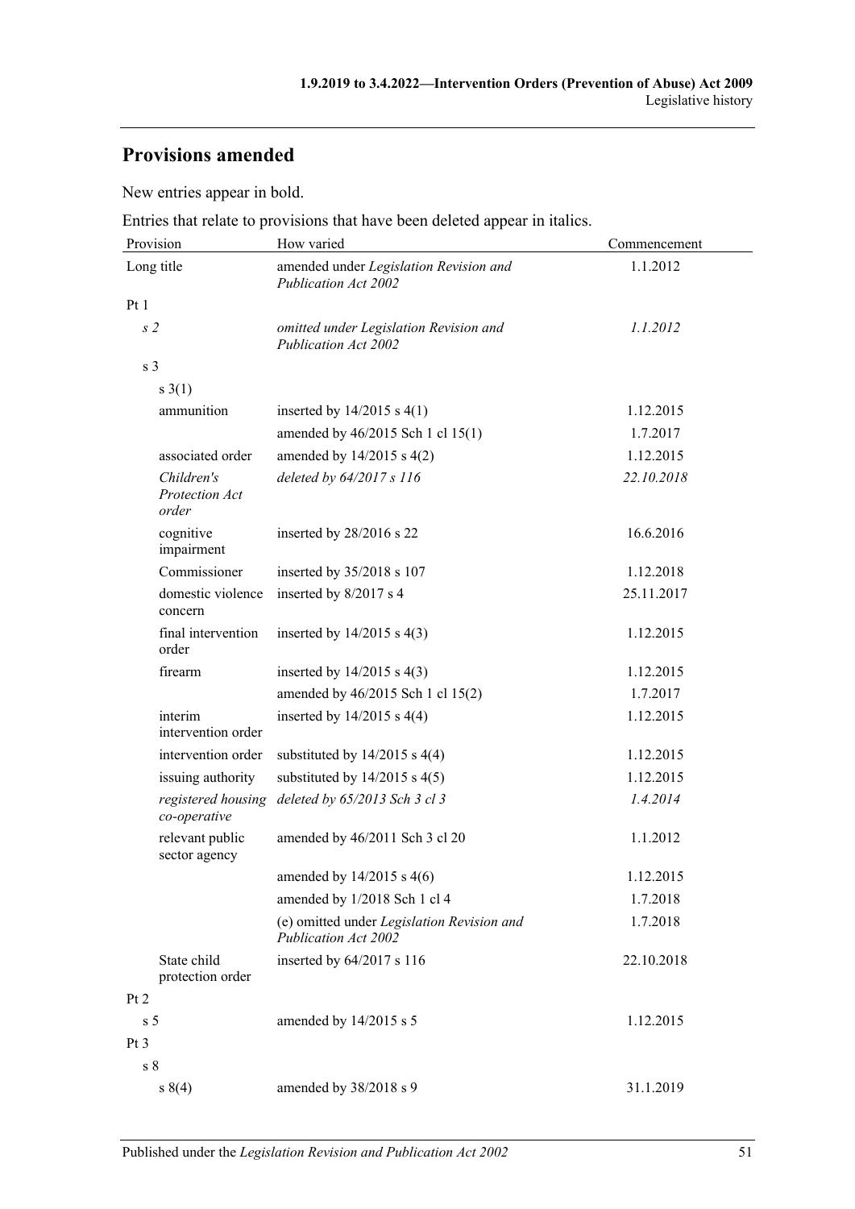## Provisions amended

New entries appear in bold.

Entries that relate to provisions that have been deleted appear in italics.

| Provision | How varied | Commencement |
|---|---|---|
| Long title | amended under *Legislation Revision and Publication Act 2002* | 1.1.2012 |
| Pt 1 | | |
| *s 2* | *omitted under Legislation Revision and Publication Act 2002* | *1.1.2012* |
| s 3 | | |
| s 3(1) | | |
| ammunition | inserted by 14/2015 s 4(1) | 1.12.2015 |
| | amended by 46/2015 Sch 1 cl 15(1) | 1.7.2017 |
| associated order | amended by 14/2015 s 4(2) | 1.12.2015 |
| *Children's Protection Act order* | *deleted by 64/2017 s 116* | *22.10.2018* |
| cognitive impairment | inserted by 28/2016 s 22 | 16.6.2016 |
| Commissioner | inserted by 35/2018 s 107 | 1.12.2018 |
| domestic violence concern | inserted by 8/2017 s 4 | 25.11.2017 |
| final intervention order | inserted by 14/2015 s 4(3) | 1.12.2015 |
| firearm | inserted by 14/2015 s 4(3) | 1.12.2015 |
| | amended by 46/2015 Sch 1 cl 15(2) | 1.7.2017 |
| interim intervention order | inserted by 14/2015 s 4(4) | 1.12.2015 |
| intervention order | substituted by 14/2015 s 4(4) | 1.12.2015 |
| issuing authority | substituted by 14/2015 s 4(5) | 1.12.2015 |
| *registered housing co-operative* | *deleted by 65/2013 Sch 3 cl 3* | *1.4.2014* |
| relevant public sector agency | amended by 46/2011 Sch 3 cl 20 | 1.1.2012 |
| | amended by 14/2015 s 4(6) | 1.12.2015 |
| | amended by 1/2018 Sch 1 cl 4 | 1.7.2018 |
| | (e) omitted under *Legislation Revision and Publication Act 2002* | 1.7.2018 |
| State child protection order | inserted by 64/2017 s 116 | 22.10.2018 |
| Pt 2 | | |
| s 5 | amended by 14/2015 s 5 | 1.12.2015 |
| Pt 3 | | |
| s 8 | | |
| s 8(4) | amended by 38/2018 s 9 | 31.1.2019 |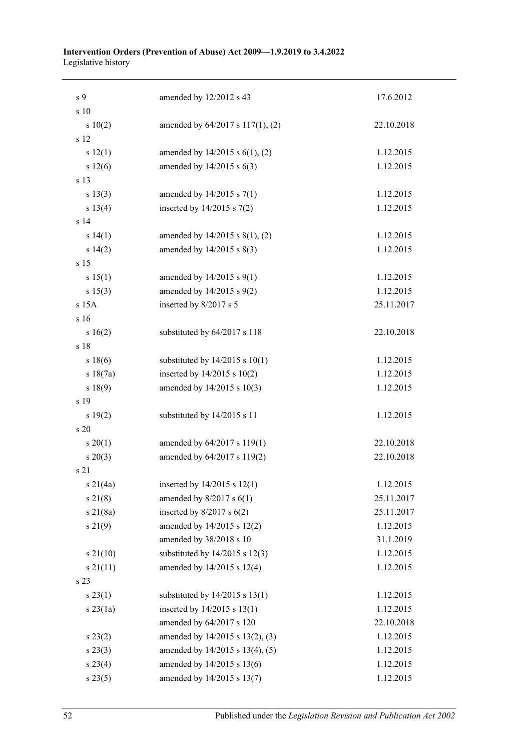| | | |
|---|---|---|
| s 9 | amended by 12/2012 s 43 | 17.6.2012 |
| s 10 | | |
| s 10(2) | amended by 64/2017 s 117(1), (2) | 22.10.2018 |
| s 12 | | |
| s 12(1) | amended by 14/2015 s 6(1), (2) | 1.12.2015 |
| s 12(6) | amended by 14/2015 s 6(3) | 1.12.2015 |
| s 13 | | |
| s 13(3) | amended by 14/2015 s 7(1) | 1.12.2015 |
| s 13(4) | inserted by 14/2015 s 7(2) | 1.12.2015 |
| s 14 | | |
| s 14(1) | amended by 14/2015 s 8(1), (2) | 1.12.2015 |
| s 14(2) | amended by 14/2015 s 8(3) | 1.12.2015 |
| s 15 | | |
| s 15(1) | amended by 14/2015 s 9(1) | 1.12.2015 |
| s 15(3) | amended by 14/2015 s 9(2) | 1.12.2015 |
| s 15A | inserted by 8/2017 s 5 | 25.11.2017 |
| s 16 | | |
| s 16(2) | substituted by 64/2017 s 118 | 22.10.2018 |
| s 18 | | |
| s 18(6) | substituted by 14/2015 s 10(1) | 1.12.2015 |
| s 18(7a) | inserted by 14/2015 s 10(2) | 1.12.2015 |
| s 18(9) | amended by 14/2015 s 10(3) | 1.12.2015 |
| s 19 | | |
| s 19(2) | substituted by 14/2015 s 11 | 1.12.2015 |
| s 20 | | |
| s 20(1) | amended by 64/2017 s 119(1) | 22.10.2018 |
| s 20(3) | amended by 64/2017 s 119(2) | 22.10.2018 |
| s 21 | | |
| s 21(4a) | inserted by 14/2015 s 12(1) | 1.12.2015 |
| s 21(8) | amended by 8/2017 s 6(1) | 25.11.2017 |
| s 21(8a) | inserted by 8/2017 s 6(2) | 25.11.2017 |
| s 21(9) | amended by 14/2015 s 12(2) | 1.12.2015 |
| | amended by 38/2018 s 10 | 31.1.2019 |
| s 21(10) | substituted by 14/2015 s 12(3) | 1.12.2015 |
| s 21(11) | amended by 14/2015 s 12(4) | 1.12.2015 |
| s 23 | | |
| s 23(1) | substituted by 14/2015 s 13(1) | 1.12.2015 |
| s 23(1a) | inserted by 14/2015 s 13(1) | 1.12.2015 |
| | amended by 64/2017 s 120 | 22.10.2018 |
| s 23(2) | amended by 14/2015 s 13(2), (3) | 1.12.2015 |
| s 23(3) | amended by 14/2015 s 13(4), (5) | 1.12.2015 |
| s 23(4) | amended by 14/2015 s 13(6) | 1.12.2015 |
| s 23(5) | amended by 14/2015 s 13(7) | 1.12.2015 |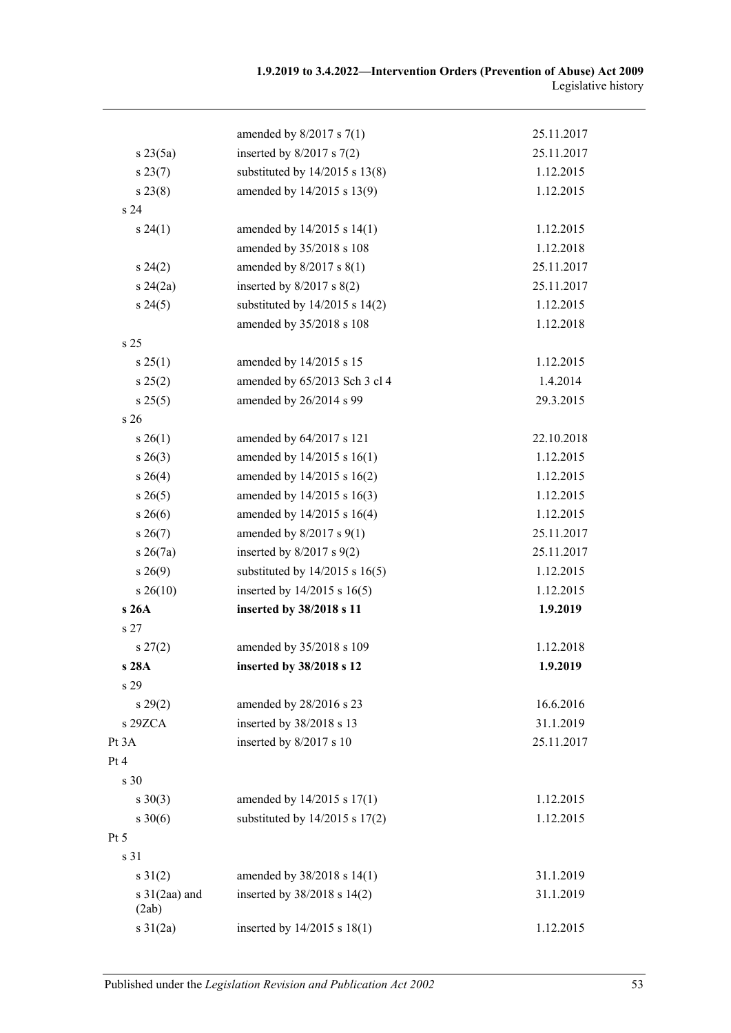| | | |
|---|---|---|
| | amended by 8/2017 s 7(1) | 25.11.2017 |
| s 23(5a) | inserted by 8/2017 s 7(2) | 25.11.2017 |
| s 23(7) | substituted by 14/2015 s 13(8) | 1.12.2015 |
| s 23(8) | amended by 14/2015 s 13(9) | 1.12.2015 |
| s 24 | | |
| s 24(1) | amended by 14/2015 s 14(1) | 1.12.2015 |
| | amended by 35/2018 s 108 | 1.12.2018 |
| s 24(2) | amended by 8/2017 s 8(1) | 25.11.2017 |
| s 24(2a) | inserted by 8/2017 s 8(2) | 25.11.2017 |
| s 24(5) | substituted by 14/2015 s 14(2) | 1.12.2015 |
| | amended by 35/2018 s 108 | 1.12.2018 |
| s 25 | | |
| s 25(1) | amended by 14/2015 s 15 | 1.12.2015 |
| s 25(2) | amended by 65/2013 Sch 3 cl 4 | 1.4.2014 |
| s 25(5) | amended by 26/2014 s 99 | 29.3.2015 |
| s 26 | | |
| s 26(1) | amended by 64/2017 s 121 | 22.10.2018 |
| s 26(3) | amended by 14/2015 s 16(1) | 1.12.2015 |
| s 26(4) | amended by 14/2015 s 16(2) | 1.12.2015 |
| s 26(5) | amended by 14/2015 s 16(3) | 1.12.2015 |
| s 26(6) | amended by 14/2015 s 16(4) | 1.12.2015 |
| s 26(7) | amended by 8/2017 s 9(1) | 25.11.2017 |
| s 26(7a) | inserted by 8/2017 s 9(2) | 25.11.2017 |
| s 26(9) | substituted by 14/2015 s 16(5) | 1.12.2015 |
| s 26(10) | inserted by 14/2015 s 16(5) | 1.12.2015 |
| **s 26A** | **inserted by 38/2018 s 11** | **1.9.2019** |
| s 27 | | |
| s 27(2) | amended by 35/2018 s 109 | 1.12.2018 |
| **s 28A** | **inserted by 38/2018 s 12** | **1.9.2019** |
| s 29 | | |
| s 29(2) | amended by 28/2016 s 23 | 16.6.2016 |
| s 29ZCA | inserted by 38/2018 s 13 | 31.1.2019 |
| Pt 3A | inserted by 8/2017 s 10 | 25.11.2017 |
| Pt 4 | | |
| s 30 | | |
| s 30(3) | amended by 14/2015 s 17(1) | 1.12.2015 |
| s 30(6) | substituted by 14/2015 s 17(2) | 1.12.2015 |
| Pt 5 | | |
| s 31 | | |
| s 31(2) | amended by 38/2018 s 14(1) | 31.1.2019 |
| s 31(2aa) and (2ab) | inserted by 38/2018 s 14(2) | 31.1.2019 |
| s 31(2a) | inserted by 14/2015 s 18(1) | 1.12.2015 |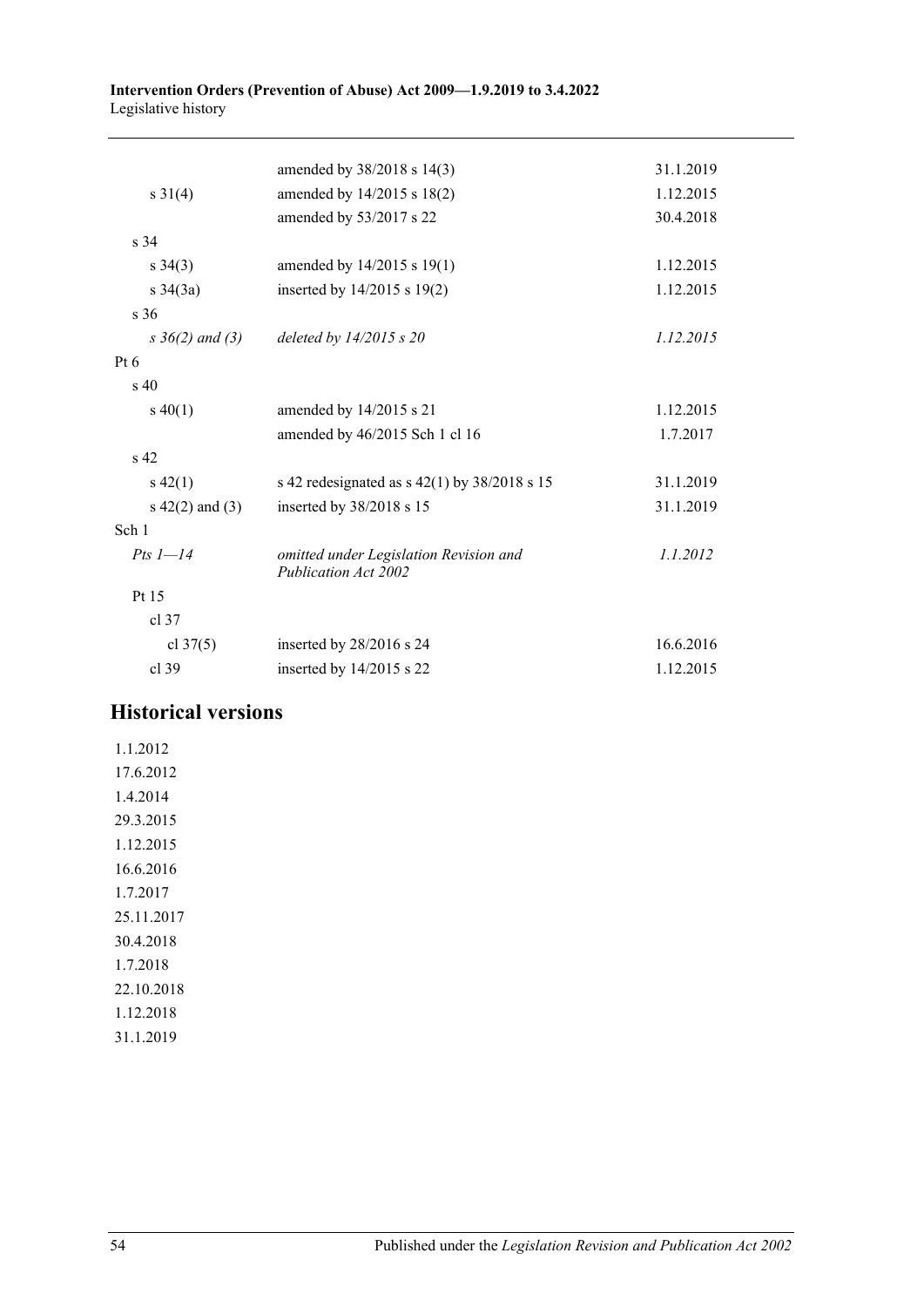| | | |
|---|---|---|
| | amended by 38/2018 s 14(3) | 31.1.2019 |
| s 31(4) | amended by 14/2015 s 18(2) | 1.12.2015 |
| | amended by 53/2017 s 22 | 30.4.2018 |
| s 34 | | |
| s 34(3) | amended by 14/2015 s 19(1) | 1.12.2015 |
| s 34(3a) | inserted by 14/2015 s 19(2) | 1.12.2015 |
| s 36 | | |
| *s 36(2) and (3)* | *deleted by 14/2015 s 20* | *1.12.2015* |
| Pt 6 | | |
| s 40 | | |
| s 40(1) | amended by 14/2015 s 21 | 1.12.2015 |
| | amended by 46/2015 Sch 1 cl 16 | 1.7.2017 |
| s 42 | | |
| s 42(1) | s 42 redesignated as s 42(1) by 38/2018 s 15 | 31.1.2019 |
| s 42(2) and (3) | inserted by 38/2018 s 15 | 31.1.2019 |
| Sch 1 | | |
| *Pts 1—14* | *omitted under Legislation Revision and Publication Act 2002* | *1.1.2012* |
| Pt 15 | | |
| cl 37 | | |
| cl 37(5) | inserted by 28/2016 s 24 | 16.6.2016 |
| cl 39 | inserted by 14/2015 s 22 | 1.12.2015 |

## Historical versions

1.1.2012
17.6.2012
1.4.2014
29.3.2015
1.12.2015
16.6.2016
1.7.2017
25.11.2017
30.4.2018
1.7.2018
22.10.2018
1.12.2018
31.1.2019